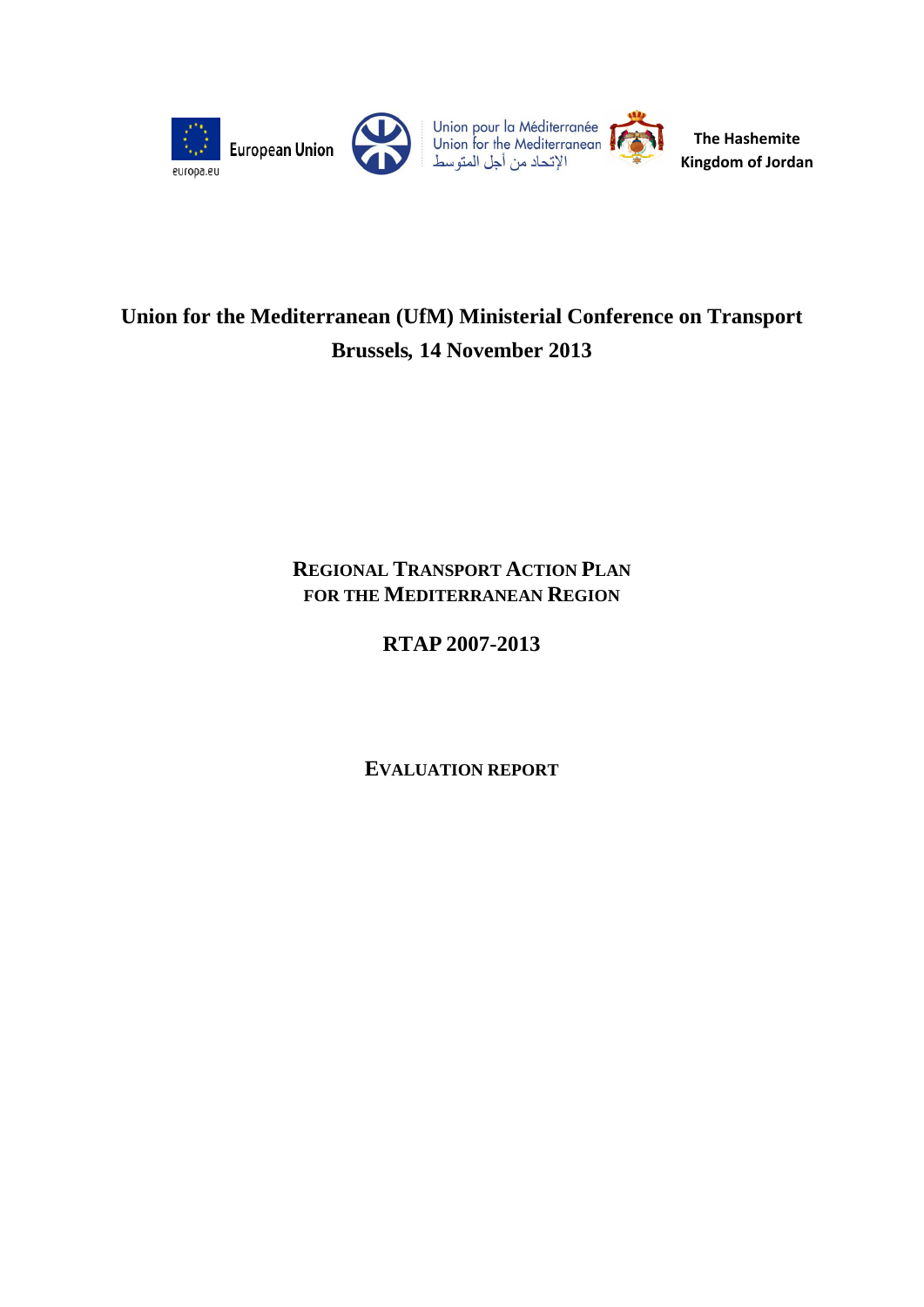European Union

europa.eu

Union pour la Méditerranée
Union for the Mediterranean
الإتحاد من أجل المتوسط

The Hashemite Kingdom of Jordan

# Union for the Mediterranean (UfM) Ministerial Conference on Transport
# Brussels, 14 November 2013

## REGIONAL TRANSPORT ACTION PLAN FOR THE MEDITERRANEAN REGION

## RTAP 2007-2013

## EVALUATION REPORT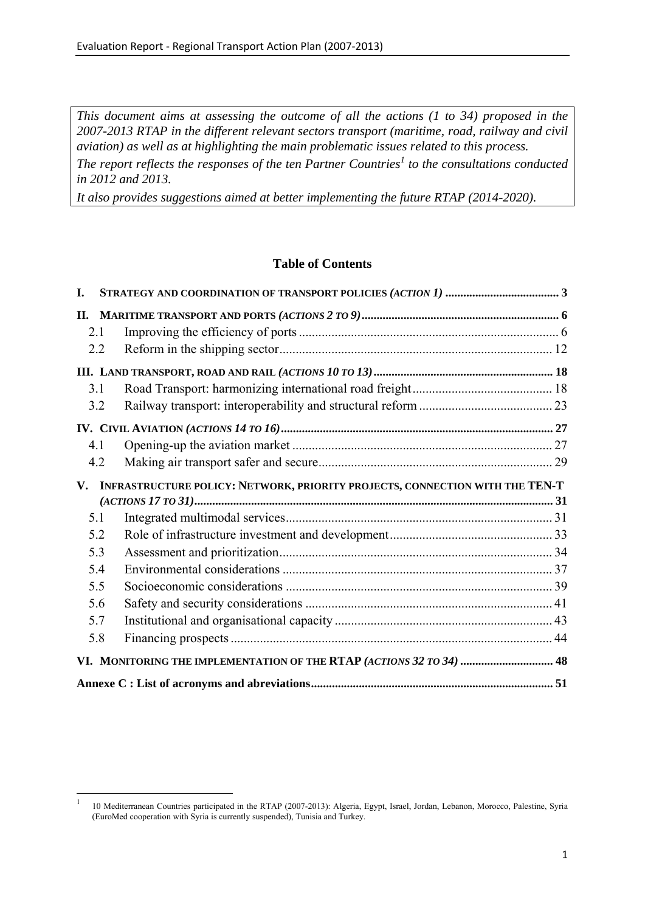*This document aims at assessing the outcome of all the actions (1 to 34) proposed in the 2007-2013 RTAP in the different relevant sectors transport (maritime, road, railway and civil aviation) as well as at highlighting the main problematic issues related to this process.*
*The report reflects the responses of the ten Partner Countries[1] to the consultations conducted in 2012 and 2013.*
*It also provides suggestions aimed at better implementing the future RTAP (2014-2020).*

**Table of Contents**

| | | |
|---|---|---|
| **I.** | **STRATEGY AND COORDINATION OF TRANSPORT POLICIES *(ACTION 1)*** | **3** |
| **II.** | **MARITIME TRANSPORT AND PORTS *(ACTIONS 2 TO 9)*** | **6** |
| 2.1 | Improving the efficiency of ports | 6 |
| 2.2 | Reform in the shipping sector | 12 |
| **III.** | **LAND TRANSPORT, ROAD AND RAIL *(ACTIONS 10 TO 13)*** | **18** |
| 3.1 | Road Transport: harmonizing international road freight | 18 |
| 3.2 | Railway transport: interoperability and structural reform | 23 |
| **IV.** | **CIVIL AVIATION *(ACTIONS 14 TO 16)*** | **27** |
| 4.1 | Opening-up the aviation market | 27 |
| 4.2 | Making air transport safer and secure | 29 |
| **V.** | **INFRASTRUCTURE POLICY: NETWORK, PRIORITY PROJECTS, CONNECTION WITH THE TEN-T *(ACTIONS 17 TO 31)*** | **31** |
| 5.1 | Integrated multimodal services | 31 |
| 5.2 | Role of infrastructure investment and development | 33 |
| 5.3 | Assessment and prioritization | 34 |
| 5.4 | Environmental considerations | 37 |
| 5.5 | Socioeconomic considerations | 39 |
| 5.6 | Safety and security considerations | 41 |
| 5.7 | Institutional and organisational capacity | 43 |
| 5.8 | Financing prospects | 44 |
| **VI.** | **MONITORING THE IMPLEMENTATION OF THE RTAP *(ACTIONS 32 TO 34)*** | **48** |
| | **Annexe C : List of acronyms and abreviations** | **51** |

[1] 10 Mediterranean Countries participated in the RTAP (2007-2013): Algeria, Egypt, Israel, Jordan, Lebanon, Morocco, Palestine, Syria (EuroMed cooperation with Syria is currently suspended), Tunisia and Turkey.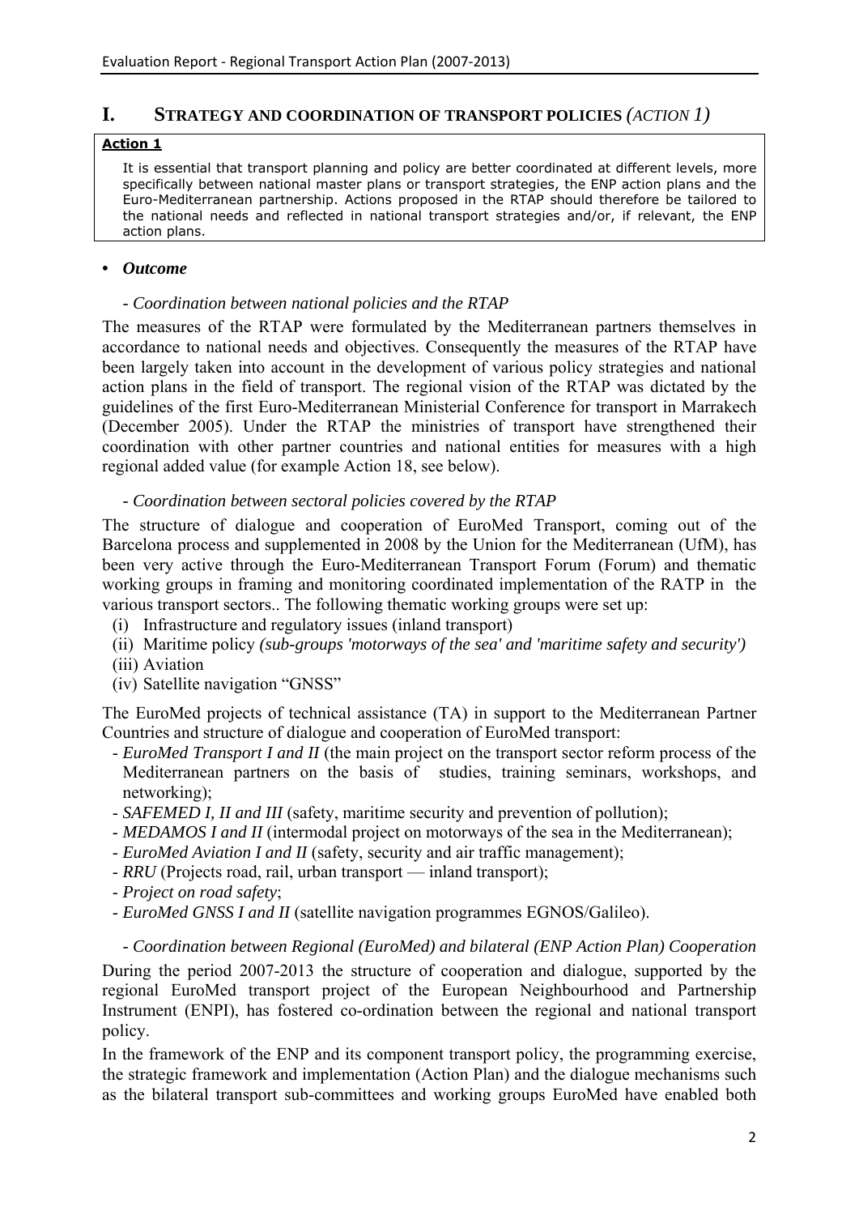# I. STRATEGY AND COORDINATION OF TRANSPORT POLICIES *(ACTION 1)*

> **Action 1**
>
> It is essential that transport planning and policy are better coordinated at different levels, more specifically between national master plans or transport strategies, the ENP action plans and the Euro-Mediterranean partnership. Actions proposed in the RTAP should therefore be tailored to the national needs and reflected in national transport strategies and/or, if relevant, the ENP action plans.

- ***Outcome***

  - *Coordination between national policies and the RTAP*

The measures of the RTAP were formulated by the Mediterranean partners themselves in accordance to national needs and objectives. Consequently the measures of the RTAP have been largely taken into account in the development of various policy strategies and national action plans in the field of transport. The regional vision of the RTAP was dictated by the guidelines of the first Euro-Mediterranean Ministerial Conference for transport in Marrakech (December 2005). Under the RTAP the ministries of transport have strengthened their coordination with other partner countries and national entities for measures with a high regional added value (for example Action 18, see below).

  - *Coordination between sectoral policies covered by the RTAP*

The structure of dialogue and cooperation of EuroMed Transport, coming out of the Barcelona process and supplemented in 2008 by the Union for the Mediterranean (UfM), has been very active through the Euro-Mediterranean Transport Forum (Forum) and thematic working groups in framing and monitoring coordinated implementation of the RATP in the various transport sectors.. The following thematic working groups were set up:

(i) Infrastructure and regulatory issues (inland transport)
(ii) Maritime policy *(sub-groups 'motorways of the sea' and 'maritime safety and security')*
(iii) Aviation
(iv) Satellite navigation "GNSS"

The EuroMed projects of technical assistance (TA) in support to the Mediterranean Partner Countries and structure of dialogue and cooperation of EuroMed transport:

- *EuroMed Transport I and II* (the main project on the transport sector reform process of the Mediterranean partners on the basis of studies, training seminars, workshops, and networking);
- *SAFEMED I, II and III* (safety, maritime security and prevention of pollution);
- *MEDAMOS I and II* (intermodal project on motorways of the sea in the Mediterranean);
- *EuroMed Aviation I and II* (safety, security and air traffic management);
- *RRU* (Projects road, rail, urban transport — inland transport);
- *Project on road safety*;
- *EuroMed GNSS I and II* (satellite navigation programmes EGNOS/Galileo).

  - *Coordination between Regional (EuroMed) and bilateral (ENP Action Plan) Cooperation*

During the period 2007-2013 the structure of cooperation and dialogue, supported by the regional EuroMed transport project of the European Neighbourhood and Partnership Instrument (ENPI), has fostered co-ordination between the regional and national transport policy.

In the framework of the ENP and its component transport policy, the programming exercise, the strategic framework and implementation (Action Plan) and the dialogue mechanisms such as the bilateral transport sub-committees and working groups EuroMed have enabled both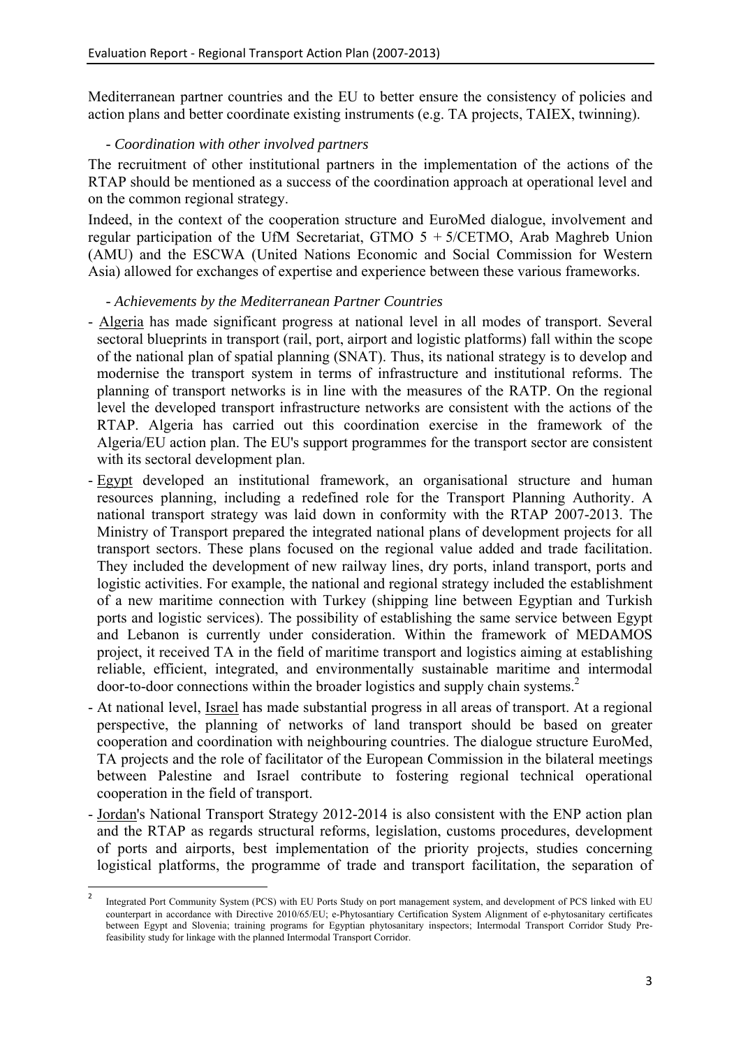Mediterranean partner countries and the EU to better ensure the consistency of policies and action plans and better coordinate existing instruments (e.g. TA projects, TAIEX, twinning).

- *Coordination with other involved partners*

The recruitment of other institutional partners in the implementation of the actions of the RTAP should be mentioned as a success of the coordination approach at operational level and on the common regional strategy.

Indeed, in the context of the cooperation structure and EuroMed dialogue, involvement and regular participation of the UfM Secretariat, GTMO 5 + 5/CETMO, Arab Maghreb Union (AMU) and the ESCWA (United Nations Economic and Social Commission for Western Asia) allowed for exchanges of expertise and experience between these various frameworks.

- *Achievements by the Mediterranean Partner Countries*

- Algeria has made significant progress at national level in all modes of transport. Several sectoral blueprints in transport (rail, port, airport and logistic platforms) fall within the scope of the national plan of spatial planning (SNAT). Thus, its national strategy is to develop and modernise the transport system in terms of infrastructure and institutional reforms. The planning of transport networks is in line with the measures of the RATP. On the regional level the developed transport infrastructure networks are consistent with the actions of the RTAP. Algeria has carried out this coordination exercise in the framework of the Algeria/EU action plan. The EU's support programmes for the transport sector are consistent with its sectoral development plan.
- Egypt developed an institutional framework, an organisational structure and human resources planning, including a redefined role for the Transport Planning Authority. A national transport strategy was laid down in conformity with the RTAP 2007-2013. The Ministry of Transport prepared the integrated national plans of development projects for all transport sectors. These plans focused on the regional value added and trade facilitation. They included the development of new railway lines, dry ports, inland transport, ports and logistic activities. For example, the national and regional strategy included the establishment of a new maritime connection with Turkey (shipping line between Egyptian and Turkish ports and logistic services). The possibility of establishing the same service between Egypt and Lebanon is currently under consideration. Within the framework of MEDAMOS project, it received TA in the field of maritime transport and logistics aiming at establishing reliable, efficient, integrated, and environmentally sustainable maritime and intermodal door-to-door connections within the broader logistics and supply chain systems.[2]
- At national level, Israel has made substantial progress in all areas of transport. At a regional perspective, the planning of networks of land transport should be based on greater cooperation and coordination with neighbouring countries. The dialogue structure EuroMed, TA projects and the role of facilitator of the European Commission in the bilateral meetings between Palestine and Israel contribute to fostering regional technical operational cooperation in the field of transport.
- Jordan's National Transport Strategy 2012-2014 is also consistent with the ENP action plan and the RTAP as regards structural reforms, legislation, customs procedures, development of ports and airports, best implementation of the priority projects, studies concerning logistical platforms, the programme of trade and transport facilitation, the separation of

[2] Integrated Port Community System (PCS) with EU Ports Study on port management system, and development of PCS linked with EU counterpart in accordance with Directive 2010/65/EU; e-Phytosantiary Certification System Alignment of e-phytosanitary certificates between Egypt and Slovenia; training programs for Egyptian phytosanitary inspectors; Intermodal Transport Corridor Study Pre-feasibility study for linkage with the planned Intermodal Transport Corridor.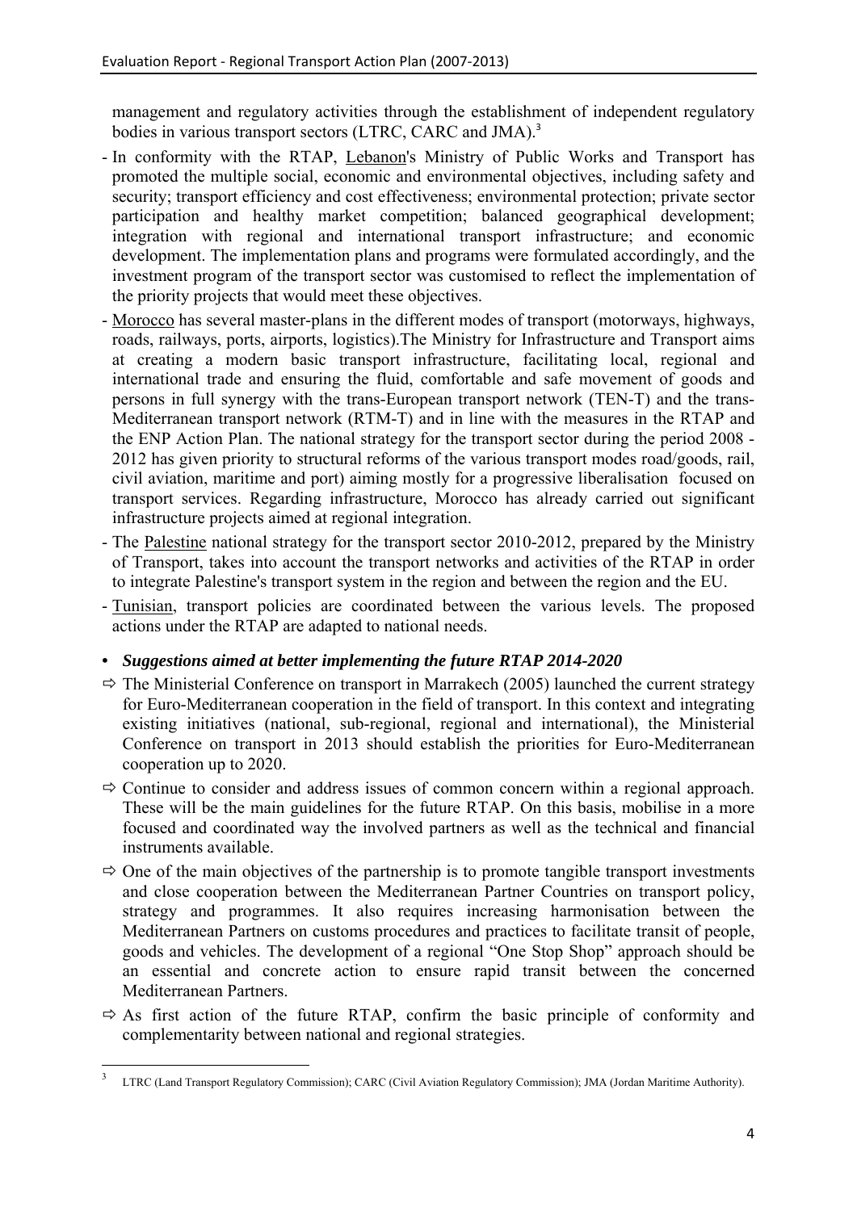management and regulatory activities through the establishment of independent regulatory bodies in various transport sectors (LTRC, CARC and JMA).[3]

- In conformity with the RTAP, Lebanon's Ministry of Public Works and Transport has promoted the multiple social, economic and environmental objectives, including safety and security; transport efficiency and cost effectiveness; environmental protection; private sector participation and healthy market competition; balanced geographical development; integration with regional and international transport infrastructure; and economic development. The implementation plans and programs were formulated accordingly, and the investment program of the transport sector was customised to reflect the implementation of the priority projects that would meet these objectives.
- Morocco has several master-plans in the different modes of transport (motorways, highways, roads, railways, ports, airports, logistics).The Ministry for Infrastructure and Transport aims at creating a modern basic transport infrastructure, facilitating local, regional and international trade and ensuring the fluid, comfortable and safe movement of goods and persons in full synergy with the trans-European transport network (TEN-T) and the trans-Mediterranean transport network (RTM-T) and in line with the measures in the RTAP and the ENP Action Plan. The national strategy for the transport sector during the period 2008 - 2012 has given priority to structural reforms of the various transport modes road/goods, rail, civil aviation, maritime and port) aiming mostly for a progressive liberalisation focused on transport services. Regarding infrastructure, Morocco has already carried out significant infrastructure projects aimed at regional integration.
- The Palestine national strategy for the transport sector 2010-2012, prepared by the Ministry of Transport, takes into account the transport networks and activities of the RTAP in order to integrate Palestine's transport system in the region and between the region and the EU.
- Tunisian, transport policies are coordinated between the various levels. The proposed actions under the RTAP are adapted to national needs.

- ***Suggestions aimed at better implementing the future RTAP 2014-2020***

⇨ The Ministerial Conference on transport in Marrakech (2005) launched the current strategy for Euro-Mediterranean cooperation in the field of transport. In this context and integrating existing initiatives (national, sub-regional, regional and international), the Ministerial Conference on transport in 2013 should establish the priorities for Euro-Mediterranean cooperation up to 2020.

⇨ Continue to consider and address issues of common concern within a regional approach. These will be the main guidelines for the future RTAP. On this basis, mobilise in a more focused and coordinated way the involved partners as well as the technical and financial instruments available.

⇨ One of the main objectives of the partnership is to promote tangible transport investments and close cooperation between the Mediterranean Partner Countries on transport policy, strategy and programmes. It also requires increasing harmonisation between the Mediterranean Partners on customs procedures and practices to facilitate transit of people, goods and vehicles. The development of a regional "One Stop Shop" approach should be an essential and concrete action to ensure rapid transit between the concerned Mediterranean Partners.

⇨ As first action of the future RTAP, confirm the basic principle of conformity and complementarity between national and regional strategies.

[3] LTRC (Land Transport Regulatory Commission); CARC (Civil Aviation Regulatory Commission); JMA (Jordan Maritime Authority).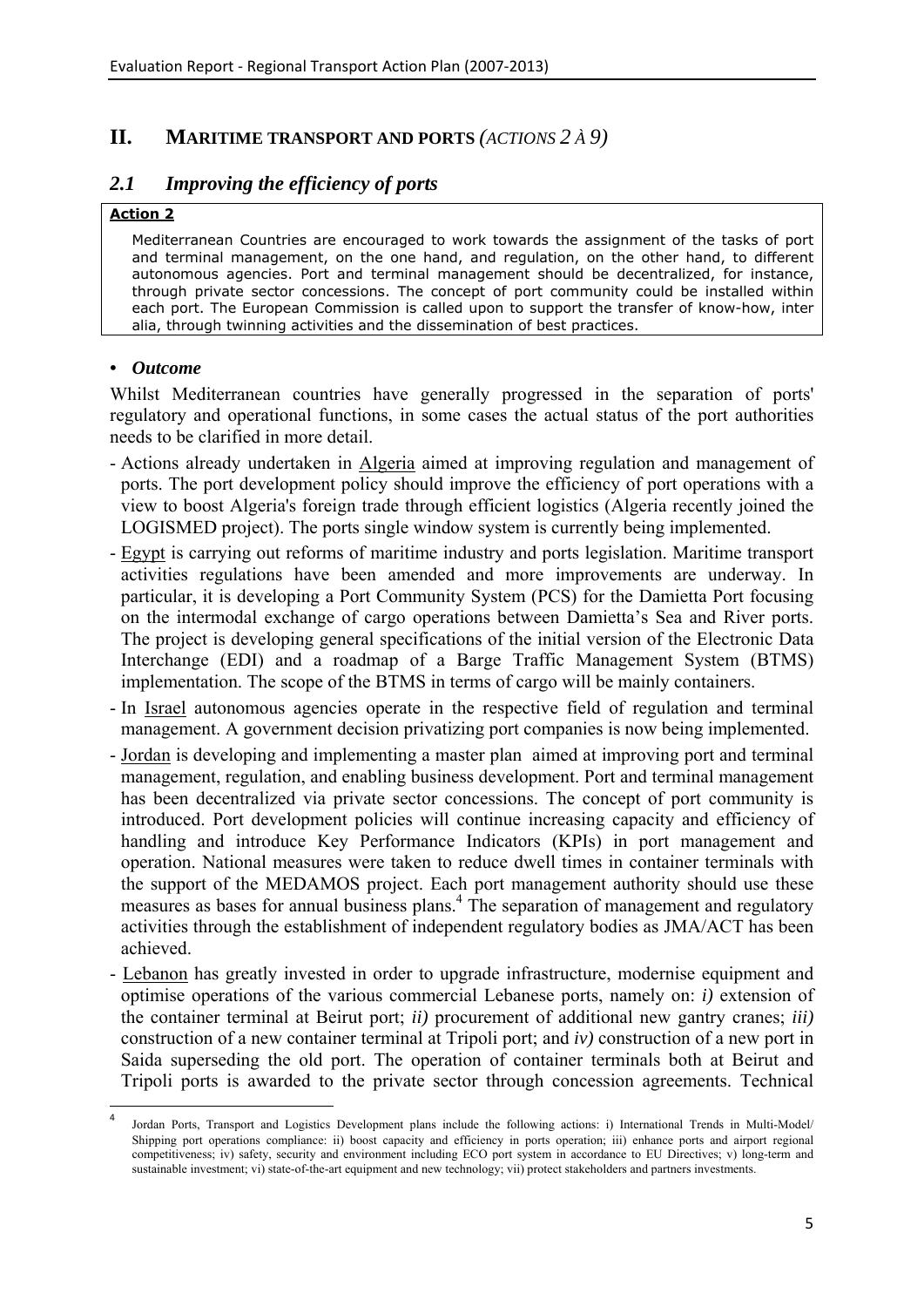## II. MARITIME TRANSPORT AND PORTS *(ACTIONS 2 À 9)*

### *2.1 Improving the efficiency of ports*

**Action 2**

Mediterranean Countries are encouraged to work towards the assignment of the tasks of port and terminal management, on the one hand, and regulation, on the other hand, to different autonomous agencies. Port and terminal management should be decentralized, for instance, through private sector concessions. The concept of port community could be installed within each port. The European Commission is called upon to support the transfer of know-how, inter alia, through twinning activities and the dissemination of best practices.

- ***Outcome***

Whilst Mediterranean countries have generally progressed in the separation of ports' regulatory and operational functions, in some cases the actual status of the port authorities needs to be clarified in more detail.

- Actions already undertaken in Algeria aimed at improving regulation and management of ports. The port development policy should improve the efficiency of port operations with a view to boost Algeria's foreign trade through efficient logistics (Algeria recently joined the LOGISMED project). The ports single window system is currently being implemented.
- Egypt is carrying out reforms of maritime industry and ports legislation. Maritime transport activities regulations have been amended and more improvements are underway. In particular, it is developing a Port Community System (PCS) for the Damietta Port focusing on the intermodal exchange of cargo operations between Damietta's Sea and River ports. The project is developing general specifications of the initial version of the Electronic Data Interchange (EDI) and a roadmap of a Barge Traffic Management System (BTMS) implementation. The scope of the BTMS in terms of cargo will be mainly containers.
- In Israel autonomous agencies operate in the respective field of regulation and terminal management. A government decision privatizing port companies is now being implemented.
- Jordan is developing and implementing a master plan aimed at improving port and terminal management, regulation, and enabling business development. Port and terminal management has been decentralized via private sector concessions. The concept of port community is introduced. Port development policies will continue increasing capacity and efficiency of handling and introduce Key Performance Indicators (KPIs) in port management and operation. National measures were taken to reduce dwell times in container terminals with the support of the MEDAMOS project. Each port management authority should use these measures as bases for annual business plans.[4] The separation of management and regulatory activities through the establishment of independent regulatory bodies as JMA/ACT has been achieved.
- Lebanon has greatly invested in order to upgrade infrastructure, modernise equipment and optimise operations of the various commercial Lebanese ports, namely on: *i)* extension of the container terminal at Beirut port; *ii)* procurement of additional new gantry cranes; *iii)* construction of a new container terminal at Tripoli port; and *iv)* construction of a new port in Saida superseding the old port. The operation of container terminals both at Beirut and Tripoli ports is awarded to the private sector through concession agreements. Technical

[4] Jordan Ports, Transport and Logistics Development plans include the following actions: i) International Trends in Multi-Model/ Shipping port operations compliance: ii) boost capacity and efficiency in ports operation; iii) enhance ports and airport regional competitiveness; iv) safety, security and environment including ECO port system in accordance to EU Directives; v) long-term and sustainable investment; vi) state-of-the-art equipment and new technology; vii) protect stakeholders and partners investments.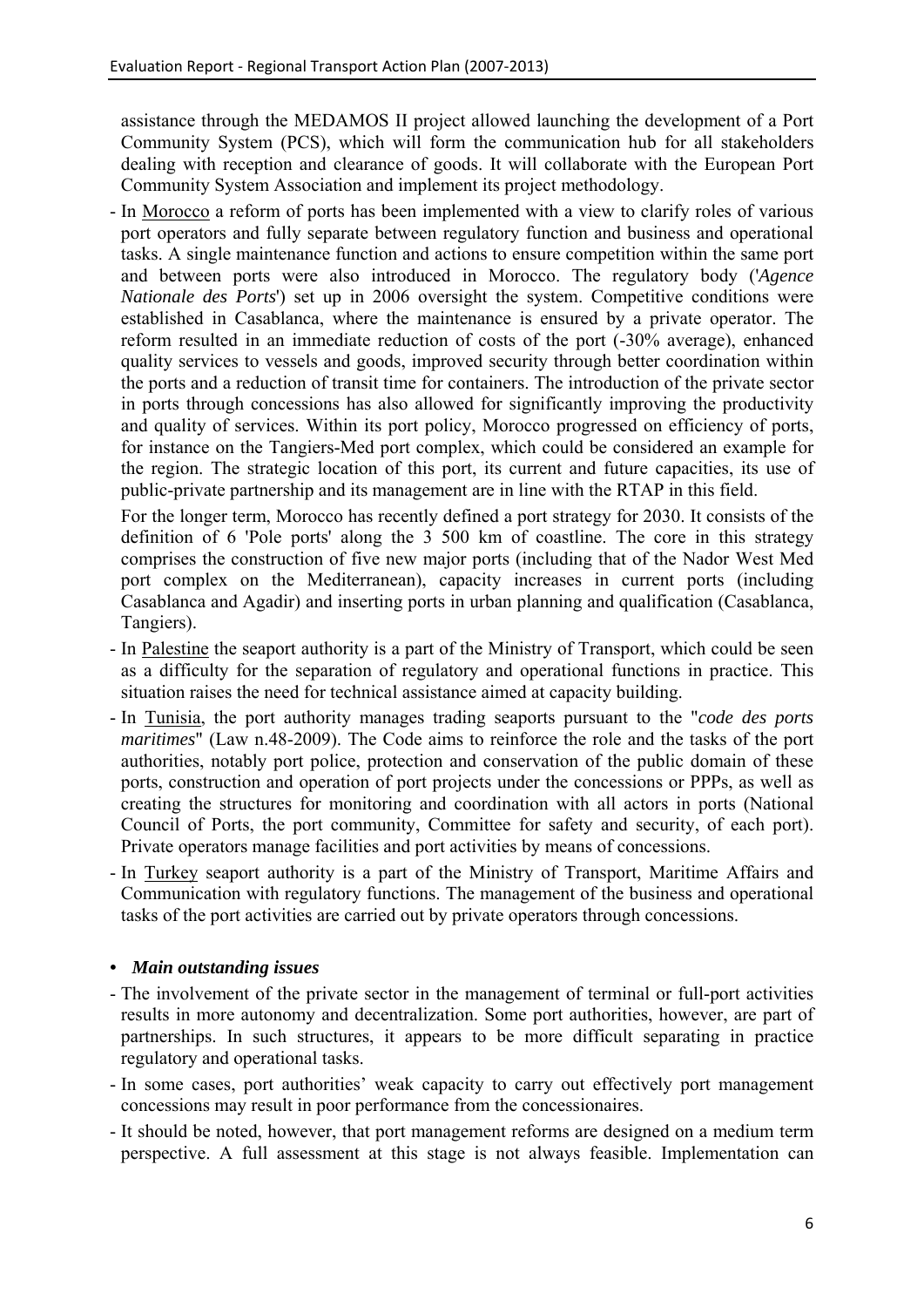assistance through the MEDAMOS II project allowed launching the development of a Port Community System (PCS), which will form the communication hub for all stakeholders dealing with reception and clearance of goods. It will collaborate with the European Port Community System Association and implement its project methodology.

- In Morocco a reform of ports has been implemented with a view to clarify roles of various port operators and fully separate between regulatory function and business and operational tasks. A single maintenance function and actions to ensure competition within the same port and between ports were also introduced in Morocco. The regulatory body ('*Agence Nationale des Ports*') set up in 2006 oversight the system. Competitive conditions were established in Casablanca, where the maintenance is ensured by a private operator. The reform resulted in an immediate reduction of costs of the port (-30% average), enhanced quality services to vessels and goods, improved security through better coordination within the ports and a reduction of transit time for containers. The introduction of the private sector in ports through concessions has also allowed for significantly improving the productivity and quality of services. Within its port policy, Morocco progressed on efficiency of ports, for instance on the Tangiers-Med port complex, which could be considered an example for the region. The strategic location of this port, its current and future capacities, its use of public-private partnership and its management are in line with the RTAP in this field.

  For the longer term, Morocco has recently defined a port strategy for 2030. It consists of the definition of 6 'Pole ports' along the 3 500 km of coastline. The core in this strategy comprises the construction of five new major ports (including that of the Nador West Med port complex on the Mediterranean), capacity increases in current ports (including Casablanca and Agadir) and inserting ports in urban planning and qualification (Casablanca, Tangiers).

- In Palestine the seaport authority is a part of the Ministry of Transport, which could be seen as a difficulty for the separation of regulatory and operational functions in practice. This situation raises the need for technical assistance aimed at capacity building.
- In Tunisia, the port authority manages trading seaports pursuant to the "*code des ports maritimes*" (Law n.48-2009). The Code aims to reinforce the role and the tasks of the port authorities, notably port police, protection and conservation of the public domain of these ports, construction and operation of port projects under the concessions or PPPs, as well as creating the structures for monitoring and coordination with all actors in ports (National Council of Ports, the port community, Committee for safety and security, of each port). Private operators manage facilities and port activities by means of concessions.
- In Turkey seaport authority is a part of the Ministry of Transport, Maritime Affairs and Communication with regulatory functions. The management of the business and operational tasks of the port activities are carried out by private operators through concessions.

- ***Main outstanding issues***

- The involvement of the private sector in the management of terminal or full-port activities results in more autonomy and decentralization. Some port authorities, however, are part of partnerships. In such structures, it appears to be more difficult separating in practice regulatory and operational tasks.
- In some cases, port authorities' weak capacity to carry out effectively port management concessions may result in poor performance from the concessionaires.
- It should be noted, however, that port management reforms are designed on a medium term perspective. A full assessment at this stage is not always feasible. Implementation can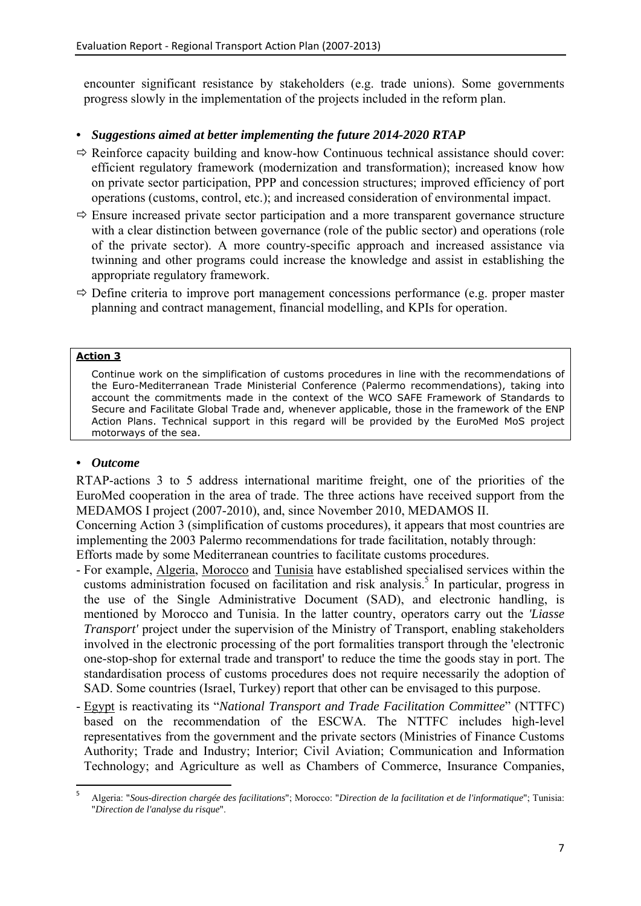encounter significant resistance by stakeholders (e.g. trade unions). Some governments progress slowly in the implementation of the projects included in the reform plan.

- ***Suggestions aimed at better implementing the future 2014-2020 RTAP***

⇨ Reinforce capacity building and know-how Continuous technical assistance should cover: efficient regulatory framework (modernization and transformation); increased know how on private sector participation, PPP and concession structures; improved efficiency of port operations (customs, control, etc.); and increased consideration of environmental impact.

⇨ Ensure increased private sector participation and a more transparent governance structure with a clear distinction between governance (role of the public sector) and operations (role of the private sector). A more country-specific approach and increased assistance via twinning and other programs could increase the knowledge and assist in establishing the appropriate regulatory framework.

⇨ Define criteria to improve port management concessions performance (e.g. proper master planning and contract management, financial modelling, and KPIs for operation.

**Action 3**

Continue work on the simplification of customs procedures in line with the recommendations of the Euro-Mediterranean Trade Ministerial Conference (Palermo recommendations), taking into account the commitments made in the context of the WCO SAFE Framework of Standards to Secure and Facilitate Global Trade and, whenever applicable, those in the framework of the ENP Action Plans. Technical support in this regard will be provided by the EuroMed MoS project motorways of the sea.

- ***Outcome***

RTAP-actions 3 to 5 address international maritime freight, one of the priorities of the EuroMed cooperation in the area of trade. The three actions have received support from the MEDAMOS I project (2007-2010), and, since November 2010, MEDAMOS II.

Concerning Action 3 (simplification of customs procedures), it appears that most countries are implementing the 2003 Palermo recommendations for trade facilitation, notably through:

Efforts made by some Mediterranean countries to facilitate customs procedures.

- For example, Algeria, Morocco and Tunisia have established specialised services within the customs administration focused on facilitation and risk analysis.[5] In particular, progress in the use of the Single Administrative Document (SAD), and electronic handling, is mentioned by Morocco and Tunisia. In the latter country, operators carry out the *'Liasse Transport'* project under the supervision of the Ministry of Transport, enabling stakeholders involved in the electronic processing of the port formalities transport through the 'electronic one-stop-shop for external trade and transport' to reduce the time the goods stay in port. The standardisation process of customs procedures does not require necessarily the adoption of SAD. Some countries (Israel, Turkey) report that other can be envisaged to this purpose.
- Egypt is reactivating its "*National Transport and Trade Facilitation Committee*" (NTTFC) based on the recommendation of the ESCWA. The NTTFC includes high-level representatives from the government and the private sectors (Ministries of Finance Customs Authority; Trade and Industry; Interior; Civil Aviation; Communication and Information Technology; and Agriculture as well as Chambers of Commerce, Insurance Companies,

[5] Algeria: "*Sous-direction chargée des facilitations*"; Morocco: "*Direction de la facilitation et de l'informatique*"; Tunisia: "*Direction de l'analyse du risque*".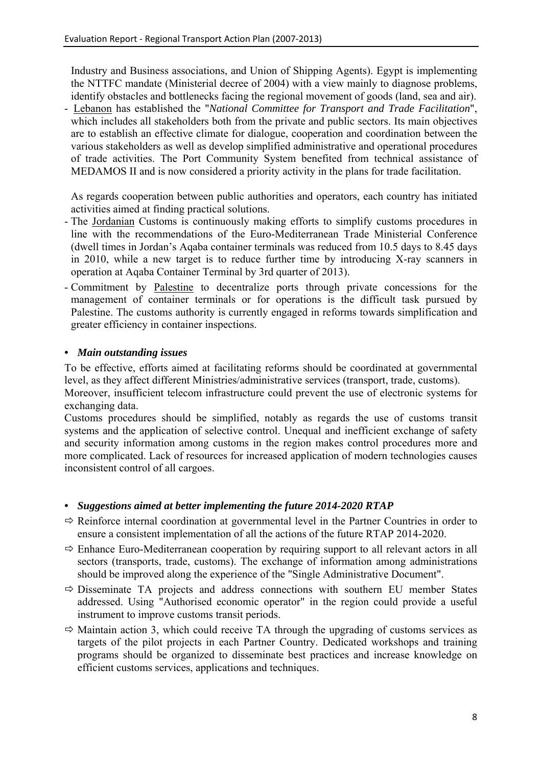Industry and Business associations, and Union of Shipping Agents). Egypt is implementing the NTTFC mandate (Ministerial decree of 2004) with a view mainly to diagnose problems, identify obstacles and bottlenecks facing the regional movement of goods (land, sea and air).

- Lebanon has established the "*National Committee for Transport and Trade Facilitation*", which includes all stakeholders both from the private and public sectors. Its main objectives are to establish an effective climate for dialogue, cooperation and coordination between the various stakeholders as well as develop simplified administrative and operational procedures of trade activities. The Port Community System benefited from technical assistance of MEDAMOS II and is now considered a priority activity in the plans for trade facilitation.

As regards cooperation between public authorities and operators, each country has initiated activities aimed at finding practical solutions.

- The Jordanian Customs is continuously making efforts to simplify customs procedures in line with the recommendations of the Euro-Mediterranean Trade Ministerial Conference (dwell times in Jordan's Aqaba container terminals was reduced from 10.5 days to 8.45 days in 2010, while a new target is to reduce further time by introducing X-ray scanners in operation at Aqaba Container Terminal by 3rd quarter of 2013).
- Commitment by Palestine to decentralize ports through private concessions for the management of container terminals or for operations is the difficult task pursued by Palestine. The customs authority is currently engaged in reforms towards simplification and greater efficiency in container inspections.

- ***Main outstanding issues***

To be effective, efforts aimed at facilitating reforms should be coordinated at governmental level, as they affect different Ministries/administrative services (transport, trade, customs).
Moreover, insufficient telecom infrastructure could prevent the use of electronic systems for exchanging data.

Customs procedures should be simplified, notably as regards the use of customs transit systems and the application of selective control. Unequal and inefficient exchange of safety and security information among customs in the region makes control procedures more and more complicated. Lack of resources for increased application of modern technologies causes inconsistent control of all cargoes.

- ***Suggestions aimed at better implementing the future 2014-2020 RTAP***

⇨ Reinforce internal coordination at governmental level in the Partner Countries in order to ensure a consistent implementation of all the actions of the future RTAP 2014-2020.

⇨ Enhance Euro-Mediterranean cooperation by requiring support to all relevant actors in all sectors (transports, trade, customs). The exchange of information among administrations should be improved along the experience of the "Single Administrative Document".

⇨ Disseminate TA projects and address connections with southern EU member States addressed. Using "Authorised economic operator" in the region could provide a useful instrument to improve customs transit periods.

⇨ Maintain action 3, which could receive TA through the upgrading of customs services as targets of the pilot projects in each Partner Country. Dedicated workshops and training programs should be organized to disseminate best practices and increase knowledge on efficient customs services, applications and techniques.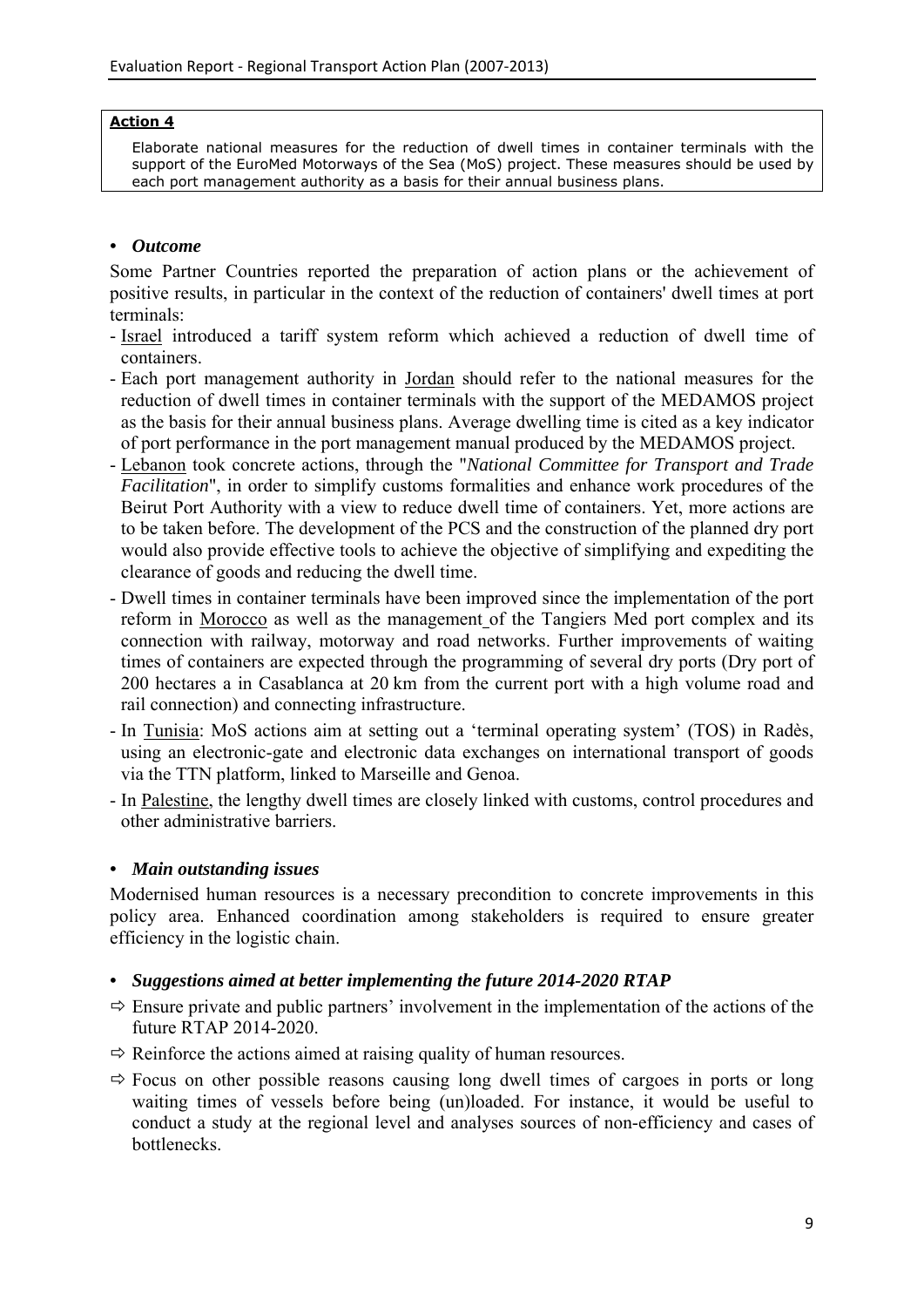**Action 4**

Elaborate national measures for the reduction of dwell times in container terminals with the support of the EuroMed Motorways of the Sea (MoS) project. These measures should be used by each port management authority as a basis for their annual business plans.

- ***Outcome***

Some Partner Countries reported the preparation of action plans or the achievement of positive results, in particular in the context of the reduction of containers' dwell times at port terminals:

- Israel introduced a tariff system reform which achieved a reduction of dwell time of containers.
- Each port management authority in Jordan should refer to the national measures for the reduction of dwell times in container terminals with the support of the MEDAMOS project as the basis for their annual business plans. Average dwelling time is cited as a key indicator of port performance in the port management manual produced by the MEDAMOS project.
- Lebanon took concrete actions, through the "*National Committee for Transport and Trade Facilitation*", in order to simplify customs formalities and enhance work procedures of the Beirut Port Authority with a view to reduce dwell time of containers. Yet, more actions are to be taken before. The development of the PCS and the construction of the planned dry port would also provide effective tools to achieve the objective of simplifying and expediting the clearance of goods and reducing the dwell time.
- Dwell times in container terminals have been improved since the implementation of the port reform in Morocco as well as the management of the Tangiers Med port complex and its connection with railway, motorway and road networks. Further improvements of waiting times of containers are expected through the programming of several dry ports (Dry port of 200 hectares a in Casablanca at 20 km from the current port with a high volume road and rail connection) and connecting infrastructure.
- In Tunisia: MoS actions aim at setting out a 'terminal operating system' (TOS) in Radès, using an electronic-gate and electronic data exchanges on international transport of goods via the TTN platform, linked to Marseille and Genoa.
- In Palestine, the lengthy dwell times are closely linked with customs, control procedures and other administrative barriers.

- ***Main outstanding issues***

Modernised human resources is a necessary precondition to concrete improvements in this policy area. Enhanced coordination among stakeholders is required to ensure greater efficiency in the logistic chain.

- ***Suggestions aimed at better implementing the future 2014-2020 RTAP***

⇨ Ensure private and public partners' involvement in the implementation of the actions of the future RTAP 2014-2020.

⇨ Reinforce the actions aimed at raising quality of human resources.

⇨ Focus on other possible reasons causing long dwell times of cargoes in ports or long waiting times of vessels before being (un)loaded. For instance, it would be useful to conduct a study at the regional level and analyses sources of non-efficiency and cases of bottlenecks.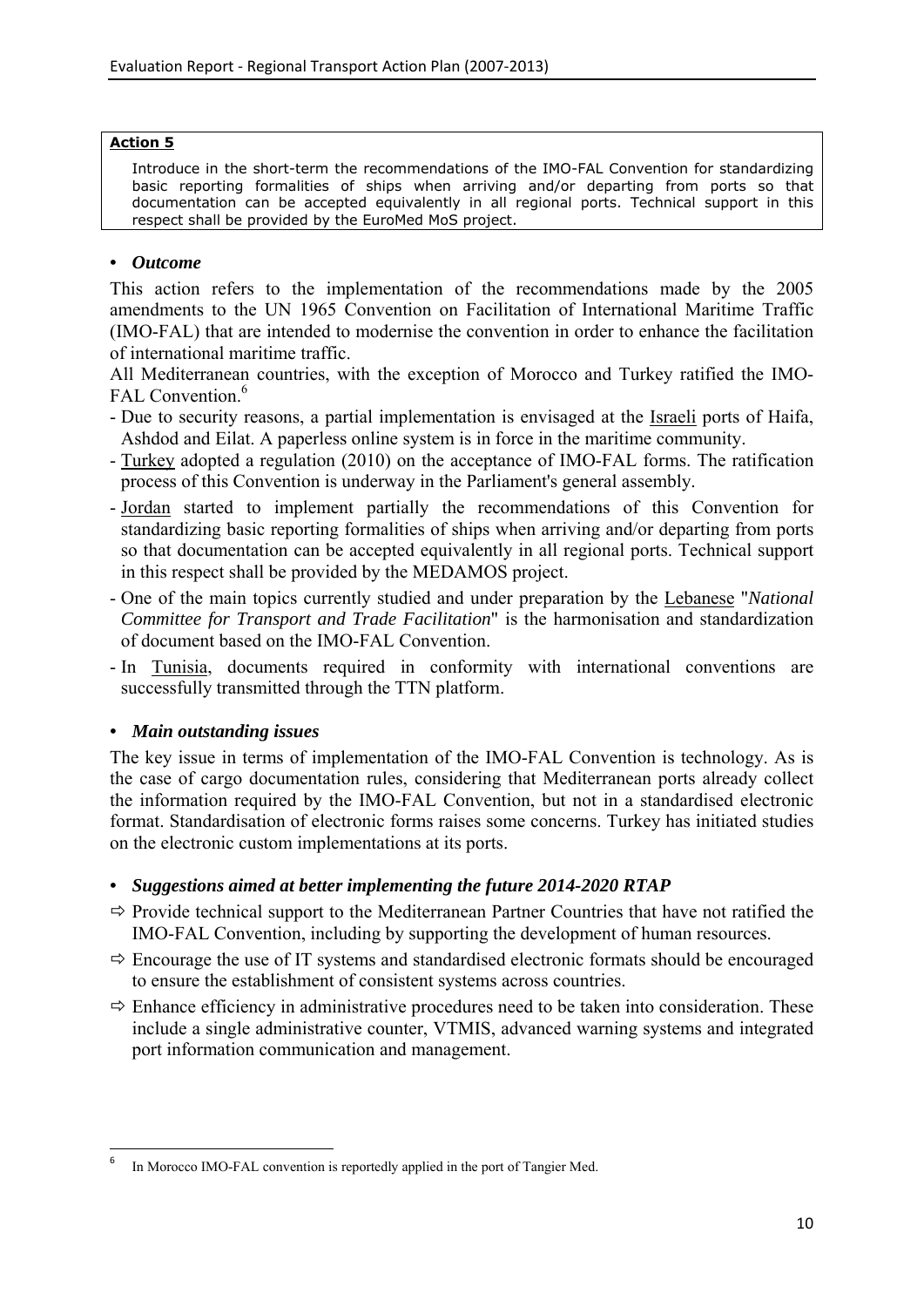**Action 5**

Introduce in the short-term the recommendations of the IMO-FAL Convention for standardizing basic reporting formalities of ships when arriving and/or departing from ports so that documentation can be accepted equivalently in all regional ports. Technical support in this respect shall be provided by the EuroMed MoS project.

- ***Outcome***

This action refers to the implementation of the recommendations made by the 2005 amendments to the UN 1965 Convention on Facilitation of International Maritime Traffic (IMO-FAL) that are intended to modernise the convention in order to enhance the facilitation of international maritime traffic.

All Mediterranean countries, with the exception of Morocco and Turkey ratified the IMO-FAL Convention.[6]

- Due to security reasons, a partial implementation is envisaged at the Israeli ports of Haifa, Ashdod and Eilat. A paperless online system is in force in the maritime community.
- Turkey adopted a regulation (2010) on the acceptance of IMO-FAL forms. The ratification process of this Convention is underway in the Parliament's general assembly.
- Jordan started to implement partially the recommendations of this Convention for standardizing basic reporting formalities of ships when arriving and/or departing from ports so that documentation can be accepted equivalently in all regional ports. Technical support in this respect shall be provided by the MEDAMOS project.
- One of the main topics currently studied and under preparation by the Lebanese "*National Committee for Transport and Trade Facilitation*" is the harmonisation and standardization of document based on the IMO-FAL Convention.
- In Tunisia, documents required in conformity with international conventions are successfully transmitted through the TTN platform.

- ***Main outstanding issues***

The key issue in terms of implementation of the IMO-FAL Convention is technology. As is the case of cargo documentation rules, considering that Mediterranean ports already collect the information required by the IMO-FAL Convention, but not in a standardised electronic format. Standardisation of electronic forms raises some concerns. Turkey has initiated studies on the electronic custom implementations at its ports.

- ***Suggestions aimed at better implementing the future 2014-2020 RTAP***

⇨ Provide technical support to the Mediterranean Partner Countries that have not ratified the IMO-FAL Convention, including by supporting the development of human resources.

⇨ Encourage the use of IT systems and standardised electronic formats should be encouraged to ensure the establishment of consistent systems across countries.

⇨ Enhance efficiency in administrative procedures need to be taken into consideration. These include a single administrative counter, VTMIS, advanced warning systems and integrated port information communication and management.

---

[6] In Morocco IMO-FAL convention is reportedly applied in the port of Tangier Med.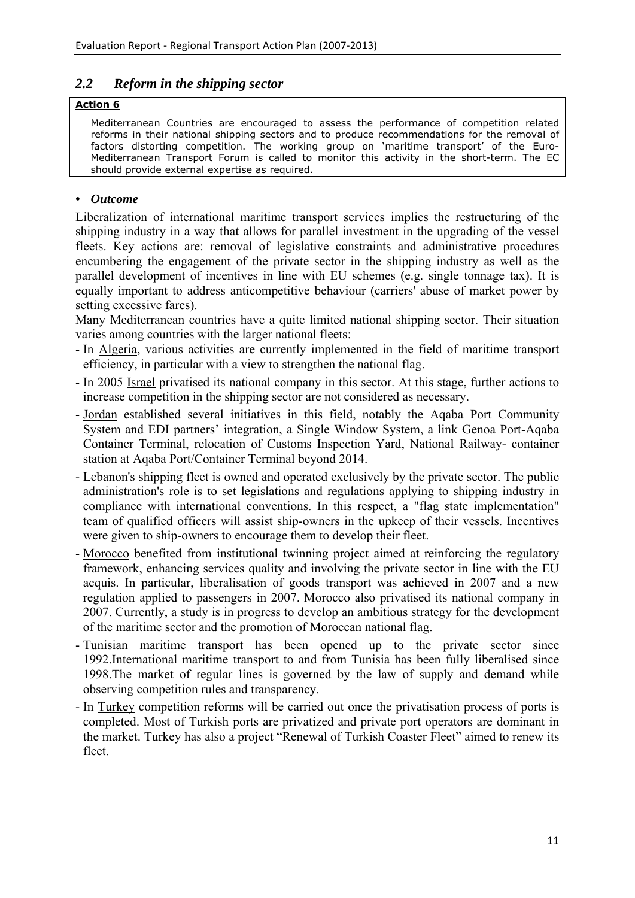## *2.2 Reform in the shipping sector*

**Action 6**

Mediterranean Countries are encouraged to assess the performance of competition related reforms in their national shipping sectors and to produce recommendations for the removal of factors distorting competition. The working group on 'maritime transport' of the Euro-Mediterranean Transport Forum is called to monitor this activity in the short-term. The EC should provide external expertise as required.

- ***Outcome***

Liberalization of international maritime transport services implies the restructuring of the shipping industry in a way that allows for parallel investment in the upgrading of the vessel fleets. Key actions are: removal of legislative constraints and administrative procedures encumbering the engagement of the private sector in the shipping industry as well as the parallel development of incentives in line with EU schemes (e.g. single tonnage tax). It is equally important to address anticompetitive behaviour (carriers' abuse of market power by setting excessive fares).

Many Mediterranean countries have a quite limited national shipping sector. Their situation varies among countries with the larger national fleets:

- In Algeria, various activities are currently implemented in the field of maritime transport efficiency, in particular with a view to strengthen the national flag.
- In 2005 Israel privatised its national company in this sector. At this stage, further actions to increase competition in the shipping sector are not considered as necessary.
- Jordan established several initiatives in this field, notably the Aqaba Port Community System and EDI partners' integration, a Single Window System, a link Genoa Port-Aqaba Container Terminal, relocation of Customs Inspection Yard, National Railway- container station at Aqaba Port/Container Terminal beyond 2014.
- Lebanon's shipping fleet is owned and operated exclusively by the private sector. The public administration's role is to set legislations and regulations applying to shipping industry in compliance with international conventions. In this respect, a "flag state implementation" team of qualified officers will assist ship-owners in the upkeep of their vessels. Incentives were given to ship-owners to encourage them to develop their fleet.
- Morocco benefited from institutional twinning project aimed at reinforcing the regulatory framework, enhancing services quality and involving the private sector in line with the EU acquis. In particular, liberalisation of goods transport was achieved in 2007 and a new regulation applied to passengers in 2007. Morocco also privatised its national company in 2007. Currently, a study is in progress to develop an ambitious strategy for the development of the maritime sector and the promotion of Moroccan national flag.
- Tunisian maritime transport has been opened up to the private sector since 1992.International maritime transport to and from Tunisia has been fully liberalised since 1998.The market of regular lines is governed by the law of supply and demand while observing competition rules and transparency.
- In Turkey competition reforms will be carried out once the privatisation process of ports is completed. Most of Turkish ports are privatized and private port operators are dominant in the market. Turkey has also a project "Renewal of Turkish Coaster Fleet" aimed to renew its fleet.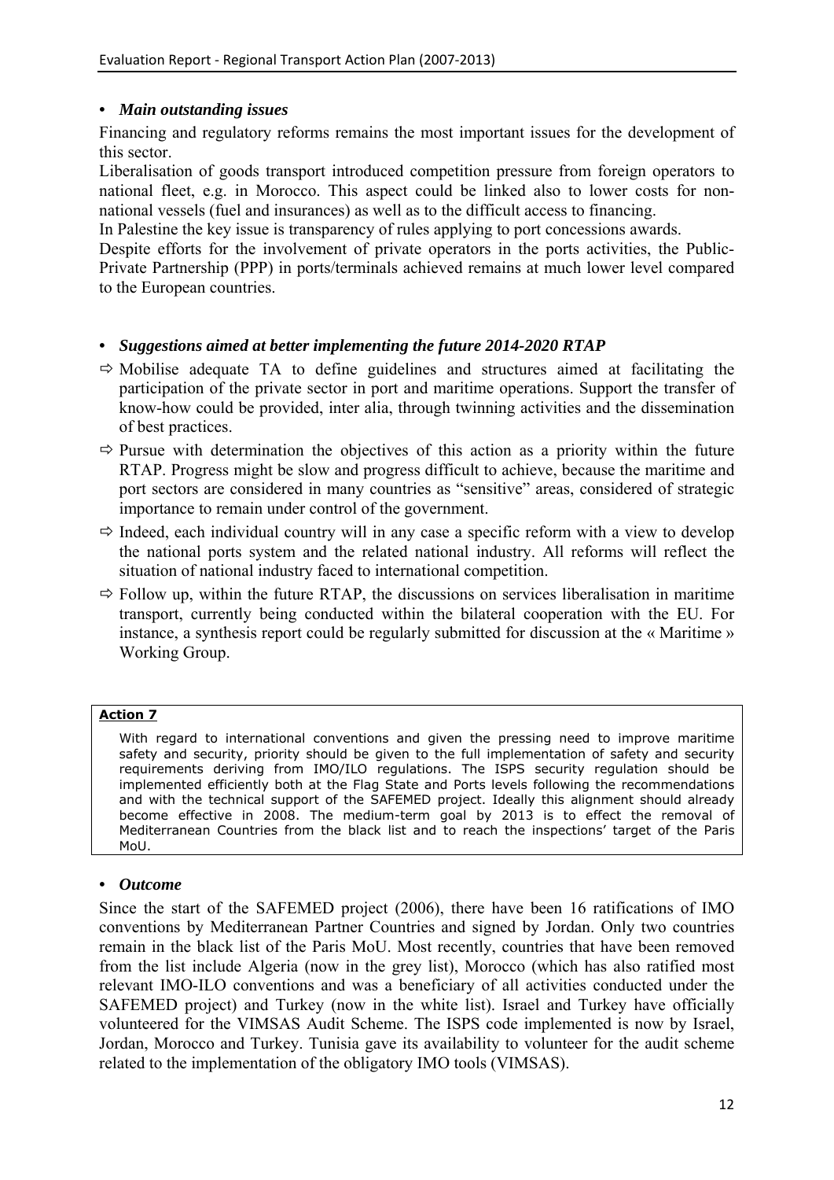- ***Main outstanding issues***

Financing and regulatory reforms remains the most important issues for the development of this sector.

Liberalisation of goods transport introduced competition pressure from foreign operators to national fleet, e.g. in Morocco. This aspect could be linked also to lower costs for non-national vessels (fuel and insurances) as well as to the difficult access to financing.

In Palestine the key issue is transparency of rules applying to port concessions awards.

Despite efforts for the involvement of private operators in the ports activities, the Public-Private Partnership (PPP) in ports/terminals achieved remains at much lower level compared to the European countries.

- ***Suggestions aimed at better implementing the future 2014-2020 RTAP***

⇨ Mobilise adequate TA to define guidelines and structures aimed at facilitating the participation of the private sector in port and maritime operations. Support the transfer of know-how could be provided, inter alia, through twinning activities and the dissemination of best practices.

⇨ Pursue with determination the objectives of this action as a priority within the future RTAP. Progress might be slow and progress difficult to achieve, because the maritime and port sectors are considered in many countries as "sensitive" areas, considered of strategic importance to remain under control of the government.

⇨ Indeed, each individual country will in any case a specific reform with a view to develop the national ports system and the related national industry. All reforms will reflect the situation of national industry faced to international competition.

⇨ Follow up, within the future RTAP, the discussions on services liberalisation in maritime transport, currently being conducted within the bilateral cooperation with the EU. For instance, a synthesis report could be regularly submitted for discussion at the « Maritime » Working Group.

**Action 7**

With regard to international conventions and given the pressing need to improve maritime safety and security, priority should be given to the full implementation of safety and security requirements deriving from IMO/ILO regulations. The ISPS security regulation should be implemented efficiently both at the Flag State and Ports levels following the recommendations and with the technical support of the SAFEMED project. Ideally this alignment should already become effective in 2008. The medium-term goal by 2013 is to effect the removal of Mediterranean Countries from the black list and to reach the inspections' target of the Paris MoU.

- ***Outcome***

Since the start of the SAFEMED project (2006), there have been 16 ratifications of IMO conventions by Mediterranean Partner Countries and signed by Jordan. Only two countries remain in the black list of the Paris MoU. Most recently, countries that have been removed from the list include Algeria (now in the grey list), Morocco (which has also ratified most relevant IMO-ILO conventions and was a beneficiary of all activities conducted under the SAFEMED project) and Turkey (now in the white list). Israel and Turkey have officially volunteered for the VIMSAS Audit Scheme. The ISPS code implemented is now by Israel, Jordan, Morocco and Turkey. Tunisia gave its availability to volunteer for the audit scheme related to the implementation of the obligatory IMO tools (VIMSAS).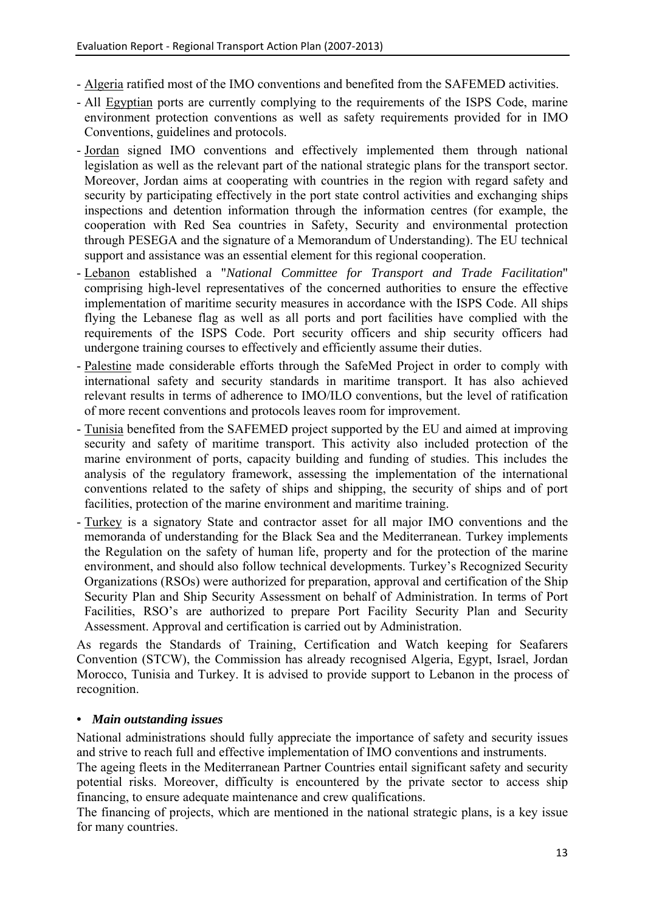- Algeria ratified most of the IMO conventions and benefited from the SAFEMED activities.
- All Egyptian ports are currently complying to the requirements of the ISPS Code, marine environment protection conventions as well as safety requirements provided for in IMO Conventions, guidelines and protocols.
- Jordan signed IMO conventions and effectively implemented them through national legislation as well as the relevant part of the national strategic plans for the transport sector. Moreover, Jordan aims at cooperating with countries in the region with regard safety and security by participating effectively in the port state control activities and exchanging ships inspections and detention information through the information centres (for example, the cooperation with Red Sea countries in Safety, Security and environmental protection through PESEGA and the signature of a Memorandum of Understanding). The EU technical support and assistance was an essential element for this regional cooperation.
- Lebanon established a "*National Committee for Transport and Trade Facilitation*" comprising high-level representatives of the concerned authorities to ensure the effective implementation of maritime security measures in accordance with the ISPS Code. All ships flying the Lebanese flag as well as all ports and port facilities have complied with the requirements of the ISPS Code. Port security officers and ship security officers had undergone training courses to effectively and efficiently assume their duties.
- Palestine made considerable efforts through the SafeMed Project in order to comply with international safety and security standards in maritime transport. It has also achieved relevant results in terms of adherence to IMO/ILO conventions, but the level of ratification of more recent conventions and protocols leaves room for improvement.
- Tunisia benefited from the SAFEMED project supported by the EU and aimed at improving security and safety of maritime transport. This activity also included protection of the marine environment of ports, capacity building and funding of studies. This includes the analysis of the regulatory framework, assessing the implementation of the international conventions related to the safety of ships and shipping, the security of ships and of port facilities, protection of the marine environment and maritime training.
- Turkey is a signatory State and contractor asset for all major IMO conventions and the memoranda of understanding for the Black Sea and the Mediterranean. Turkey implements the Regulation on the safety of human life, property and for the protection of the marine environment, and should also follow technical developments. Turkey's Recognized Security Organizations (RSOs) were authorized for preparation, approval and certification of the Ship Security Plan and Ship Security Assessment on behalf of Administration. In terms of Port Facilities, RSO's are authorized to prepare Port Facility Security Plan and Security Assessment. Approval and certification is carried out by Administration.

As regards the Standards of Training, Certification and Watch keeping for Seafarers Convention (STCW), the Commission has already recognised Algeria, Egypt, Israel, Jordan Morocco, Tunisia and Turkey. It is advised to provide support to Lebanon in the process of recognition.

- ***Main outstanding issues***

National administrations should fully appreciate the importance of safety and security issues and strive to reach full and effective implementation of IMO conventions and instruments.

The ageing fleets in the Mediterranean Partner Countries entail significant safety and security potential risks. Moreover, difficulty is encountered by the private sector to access ship financing, to ensure adequate maintenance and crew qualifications.

The financing of projects, which are mentioned in the national strategic plans, is a key issue for many countries.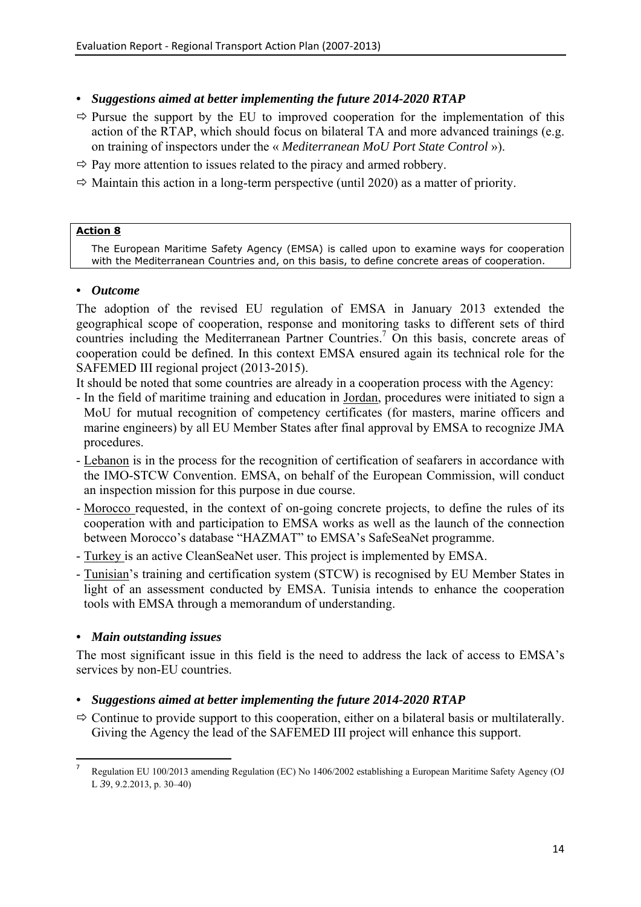- ***Suggestions aimed at better implementing the future 2014-2020 RTAP***

⇨ Pursue the support by the EU to improved cooperation for the implementation of this action of the RTAP, which should focus on bilateral TA and more advanced trainings (e.g. on training of inspectors under the « *Mediterranean MoU Port State Control* »).

⇨ Pay more attention to issues related to the piracy and armed robbery.

⇨ Maintain this action in a long-term perspective (until 2020) as a matter of priority.

| **Action 8** |
| --- |
| The European Maritime Safety Agency (EMSA) is called upon to examine ways for cooperation with the Mediterranean Countries and, on this basis, to define concrete areas of cooperation. |

- ***Outcome***

The adoption of the revised EU regulation of EMSA in January 2013 extended the geographical scope of cooperation, response and monitoring tasks to different sets of third countries including the Mediterranean Partner Countries.[7] On this basis, concrete areas of cooperation could be defined. In this context EMSA ensured again its technical role for the SAFEMED III regional project (2013-2015).

It should be noted that some countries are already in a cooperation process with the Agency:

- In the field of maritime training and education in Jordan, procedures were initiated to sign a MoU for mutual recognition of competency certificates (for masters, marine officers and marine engineers) by all EU Member States after final approval by EMSA to recognize JMA procedures.
- Lebanon is in the process for the recognition of certification of seafarers in accordance with the IMO-STCW Convention. EMSA, on behalf of the European Commission, will conduct an inspection mission for this purpose in due course.
- Morocco requested, in the context of on-going concrete projects, to define the rules of its cooperation with and participation to EMSA works as well as the launch of the connection between Morocco's database "HAZMAT" to EMSA's SafeSeaNet programme.
- Turkey is an active CleanSeaNet user. This project is implemented by EMSA.
- Tunisian's training and certification system (STCW) is recognised by EU Member States in light of an assessment conducted by EMSA. Tunisia intends to enhance the cooperation tools with EMSA through a memorandum of understanding.

- ***Main outstanding issues***

The most significant issue in this field is the need to address the lack of access to EMSA's services by non-EU countries.

- ***Suggestions aimed at better implementing the future 2014-2020 RTAP***

⇨ Continue to provide support to this cooperation, either on a bilateral basis or multilaterally. Giving the Agency the lead of the SAFEMED III project will enhance this support.

---

[7] Regulation EU 100/2013 amending Regulation (EC) No 1406/2002 establishing a European Maritime Safety Agency (OJ L 39, 9.2.2013, p. 30–40)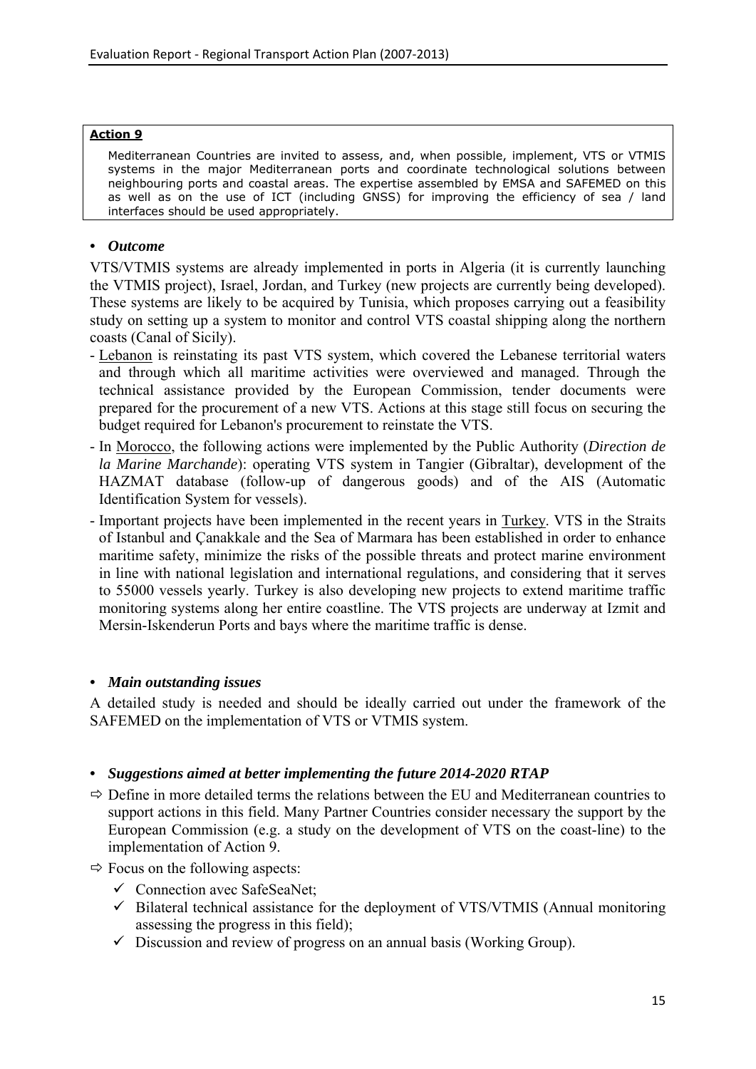**Action 9**

Mediterranean Countries are invited to assess, and, when possible, implement, VTS or VTMIS systems in the major Mediterranean ports and coordinate technological solutions between neighbouring ports and coastal areas. The expertise assembled by EMSA and SAFEMED on this as well as on the use of ICT (including GNSS) for improving the efficiency of sea / land interfaces should be used appropriately.

- ***Outcome***

VTS/VTMIS systems are already implemented in ports in Algeria (it is currently launching the VTMIS project), Israel, Jordan, and Turkey (new projects are currently being developed). These systems are likely to be acquired by Tunisia, which proposes carrying out a feasibility study on setting up a system to monitor and control VTS coastal shipping along the northern coasts (Canal of Sicily).

- Lebanon is reinstating its past VTS system, which covered the Lebanese territorial waters and through which all maritime activities were overviewed and managed. Through the technical assistance provided by the European Commission, tender documents were prepared for the procurement of a new VTS. Actions at this stage still focus on securing the budget required for Lebanon's procurement to reinstate the VTS.
- In Morocco, the following actions were implemented by the Public Authority (*Direction de la Marine Marchande*): operating VTS system in Tangier (Gibraltar), development of the HAZMAT database (follow-up of dangerous goods) and of the AIS (Automatic Identification System for vessels).
- Important projects have been implemented in the recent years in Turkey. VTS in the Straits of Istanbul and Çanakkale and the Sea of Marmara has been established in order to enhance maritime safety, minimize the risks of the possible threats and protect marine environment in line with national legislation and international regulations, and considering that it serves to 55000 vessels yearly. Turkey is also developing new projects to extend maritime traffic monitoring systems along her entire coastline. The VTS projects are underway at Izmit and Mersin-Iskenderun Ports and bays where the maritime traffic is dense.

- ***Main outstanding issues***

A detailed study is needed and should be ideally carried out under the framework of the SAFEMED on the implementation of VTS or VTMIS system.

- ***Suggestions aimed at better implementing the future 2014-2020 RTAP***

⇨ Define in more detailed terms the relations between the EU and Mediterranean countries to support actions in this field. Many Partner Countries consider necessary the support by the European Commission (e.g. a study on the development of VTS on the coast-line) to the implementation of Action 9.

⇨ Focus on the following aspects:

- ✓ Connection avec SafeSeaNet;
- ✓ Bilateral technical assistance for the deployment of VTS/VTMIS (Annual monitoring assessing the progress in this field);
- ✓ Discussion and review of progress on an annual basis (Working Group).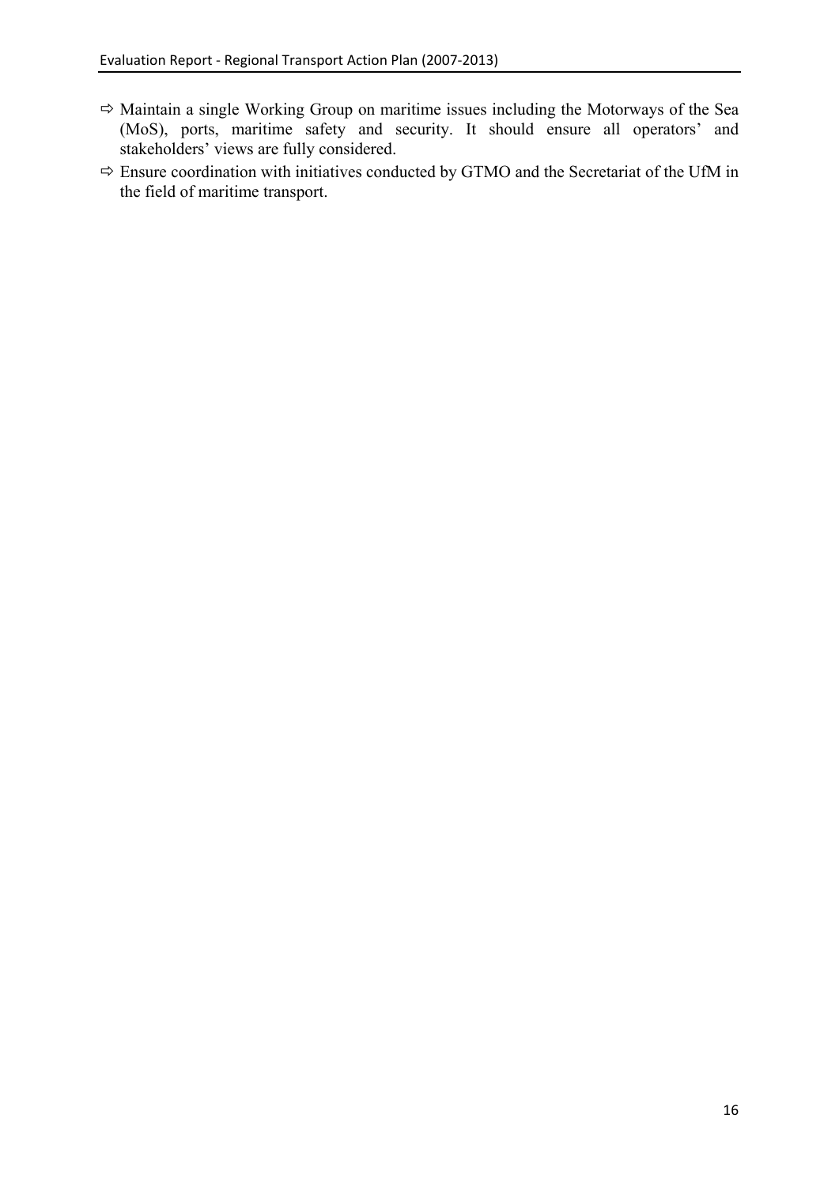- ⇨ Maintain a single Working Group on maritime issues including the Motorways of the Sea (MoS), ports, maritime safety and security. It should ensure all operators' and stakeholders' views are fully considered.
- ⇨ Ensure coordination with initiatives conducted by GTMO and the Secretariat of the UfM in the field of maritime transport.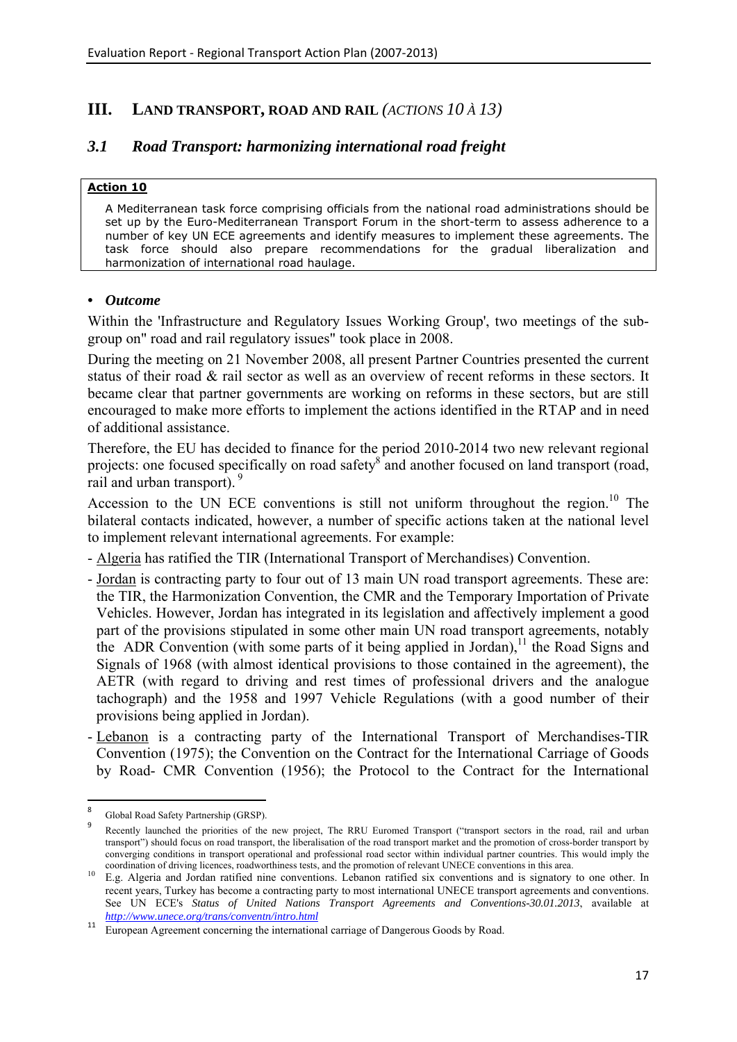## III. LAND TRANSPORT, ROAD AND RAIL *(ACTIONS 10 À 13)*

### *3.1 Road Transport: harmonizing international road freight*

**Action 10**

A Mediterranean task force comprising officials from the national road administrations should be set up by the Euro-Mediterranean Transport Forum in the short-term to assess adherence to a number of key UN ECE agreements and identify measures to implement these agreements. The task force should also prepare recommendations for the gradual liberalization and harmonization of international road haulage.

- ***Outcome***

Within the 'Infrastructure and Regulatory Issues Working Group', two meetings of the sub-group on" road and rail regulatory issues" took place in 2008.

During the meeting on 21 November 2008, all present Partner Countries presented the current status of their road & rail sector as well as an overview of recent reforms in these sectors. It became clear that partner governments are working on reforms in these sectors, but are still encouraged to make more efforts to implement the actions identified in the RTAP and in need of additional assistance.

Therefore, the EU has decided to finance for the period 2010-2014 two new relevant regional projects: one focused specifically on road safety[8] and another focused on land transport (road, rail and urban transport). [9]

Accession to the UN ECE conventions is still not uniform throughout the region.[10] The bilateral contacts indicated, however, a number of specific actions taken at the national level to implement relevant international agreements. For example:

- Algeria has ratified the TIR (International Transport of Merchandises) Convention.
- Jordan is contracting party to four out of 13 main UN road transport agreements. These are: the TIR, the Harmonization Convention, the CMR and the Temporary Importation of Private Vehicles. However, Jordan has integrated in its legislation and affectively implement a good part of the provisions stipulated in some other main UN road transport agreements, notably the ADR Convention (with some parts of it being applied in Jordan),[11] the Road Signs and Signals of 1968 (with almost identical provisions to those contained in the agreement), the AETR (with regard to driving and rest times of professional drivers and the analogue tachograph) and the 1958 and 1997 Vehicle Regulations (with a good number of their provisions being applied in Jordan).
- Lebanon is a contracting party of the International Transport of Merchandises-TIR Convention (1975); the Convention on the Contract for the International Carriage of Goods by Road- CMR Convention (1956); the Protocol to the Contract for the International

---

[8] Global Road Safety Partnership (GRSP).

[9] Recently launched the priorities of the new project, The RRU Euromed Transport ("transport sectors in the road, rail and urban transport") should focus on road transport, the liberalisation of the road transport market and the promotion of cross-border transport by converging conditions in transport operational and professional road sector within individual partner countries. This would imply the coordination of driving licences, roadworthiness tests, and the promotion of relevant UNECE conventions in this area.

[10] E.g. Algeria and Jordan ratified nine conventions. Lebanon ratified six conventions and is signatory to one other. In recent years, Turkey has become a contracting party to most international UNECE transport agreements and conventions. See UN ECE's *Status of United Nations Transport Agreements and Conventions-30.01.2013*, available at *http://www.unece.org/trans/conventn/intro.html*

[11] European Agreement concerning the international carriage of Dangerous Goods by Road.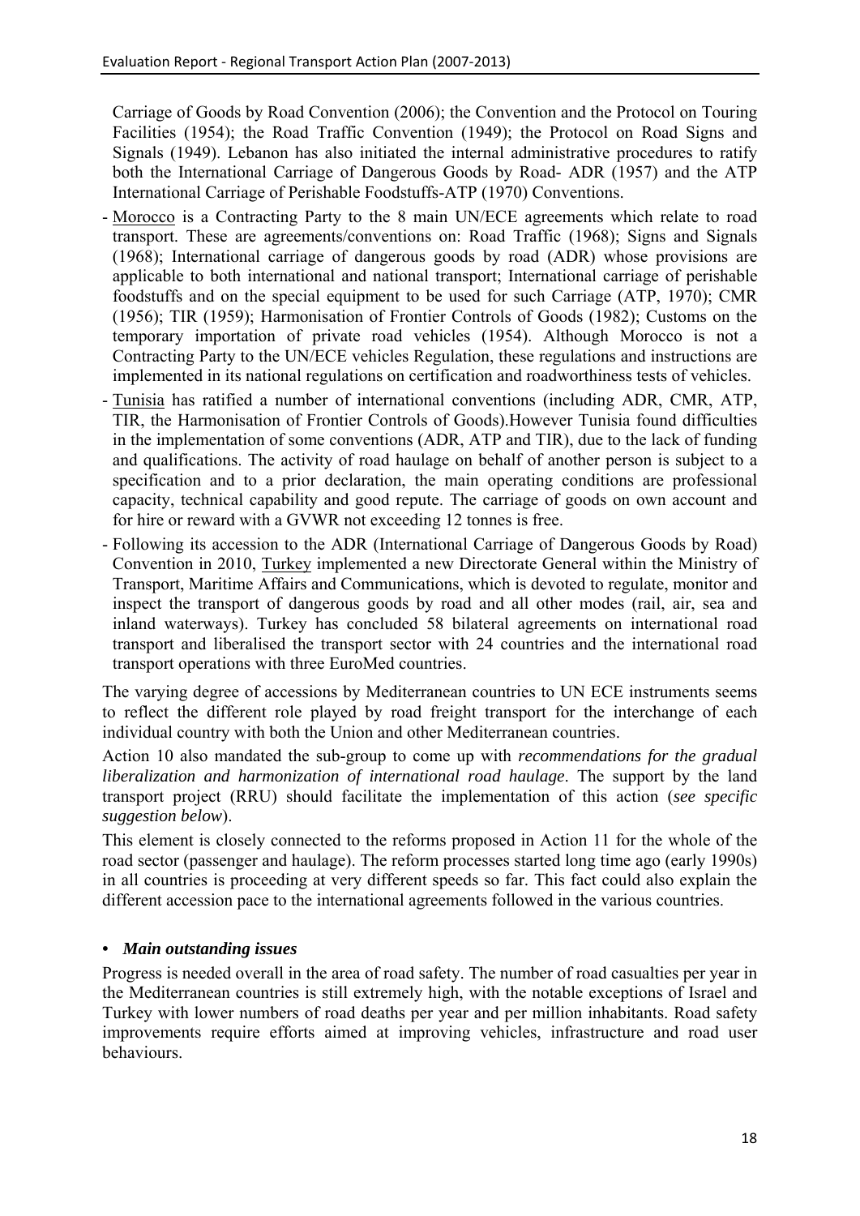Carriage of Goods by Road Convention (2006); the Convention and the Protocol on Touring Facilities (1954); the Road Traffic Convention (1949); the Protocol on Road Signs and Signals (1949). Lebanon has also initiated the internal administrative procedures to ratify both the International Carriage of Dangerous Goods by Road- ADR (1957) and the ATP International Carriage of Perishable Foodstuffs-ATP (1970) Conventions.

- Morocco is a Contracting Party to the 8 main UN/ECE agreements which relate to road transport. These are agreements/conventions on: Road Traffic (1968); Signs and Signals (1968); International carriage of dangerous goods by road (ADR) whose provisions are applicable to both international and national transport; International carriage of perishable foodstuffs and on the special equipment to be used for such Carriage (ATP, 1970); CMR (1956); TIR (1959); Harmonisation of Frontier Controls of Goods (1982); Customs on the temporary importation of private road vehicles (1954). Although Morocco is not a Contracting Party to the UN/ECE vehicles Regulation, these regulations and instructions are implemented in its national regulations on certification and roadworthiness tests of vehicles.
- Tunisia has ratified a number of international conventions (including ADR, CMR, ATP, TIR, the Harmonisation of Frontier Controls of Goods).However Tunisia found difficulties in the implementation of some conventions (ADR, ATP and TIR), due to the lack of funding and qualifications. The activity of road haulage on behalf of another person is subject to a specification and to a prior declaration, the main operating conditions are professional capacity, technical capability and good repute. The carriage of goods on own account and for hire or reward with a GVWR not exceeding 12 tonnes is free.
- Following its accession to the ADR (International Carriage of Dangerous Goods by Road) Convention in 2010, Turkey implemented a new Directorate General within the Ministry of Transport, Maritime Affairs and Communications, which is devoted to regulate, monitor and inspect the transport of dangerous goods by road and all other modes (rail, air, sea and inland waterways). Turkey has concluded 58 bilateral agreements on international road transport and liberalised the transport sector with 24 countries and the international road transport operations with three EuroMed countries.

The varying degree of accessions by Mediterranean countries to UN ECE instruments seems to reflect the different role played by road freight transport for the interchange of each individual country with both the Union and other Mediterranean countries.

Action 10 also mandated the sub-group to come up with *recommendations for the gradual liberalization and harmonization of international road haulage*. The support by the land transport project (RRU) should facilitate the implementation of this action (*see specific suggestion below*).

This element is closely connected to the reforms proposed in Action 11 for the whole of the road sector (passenger and haulage). The reform processes started long time ago (early 1990s) in all countries is proceeding at very different speeds so far. This fact could also explain the different accession pace to the international agreements followed in the various countries.

- ***Main outstanding issues***

Progress is needed overall in the area of road safety. The number of road casualties per year in the Mediterranean countries is still extremely high, with the notable exceptions of Israel and Turkey with lower numbers of road deaths per year and per million inhabitants. Road safety improvements require efforts aimed at improving vehicles, infrastructure and road user behaviours.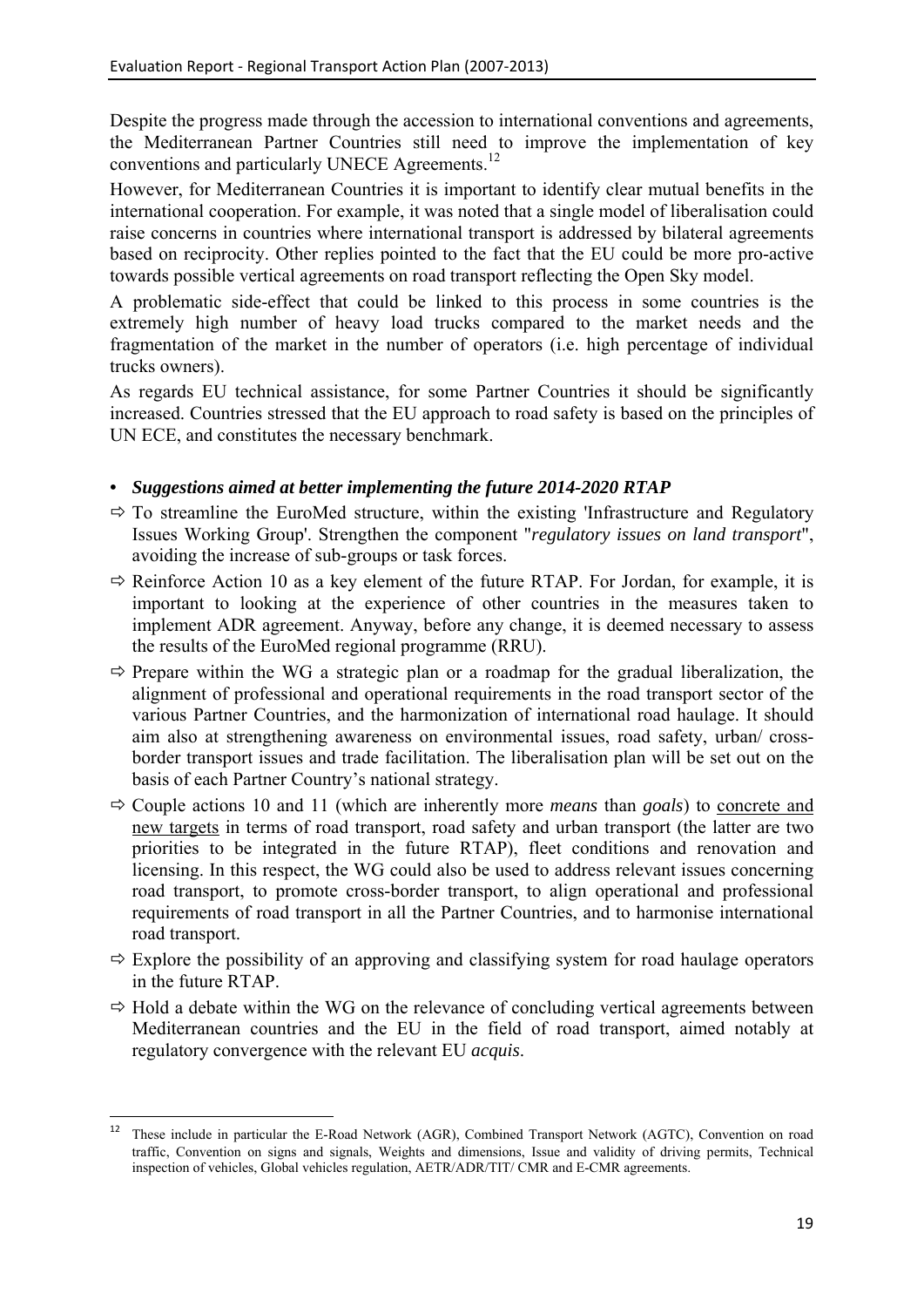Despite the progress made through the accession to international conventions and agreements, the Mediterranean Partner Countries still need to improve the implementation of key conventions and particularly UNECE Agreements.[12]

However, for Mediterranean Countries it is important to identify clear mutual benefits in the international cooperation. For example, it was noted that a single model of liberalisation could raise concerns in countries where international transport is addressed by bilateral agreements based on reciprocity. Other replies pointed to the fact that the EU could be more pro-active towards possible vertical agreements on road transport reflecting the Open Sky model.

A problematic side-effect that could be linked to this process in some countries is the extremely high number of heavy load trucks compared to the market needs and the fragmentation of the market in the number of operators (i.e. high percentage of individual trucks owners).

As regards EU technical assistance, for some Partner Countries it should be significantly increased. Countries stressed that the EU approach to road safety is based on the principles of UN ECE, and constitutes the necessary benchmark.

- ***Suggestions aimed at better implementing the future 2014-2020 RTAP***

⇨ To streamline the EuroMed structure, within the existing 'Infrastructure and Regulatory Issues Working Group'. Strengthen the component "*regulatory issues on land transport*", avoiding the increase of sub-groups or task forces.

⇨ Reinforce Action 10 as a key element of the future RTAP. For Jordan, for example, it is important to looking at the experience of other countries in the measures taken to implement ADR agreement. Anyway, before any change, it is deemed necessary to assess the results of the EuroMed regional programme (RRU).

⇨ Prepare within the WG a strategic plan or a roadmap for the gradual liberalization, the alignment of professional and operational requirements in the road transport sector of the various Partner Countries, and the harmonization of international road haulage. It should aim also at strengthening awareness on environmental issues, road safety, urban/ cross-border transport issues and trade facilitation. The liberalisation plan will be set out on the basis of each Partner Country's national strategy.

⇨ Couple actions 10 and 11 (which are inherently more *means* than *goals*) to concrete and new targets in terms of road transport, road safety and urban transport (the latter are two priorities to be integrated in the future RTAP), fleet conditions and renovation and licensing. In this respect, the WG could also be used to address relevant issues concerning road transport, to promote cross-border transport, to align operational and professional requirements of road transport in all the Partner Countries, and to harmonise international road transport.

⇨ Explore the possibility of an approving and classifying system for road haulage operators in the future RTAP.

⇨ Hold a debate within the WG on the relevance of concluding vertical agreements between Mediterranean countries and the EU in the field of road transport, aimed notably at regulatory convergence with the relevant EU *acquis*.

---

[12] These include in particular the E-Road Network (AGR), Combined Transport Network (AGTC), Convention on road traffic, Convention on signs and signals, Weights and dimensions, Issue and validity of driving permits, Technical inspection of vehicles, Global vehicles regulation, AETR/ADR/TIT/ CMR and E-CMR agreements.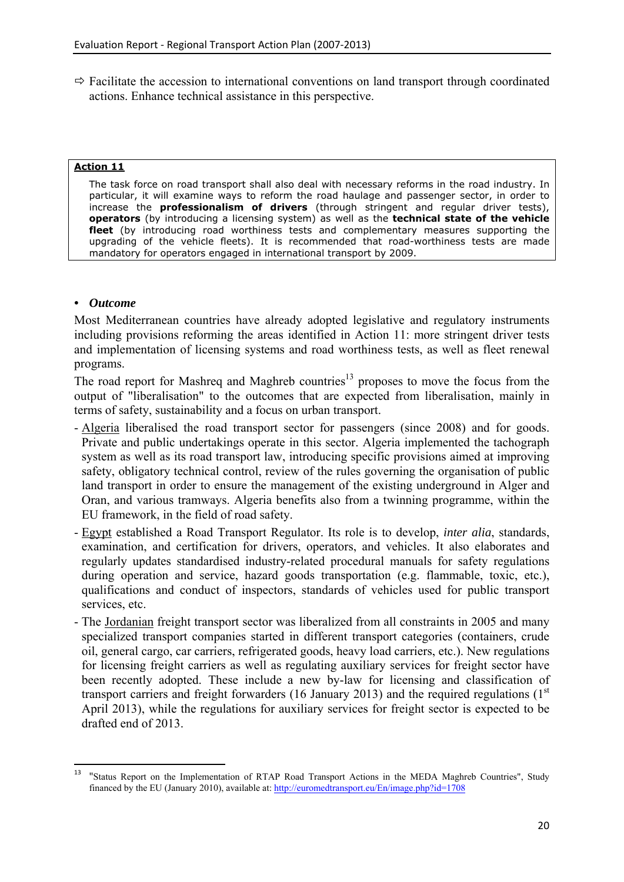⇨ Facilitate the accession to international conventions on land transport through coordinated actions. Enhance technical assistance in this perspective.

> **<u>Action 11</u>**
>
> The task force on road transport shall also deal with necessary reforms in the road industry. In particular, it will examine ways to reform the road haulage and passenger sector, in order to increase the **professionalism of drivers** (through stringent and regular driver tests), **operators** (by introducing a licensing system) as well as the **technical state of the vehicle fleet** (by introducing road worthiness tests and complementary measures supporting the upgrading of the vehicle fleets). It is recommended that road-worthiness tests are made mandatory for operators engaged in international transport by 2009.

- ***Outcome***

Most Mediterranean countries have already adopted legislative and regulatory instruments including provisions reforming the areas identified in Action 11: more stringent driver tests and implementation of licensing systems and road worthiness tests, as well as fleet renewal programs.

The road report for Mashreq and Maghreb countries[13] proposes to move the focus from the output of "liberalisation" to the outcomes that are expected from liberalisation, mainly in terms of safety, sustainability and a focus on urban transport.

- <u>Algeria</u> liberalised the road transport sector for passengers (since 2008) and for goods. Private and public undertakings operate in this sector. Algeria implemented the tachograph system as well as its road transport law, introducing specific provisions aimed at improving safety, obligatory technical control, review of the rules governing the organisation of public land transport in order to ensure the management of the existing underground in Alger and Oran, and various tramways. Algeria benefits also from a twinning programme, within the EU framework, in the field of road safety.
- <u>Egypt</u> established a Road Transport Regulator. Its role is to develop, *inter alia*, standards, examination, and certification for drivers, operators, and vehicles. It also elaborates and regularly updates standardised industry-related procedural manuals for safety regulations during operation and service, hazard goods transportation (e.g. flammable, toxic, etc.), qualifications and conduct of inspectors, standards of vehicles used for public transport services, etc.
- The <u>Jordanian</u> freight transport sector was liberalized from all constraints in 2005 and many specialized transport companies started in different transport categories (containers, crude oil, general cargo, car carriers, refrigerated goods, heavy load carriers, etc.). New regulations for licensing freight carriers as well as regulating auxiliary services for freight sector have been recently adopted. These include a new by-law for licensing and classification of transport carriers and freight forwarders (16 January 2013) and the required regulations (1st April 2013), while the regulations for auxiliary services for freight sector is expected to be drafted end of 2013.

[13] "Status Report on the Implementation of RTAP Road Transport Actions in the MEDA Maghreb Countries", Study financed by the EU (January 2010), available at: http://euromedtransport.eu/En/image.php?id=1708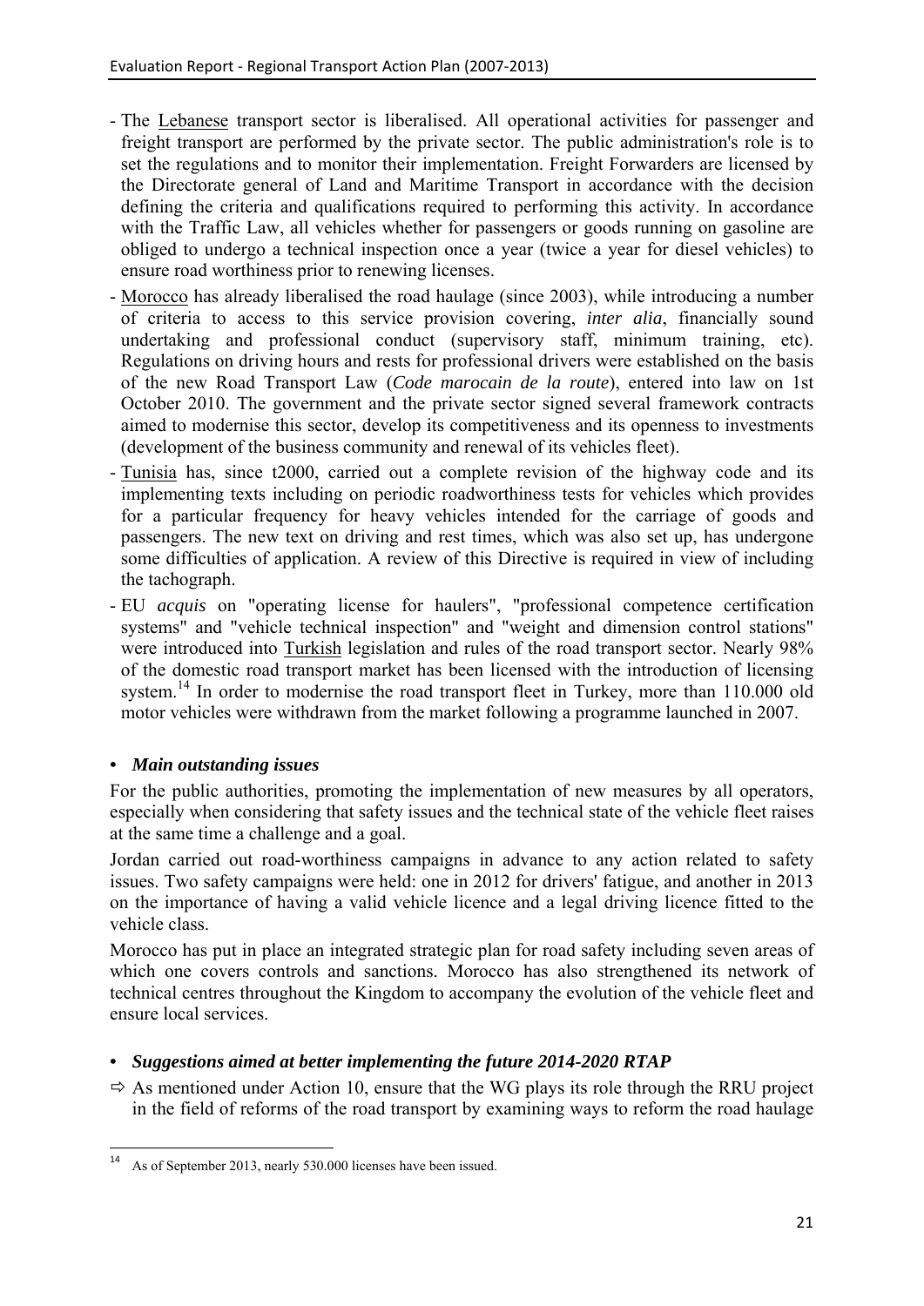- The <u>Lebanese</u> transport sector is liberalised. All operational activities for passenger and freight transport are performed by the private sector. The public administration's role is to set the regulations and to monitor their implementation. Freight Forwarders are licensed by the Directorate general of Land and Maritime Transport in accordance with the decision defining the criteria and qualifications required to performing this activity. In accordance with the Traffic Law, all vehicles whether for passengers or goods running on gasoline are obliged to undergo a technical inspection once a year (twice a year for diesel vehicles) to ensure road worthiness prior to renewing licenses.
- <u>Morocco</u> has already liberalised the road haulage (since 2003), while introducing a number of criteria to access to this service provision covering, *inter alia*, financially sound undertaking and professional conduct (supervisory staff, minimum training, etc). Regulations on driving hours and rests for professional drivers were established on the basis of the new Road Transport Law (*Code marocain de la route*), entered into law on 1st October 2010. The government and the private sector signed several framework contracts aimed to modernise this sector, develop its competitiveness and its openness to investments (development of the business community and renewal of its vehicles fleet).
- <u>Tunisia</u> has, since t2000, carried out a complete revision of the highway code and its implementing texts including on periodic roadworthiness tests for vehicles which provides for a particular frequency for heavy vehicles intended for the carriage of goods and passengers. The new text on driving and rest times, which was also set up, has undergone some difficulties of application. A review of this Directive is required in view of including the tachograph.
- EU *acquis* on "operating license for haulers", "professional competence certification systems" and "vehicle technical inspection" and "weight and dimension control stations" were introduced into <u>Turkish</u> legislation and rules of the road transport sector. Nearly 98% of the domestic road transport market has been licensed with the introduction of licensing system.[14] In order to modernise the road transport fleet in Turkey, more than 110.000 old motor vehicles were withdrawn from the market following a programme launched in 2007.

- ***Main outstanding issues***

For the public authorities, promoting the implementation of new measures by all operators, especially when considering that safety issues and the technical state of the vehicle fleet raises at the same time a challenge and a goal.

Jordan carried out road-worthiness campaigns in advance to any action related to safety issues. Two safety campaigns were held: one in 2012 for drivers' fatigue, and another in 2013 on the importance of having a valid vehicle licence and a legal driving licence fitted to the vehicle class.

Morocco has put in place an integrated strategic plan for road safety including seven areas of which one covers controls and sanctions. Morocco has also strengthened its network of technical centres throughout the Kingdom to accompany the evolution of the vehicle fleet and ensure local services.

- ***Suggestions aimed at better implementing the future 2014-2020 RTAP***

⇨ As mentioned under Action 10, ensure that the WG plays its role through the RRU project in the field of reforms of the road transport by examining ways to reform the road haulage

[14] As of September 2013, nearly 530.000 licenses have been issued.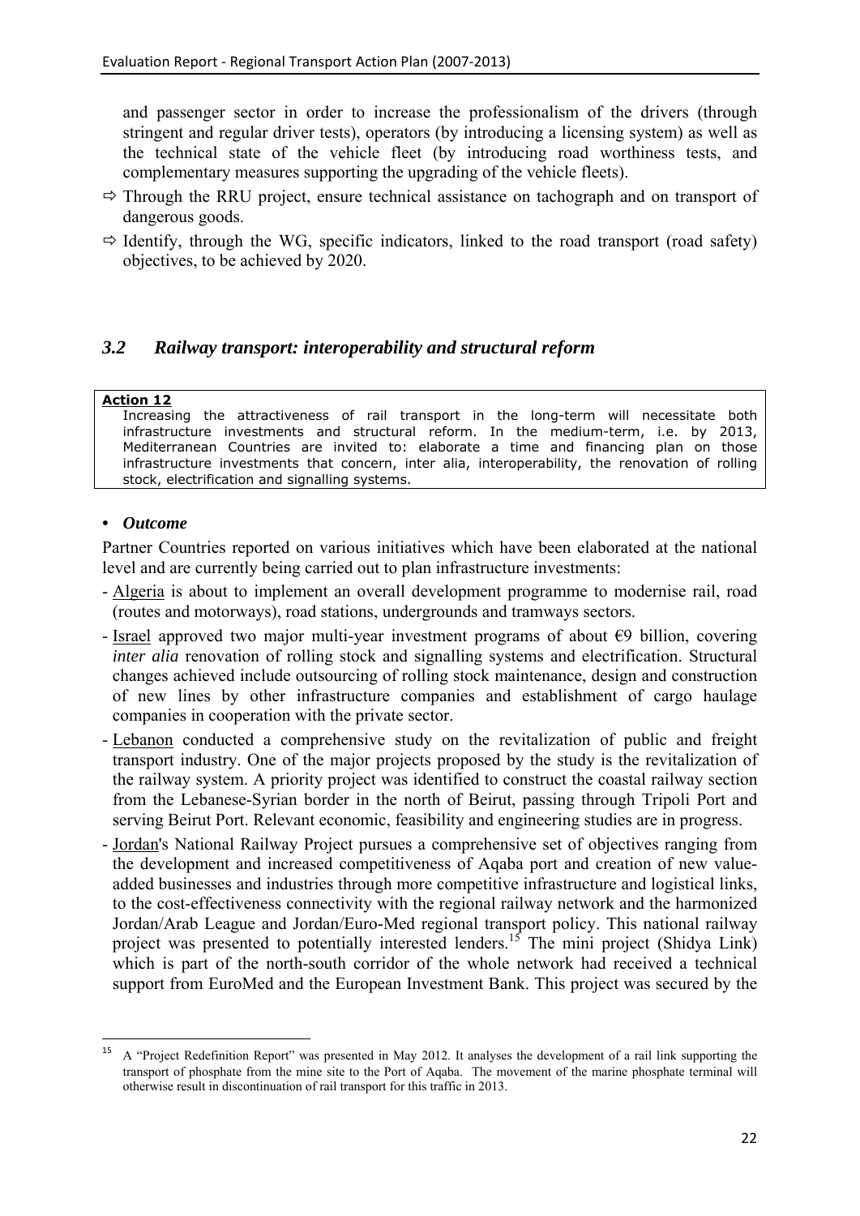and passenger sector in order to increase the professionalism of the drivers (through stringent and regular driver tests), operators (by introducing a licensing system) as well as the technical state of the vehicle fleet (by introducing road worthiness tests, and complementary measures supporting the upgrading of the vehicle fleets).

⇨ Through the RRU project, ensure technical assistance on tachograph and on transport of dangerous goods.

⇨ Identify, through the WG, specific indicators, linked to the road transport (road safety) objectives, to be achieved by 2020.

## *3.2 Railway transport: interoperability and structural reform*

**Action 12**

Increasing the attractiveness of rail transport in the long-term will necessitate both infrastructure investments and structural reform. In the medium-term, i.e. by 2013, Mediterranean Countries are invited to: elaborate a time and financing plan on those infrastructure investments that concern, inter alia, interoperability, the renovation of rolling stock, electrification and signalling systems.

- ***Outcome***

Partner Countries reported on various initiatives which have been elaborated at the national level and are currently being carried out to plan infrastructure investments:

- Algeria is about to implement an overall development programme to modernise rail, road (routes and motorways), road stations, undergrounds and tramways sectors.
- Israel approved two major multi-year investment programs of about €9 billion, covering *inter alia* renovation of rolling stock and signalling systems and electrification. Structural changes achieved include outsourcing of rolling stock maintenance, design and construction of new lines by other infrastructure companies and establishment of cargo haulage companies in cooperation with the private sector.
- Lebanon conducted a comprehensive study on the revitalization of public and freight transport industry. One of the major projects proposed by the study is the revitalization of the railway system. A priority project was identified to construct the coastal railway section from the Lebanese-Syrian border in the north of Beirut, passing through Tripoli Port and serving Beirut Port. Relevant economic, feasibility and engineering studies are in progress.
- Jordan's National Railway Project pursues a comprehensive set of objectives ranging from the development and increased competitiveness of Aqaba port and creation of new value-added businesses and industries through more competitive infrastructure and logistical links, to the cost-effectiveness connectivity with the regional railway network and the harmonized Jordan/Arab League and Jordan/Euro-Med regional transport policy. This national railway project was presented to potentially interested lenders.[15] The mini project (Shidya Link) which is part of the north-south corridor of the whole network had received a technical support from EuroMed and the European Investment Bank. This project was secured by the

[15] A "Project Redefinition Report" was presented in May 2012. It analyses the development of a rail link supporting the transport of phosphate from the mine site to the Port of Aqaba. The movement of the marine phosphate terminal will otherwise result in discontinuation of rail transport for this traffic in 2013.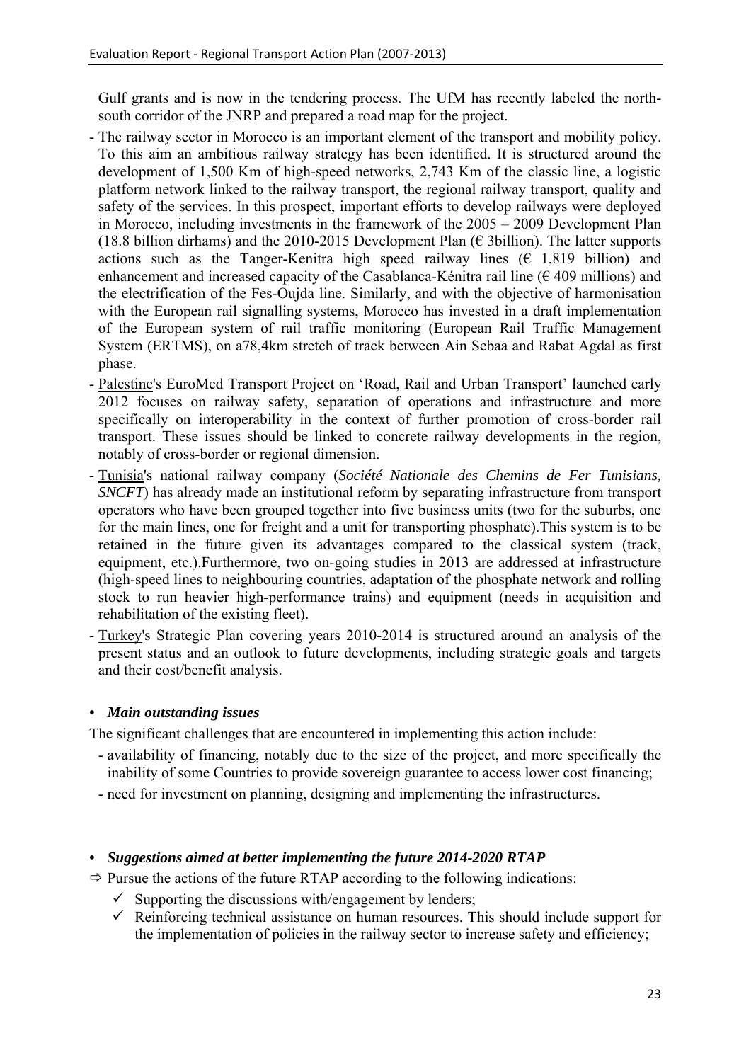Gulf grants and is now in the tendering process. The UfM has recently labeled the north-south corridor of the JNRP and prepared a road map for the project.

- The railway sector in Morocco is an important element of the transport and mobility policy. To this aim an ambitious railway strategy has been identified. It is structured around the development of 1,500 Km of high-speed networks, 2,743 Km of the classic line, a logistic platform network linked to the railway transport, the regional railway transport, quality and safety of the services. In this prospect, important efforts to develop railways were deployed in Morocco, including investments in the framework of the 2005 – 2009 Development Plan (18.8 billion dirhams) and the 2010-2015 Development Plan (€ 3billion). The latter supports actions such as the Tanger-Kenitra high speed railway lines (€ 1,819 billion) and enhancement and increased capacity of the Casablanca-Kénitra rail line (€ 409 millions) and the electrification of the Fes-Oujda line. Similarly, and with the objective of harmonisation with the European rail signalling systems, Morocco has invested in a draft implementation of the European system of rail traffic monitoring (European Rail Traffic Management System (ERTMS), on a78,4km stretch of track between Ain Sebaa and Rabat Agdal as first phase.
- Palestine's EuroMed Transport Project on 'Road, Rail and Urban Transport' launched early 2012 focuses on railway safety, separation of operations and infrastructure and more specifically on interoperability in the context of further promotion of cross-border rail transport. These issues should be linked to concrete railway developments in the region, notably of cross-border or regional dimension.
- Tunisia's national railway company (*Société Nationale des Chemins de Fer Tunisians, SNCFT*) has already made an institutional reform by separating infrastructure from transport operators who have been grouped together into five business units (two for the suburbs, one for the main lines, one for freight and a unit for transporting phosphate).This system is to be retained in the future given its advantages compared to the classical system (track, equipment, etc.).Furthermore, two on-going studies in 2013 are addressed at infrastructure (high-speed lines to neighbouring countries, adaptation of the phosphate network and rolling stock to run heavier high-performance trains) and equipment (needs in acquisition and rehabilitation of the existing fleet).
- Turkey's Strategic Plan covering years 2010-2014 is structured around an analysis of the present status and an outlook to future developments, including strategic goals and targets and their cost/benefit analysis.

- ***Main outstanding issues***

The significant challenges that are encountered in implementing this action include:

- availability of financing, notably due to the size of the project, and more specifically the inability of some Countries to provide sovereign guarantee to access lower cost financing;
- need for investment on planning, designing and implementing the infrastructures.

- ***Suggestions aimed at better implementing the future 2014-2020 RTAP***

⇨ Pursue the actions of the future RTAP according to the following indications:

- ✓ Supporting the discussions with/engagement by lenders;
- ✓ Reinforcing technical assistance on human resources. This should include support for the implementation of policies in the railway sector to increase safety and efficiency;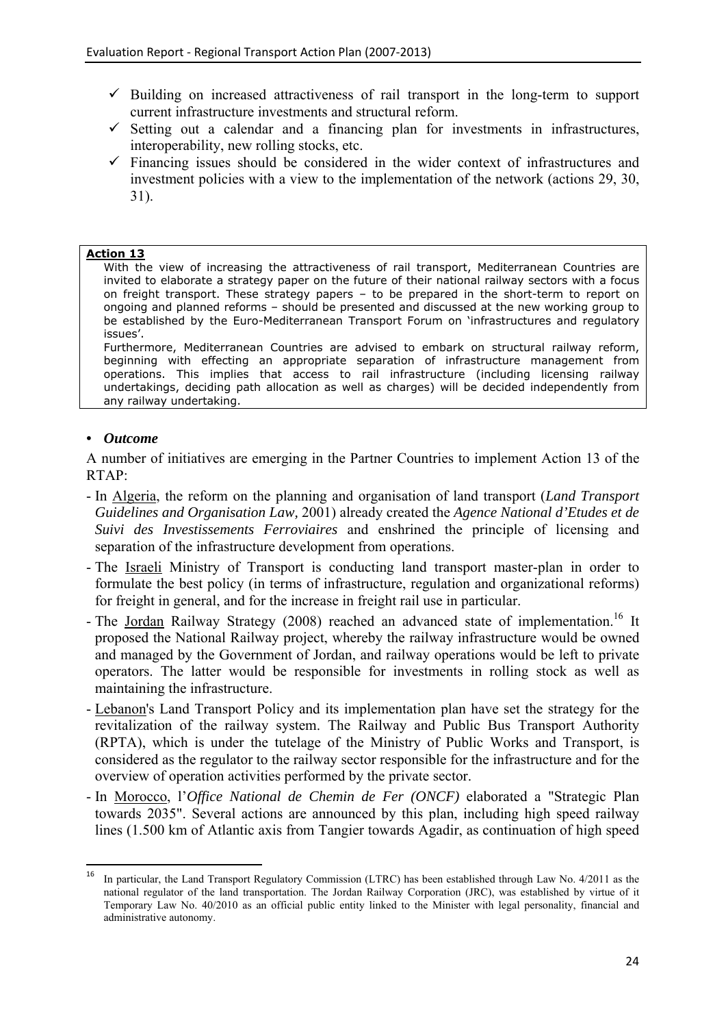- ✓ Building on increased attractiveness of rail transport in the long-term to support current infrastructure investments and structural reform.
- ✓ Setting out a calendar and a financing plan for investments in infrastructures, interoperability, new rolling stocks, etc.
- ✓ Financing issues should be considered in the wider context of infrastructures and investment policies with a view to the implementation of the network (actions 29, 30, 31).

> **Action 13**
>
> With the view of increasing the attractiveness of rail transport, Mediterranean Countries are invited to elaborate a strategy paper on the future of their national railway sectors with a focus on freight transport. These strategy papers – to be prepared in the short-term to report on ongoing and planned reforms – should be presented and discussed at the new working group to be established by the Euro-Mediterranean Transport Forum on 'infrastructures and regulatory issues'.
>
> Furthermore, Mediterranean Countries are advised to embark on structural railway reform, beginning with effecting an appropriate separation of infrastructure management from operations. This implies that access to rail infrastructure (including licensing railway undertakings, deciding path allocation as well as charges) will be decided independently from any railway undertaking.

- ***Outcome***

A number of initiatives are emerging in the Partner Countries to implement Action 13 of the RTAP:

- In Algeria, the reform on the planning and organisation of land transport (*Land Transport Guidelines and Organisation Law,* 2001) already created the *Agence National d'Etudes et de Suivi des Investissements Ferroviaires* and enshrined the principle of licensing and separation of the infrastructure development from operations.
- The Israeli Ministry of Transport is conducting land transport master-plan in order to formulate the best policy (in terms of infrastructure, regulation and organizational reforms) for freight in general, and for the increase in freight rail use in particular.
- The Jordan Railway Strategy (2008) reached an advanced state of implementation.[16] It proposed the National Railway project, whereby the railway infrastructure would be owned and managed by the Government of Jordan, and railway operations would be left to private operators. The latter would be responsible for investments in rolling stock as well as maintaining the infrastructure.
- Lebanon's Land Transport Policy and its implementation plan have set the strategy for the revitalization of the railway system. The Railway and Public Bus Transport Authority (RPTA), which is under the tutelage of the Ministry of Public Works and Transport, is considered as the regulator to the railway sector responsible for the infrastructure and for the overview of operation activities performed by the private sector.
- In Morocco, l'*Office National de Chemin de Fer (ONCF)* elaborated a "Strategic Plan towards 2035". Several actions are announced by this plan, including high speed railway lines (1.500 km of Atlantic axis from Tangier towards Agadir, as continuation of high speed

[16] In particular, the Land Transport Regulatory Commission (LTRC) has been established through Law No. 4/2011 as the national regulator of the land transportation. The Jordan Railway Corporation (JRC), was established by virtue of it Temporary Law No. 40/2010 as an official public entity linked to the Minister with legal personality, financial and administrative autonomy.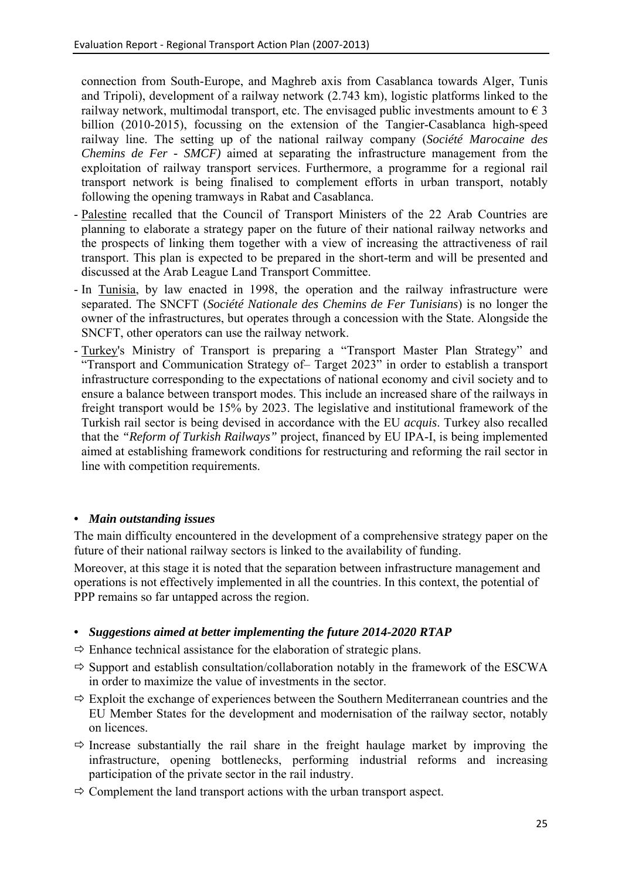connection from South-Europe, and Maghreb axis from Casablanca towards Alger, Tunis and Tripoli), development of a railway network (2.743 km), logistic platforms linked to the railway network, multimodal transport, etc. The envisaged public investments amount to € 3 billion (2010-2015), focussing on the extension of the Tangier-Casablanca high-speed railway line. The setting up of the national railway company (*Société Marocaine des Chemins de Fer - SMCF)* aimed at separating the infrastructure management from the exploitation of railway transport services. Furthermore, a programme for a regional rail transport network is being finalised to complement efforts in urban transport, notably following the opening tramways in Rabat and Casablanca.

- Palestine recalled that the Council of Transport Ministers of the 22 Arab Countries are planning to elaborate a strategy paper on the future of their national railway networks and the prospects of linking them together with a view of increasing the attractiveness of rail transport. This plan is expected to be prepared in the short-term and will be presented and discussed at the Arab League Land Transport Committee.
- In Tunisia, by law enacted in 1998, the operation and the railway infrastructure were separated. The SNCFT (*Société Nationale des Chemins de Fer Tunisians*) is no longer the owner of the infrastructures, but operates through a concession with the State. Alongside the SNCFT, other operators can use the railway network.
- Turkey's Ministry of Transport is preparing a "Transport Master Plan Strategy" and "Transport and Communication Strategy of– Target 2023" in order to establish a transport infrastructure corresponding to the expectations of national economy and civil society and to ensure a balance between transport modes. This include an increased share of the railways in freight transport would be 15% by 2023. The legislative and institutional framework of the Turkish rail sector is being devised in accordance with the EU *acquis*. Turkey also recalled that the *"Reform of Turkish Railways"* project, financed by EU IPA-I, is being implemented aimed at establishing framework conditions for restructuring and reforming the rail sector in line with competition requirements.

- ***Main outstanding issues***

The main difficulty encountered in the development of a comprehensive strategy paper on the future of their national railway sectors is linked to the availability of funding.

Moreover, at this stage it is noted that the separation between infrastructure management and operations is not effectively implemented in all the countries. In this context, the potential of PPP remains so far untapped across the region.

- ***Suggestions aimed at better implementing the future 2014-2020 RTAP***

⇨ Enhance technical assistance for the elaboration of strategic plans.

⇨ Support and establish consultation/collaboration notably in the framework of the ESCWA in order to maximize the value of investments in the sector.

⇨ Exploit the exchange of experiences between the Southern Mediterranean countries and the EU Member States for the development and modernisation of the railway sector, notably on licences.

⇨ Increase substantially the rail share in the freight haulage market by improving the infrastructure, opening bottlenecks, performing industrial reforms and increasing participation of the private sector in the rail industry.

⇨ Complement the land transport actions with the urban transport aspect.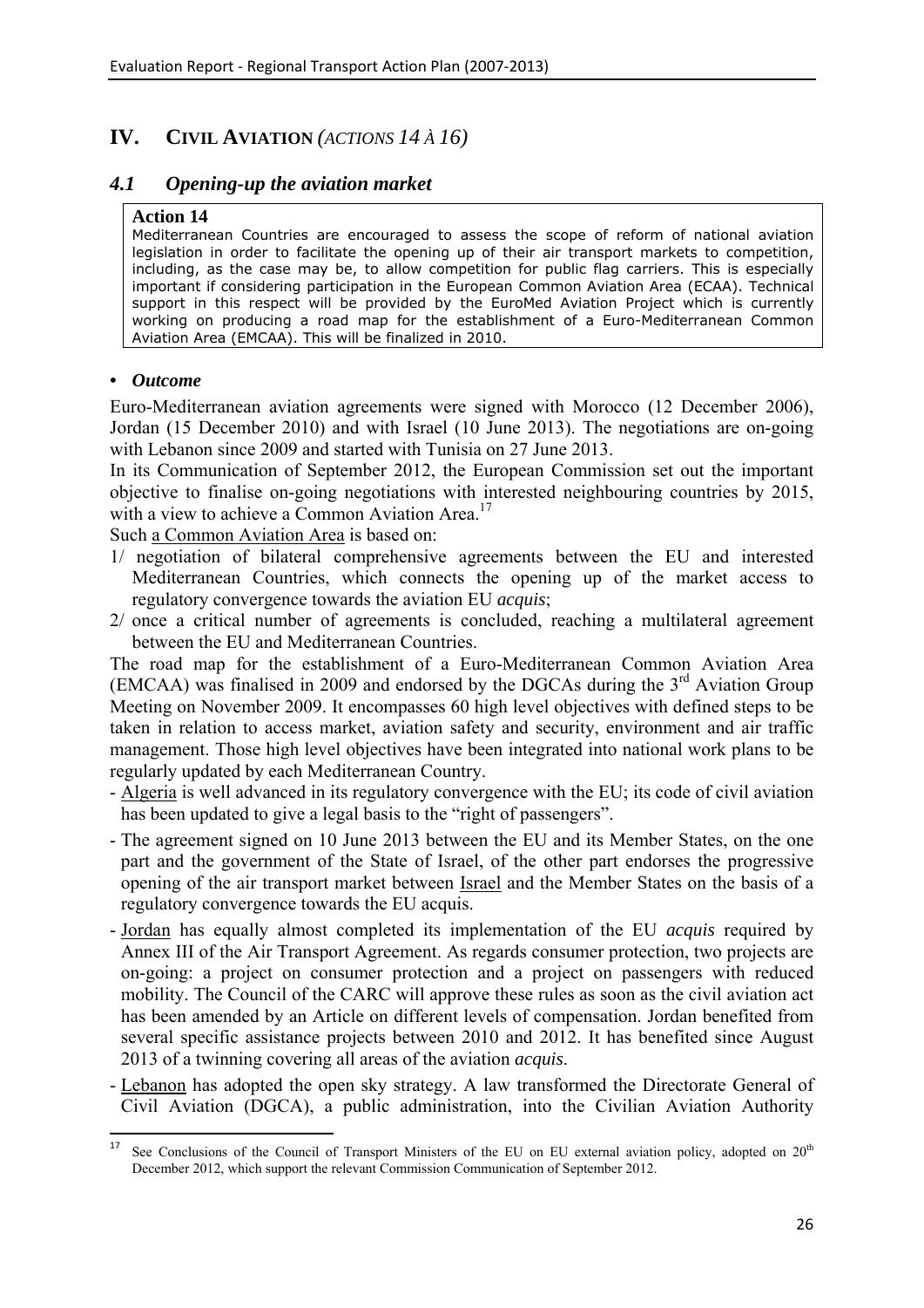# IV. CIVIL AVIATION *(ACTIONS 14 À 16)*

## *4.1 Opening-up the aviation market*

**Action 14**

Mediterranean Countries are encouraged to assess the scope of reform of national aviation legislation in order to facilitate the opening up of their air transport markets to competition, including, as the case may be, to allow competition for public flag carriers. This is especially important if considering participation in the European Common Aviation Area (ECAA). Technical support in this respect will be provided by the EuroMed Aviation Project which is currently working on producing a road map for the establishment of a Euro-Mediterranean Common Aviation Area (EMCAA). This will be finalized in 2010.

- ***Outcome***

Euro-Mediterranean aviation agreements were signed with Morocco (12 December 2006), Jordan (15 December 2010) and with Israel (10 June 2013). The negotiations are on-going with Lebanon since 2009 and started with Tunisia on 27 June 2013.

In its Communication of September 2012, the European Commission set out the important objective to finalise on-going negotiations with interested neighbouring countries by 2015, with a view to achieve a Common Aviation Area.[17]

Such a Common Aviation Area is based on:

1/ negotiation of bilateral comprehensive agreements between the EU and interested Mediterranean Countries, which connects the opening up of the market access to regulatory convergence towards the aviation EU *acquis*;

2/ once a critical number of agreements is concluded, reaching a multilateral agreement between the EU and Mediterranean Countries.

The road map for the establishment of a Euro-Mediterranean Common Aviation Area (EMCAA) was finalised in 2009 and endorsed by the DGCAs during the 3rd Aviation Group Meeting on November 2009. It encompasses 60 high level objectives with defined steps to be taken in relation to access market, aviation safety and security, environment and air traffic management. Those high level objectives have been integrated into national work plans to be regularly updated by each Mediterranean Country.

- Algeria is well advanced in its regulatory convergence with the EU; its code of civil aviation has been updated to give a legal basis to the "right of passengers".
- The agreement signed on 10 June 2013 between the EU and its Member States, on the one part and the government of the State of Israel, of the other part endorses the progressive opening of the air transport market between Israel and the Member States on the basis of a regulatory convergence towards the EU acquis.
- Jordan has equally almost completed its implementation of the EU *acquis* required by Annex III of the Air Transport Agreement. As regards consumer protection, two projects are on-going: a project on consumer protection and a project on passengers with reduced mobility. The Council of the CARC will approve these rules as soon as the civil aviation act has been amended by an Article on different levels of compensation. Jordan benefited from several specific assistance projects between 2010 and 2012. It has benefited since August 2013 of a twinning covering all areas of the aviation *acquis*.
- Lebanon has adopted the open sky strategy. A law transformed the Directorate General of Civil Aviation (DGCA), a public administration, into the Civilian Aviation Authority

---

[17] See Conclusions of the Council of Transport Ministers of the EU on EU external aviation policy, adopted on 20th December 2012, which support the relevant Commission Communication of September 2012.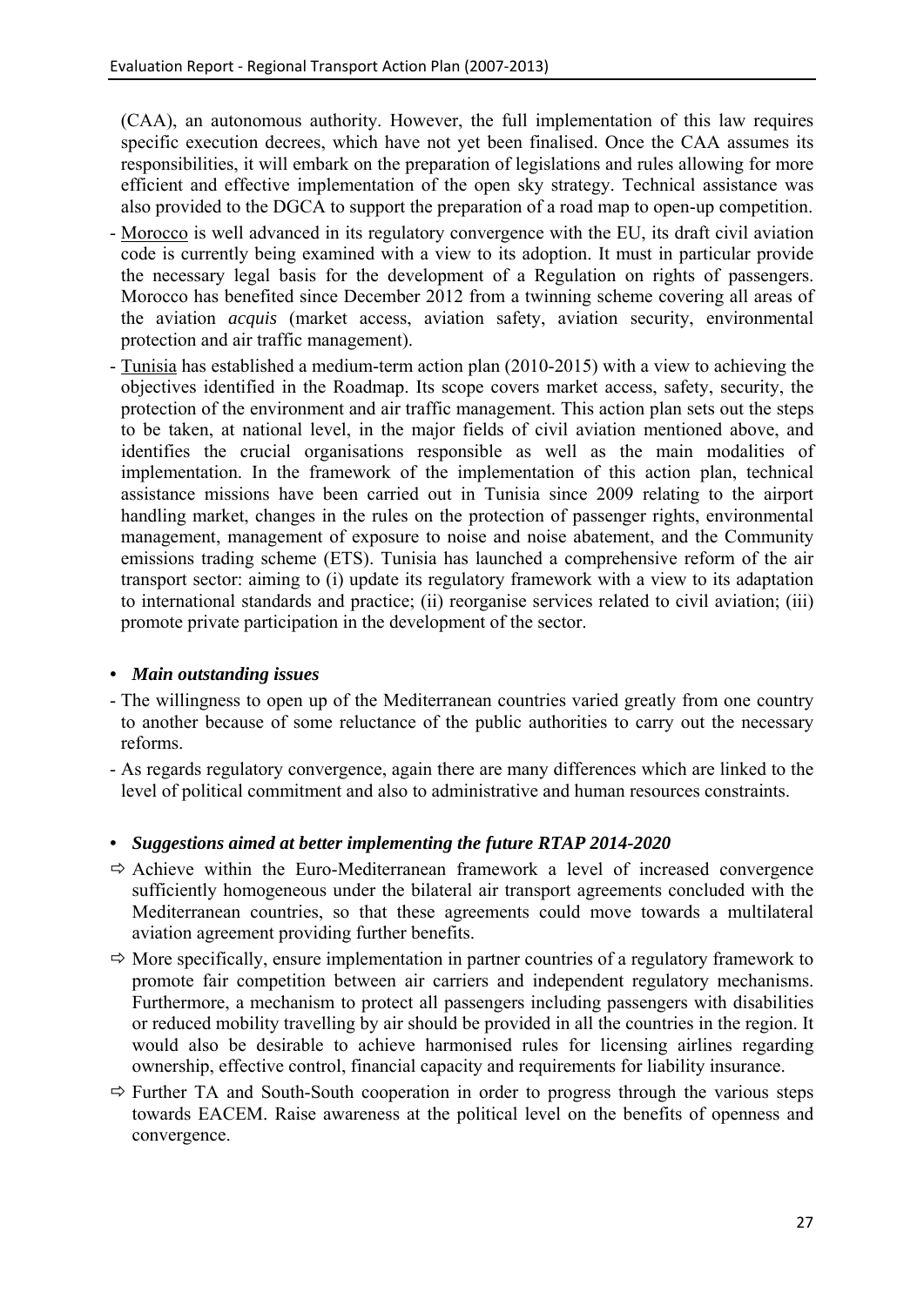(CAA), an autonomous authority. However, the full implementation of this law requires specific execution decrees, which have not yet been finalised. Once the CAA assumes its responsibilities, it will embark on the preparation of legislations and rules allowing for more efficient and effective implementation of the open sky strategy. Technical assistance was also provided to the DGCA to support the preparation of a road map to open-up competition.

- Morocco is well advanced in its regulatory convergence with the EU, its draft civil aviation code is currently being examined with a view to its adoption. It must in particular provide the necessary legal basis for the development of a Regulation on rights of passengers. Morocco has benefited since December 2012 from a twinning scheme covering all areas of the aviation *acquis* (market access, aviation safety, aviation security, environmental protection and air traffic management).
- Tunisia has established a medium-term action plan (2010-2015) with a view to achieving the objectives identified in the Roadmap. Its scope covers market access, safety, security, the protection of the environment and air traffic management. This action plan sets out the steps to be taken, at national level, in the major fields of civil aviation mentioned above, and identifies the crucial organisations responsible as well as the main modalities of implementation. In the framework of the implementation of this action plan, technical assistance missions have been carried out in Tunisia since 2009 relating to the airport handling market, changes in the rules on the protection of passenger rights, environmental management, management of exposure to noise and noise abatement, and the Community emissions trading scheme (ETS). Tunisia has launched a comprehensive reform of the air transport sector: aiming to (i) update its regulatory framework with a view to its adaptation to international standards and practice; (ii) reorganise services related to civil aviation; (iii) promote private participation in the development of the sector.

- ***Main outstanding issues***

- The willingness to open up of the Mediterranean countries varied greatly from one country to another because of some reluctance of the public authorities to carry out the necessary reforms.
- As regards regulatory convergence, again there are many differences which are linked to the level of political commitment and also to administrative and human resources constraints.

- ***Suggestions aimed at better implementing the future RTAP 2014-2020***

⇨ Achieve within the Euro-Mediterranean framework a level of increased convergence sufficiently homogeneous under the bilateral air transport agreements concluded with the Mediterranean countries, so that these agreements could move towards a multilateral aviation agreement providing further benefits.

⇨ More specifically, ensure implementation in partner countries of a regulatory framework to promote fair competition between air carriers and independent regulatory mechanisms. Furthermore, a mechanism to protect all passengers including passengers with disabilities or reduced mobility travelling by air should be provided in all the countries in the region. It would also be desirable to achieve harmonised rules for licensing airlines regarding ownership, effective control, financial capacity and requirements for liability insurance.

⇨ Further TA and South-South cooperation in order to progress through the various steps towards EACEM. Raise awareness at the political level on the benefits of openness and convergence.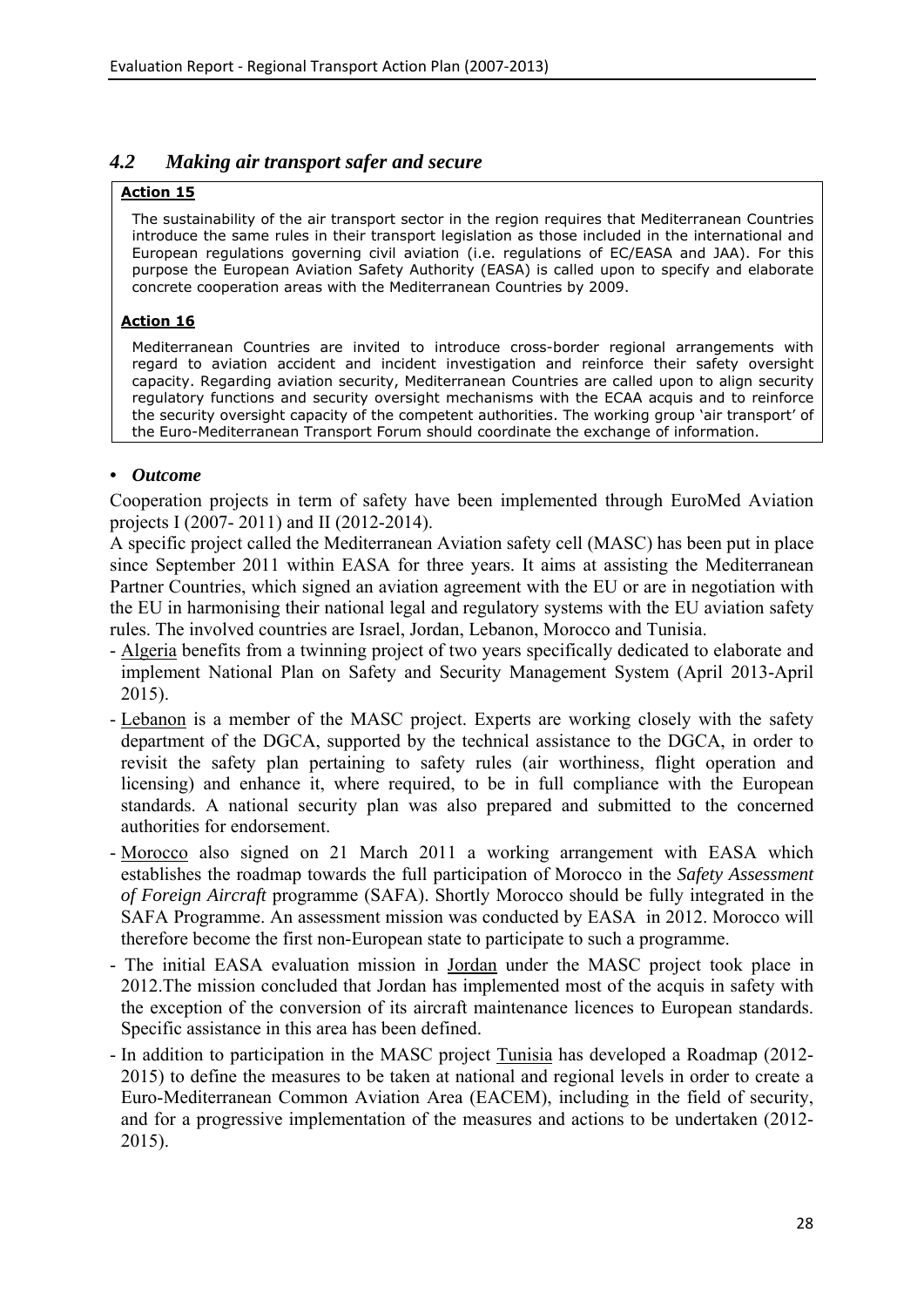## *4.2 Making air transport safer and secure*

**Action 15**

The sustainability of the air transport sector in the region requires that Mediterranean Countries introduce the same rules in their transport legislation as those included in the international and European regulations governing civil aviation (i.e. regulations of EC/EASA and JAA). For this purpose the European Aviation Safety Authority (EASA) is called upon to specify and elaborate concrete cooperation areas with the Mediterranean Countries by 2009.

**Action 16**

Mediterranean Countries are invited to introduce cross-border regional arrangements with regard to aviation accident and incident investigation and reinforce their safety oversight capacity. Regarding aviation security, Mediterranean Countries are called upon to align security regulatory functions and security oversight mechanisms with the ECAA acquis and to reinforce the security oversight capacity of the competent authorities. The working group 'air transport' of the Euro-Mediterranean Transport Forum should coordinate the exchange of information.

- ***Outcome***

Cooperation projects in term of safety have been implemented through EuroMed Aviation projects I (2007- 2011) and II (2012-2014).

A specific project called the Mediterranean Aviation safety cell (MASC) has been put in place since September 2011 within EASA for three years. It aims at assisting the Mediterranean Partner Countries, which signed an aviation agreement with the EU or are in negotiation with the EU in harmonising their national legal and regulatory systems with the EU aviation safety rules. The involved countries are Israel, Jordan, Lebanon, Morocco and Tunisia.

- Algeria benefits from a twinning project of two years specifically dedicated to elaborate and implement National Plan on Safety and Security Management System (April 2013-April 2015).
- Lebanon is a member of the MASC project. Experts are working closely with the safety department of the DGCA, supported by the technical assistance to the DGCA, in order to revisit the safety plan pertaining to safety rules (air worthiness, flight operation and licensing) and enhance it, where required, to be in full compliance with the European standards. A national security plan was also prepared and submitted to the concerned authorities for endorsement.
- Morocco also signed on 21 March 2011 a working arrangement with EASA which establishes the roadmap towards the full participation of Morocco in the *Safety Assessment of Foreign Aircraft* programme (SAFA). Shortly Morocco should be fully integrated in the SAFA Programme. An assessment mission was conducted by EASA in 2012. Morocco will therefore become the first non-European state to participate to such a programme.
- The initial EASA evaluation mission in Jordan under the MASC project took place in 2012.The mission concluded that Jordan has implemented most of the acquis in safety with the exception of the conversion of its aircraft maintenance licences to European standards. Specific assistance in this area has been defined.
- In addition to participation in the MASC project Tunisia has developed a Roadmap (2012-2015) to define the measures to be taken at national and regional levels in order to create a Euro-Mediterranean Common Aviation Area (EACEM), including in the field of security, and for a progressive implementation of the measures and actions to be undertaken (2012-2015).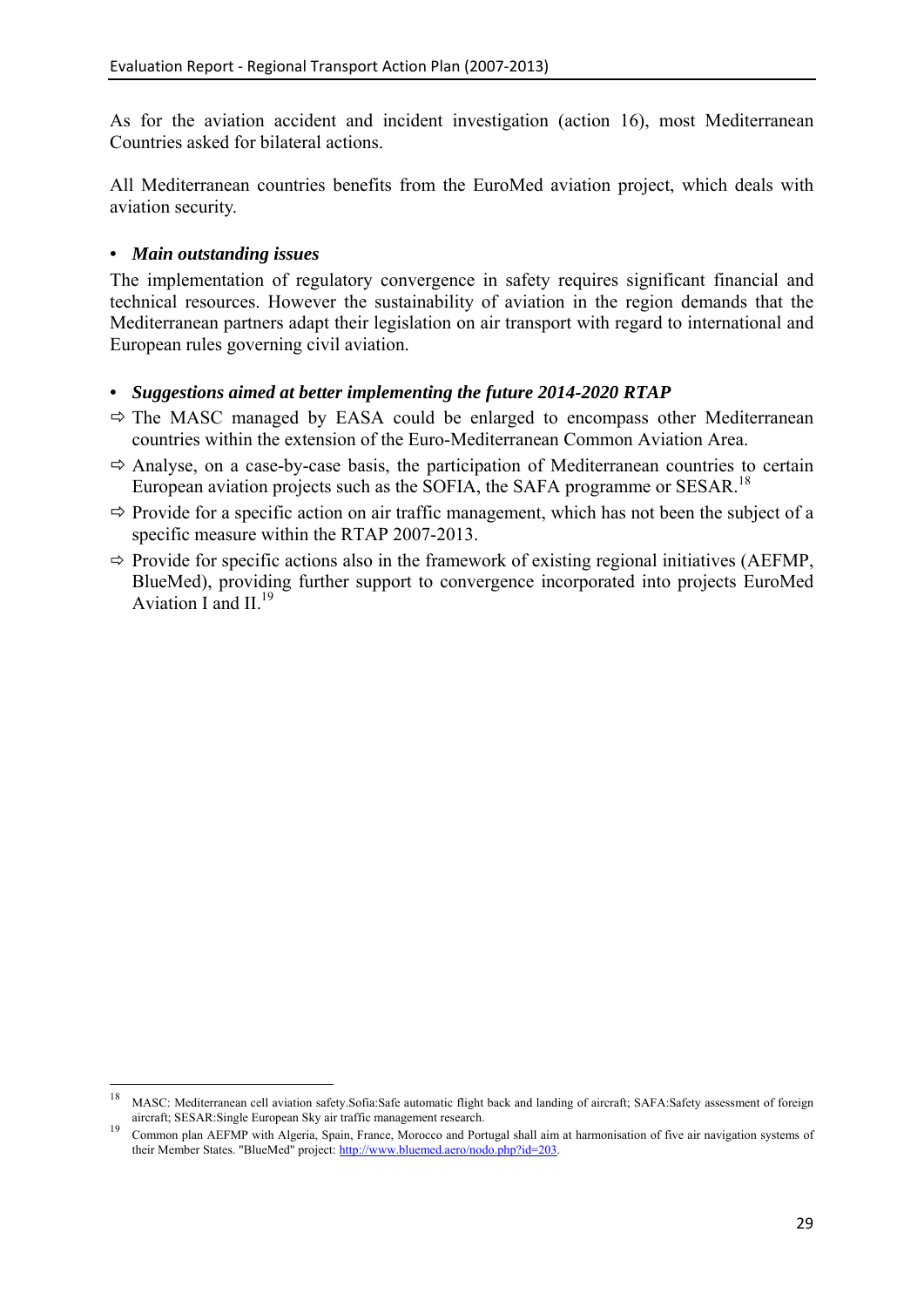As for the aviation accident and incident investigation (action 16), most Mediterranean Countries asked for bilateral actions.

All Mediterranean countries benefits from the EuroMed aviation project, which deals with aviation security.

- ***Main outstanding issues***

The implementation of regulatory convergence in safety requires significant financial and technical resources. However the sustainability of aviation in the region demands that the Mediterranean partners adapt their legislation on air transport with regard to international and European rules governing civil aviation.

- ***Suggestions aimed at better implementing the future 2014-2020 RTAP***

⇨ The MASC managed by EASA could be enlarged to encompass other Mediterranean countries within the extension of the Euro-Mediterranean Common Aviation Area.

⇨ Analyse, on a case-by-case basis, the participation of Mediterranean countries to certain European aviation projects such as the SOFIA, the SAFA programme or SESAR.[18]

⇨ Provide for a specific action on air traffic management, which has not been the subject of a specific measure within the RTAP 2007-2013.

⇨ Provide for specific actions also in the framework of existing regional initiatives (AEFMP, BlueMed), providing further support to convergence incorporated into projects EuroMed Aviation I and II.[19]

---

[18] MASC: Mediterranean cell aviation safety.Sofia:Safe automatic flight back and landing of aircraft; SAFA:Safety assessment of foreign aircraft; SESAR:Single European Sky air traffic management research.

[19] Common plan AEFMP with Algeria, Spain, France, Morocco and Portugal shall aim at harmonisation of five air navigation systems of their Member States. "BlueMed" project: http://www.bluemed.aero/nodo.php?id=203.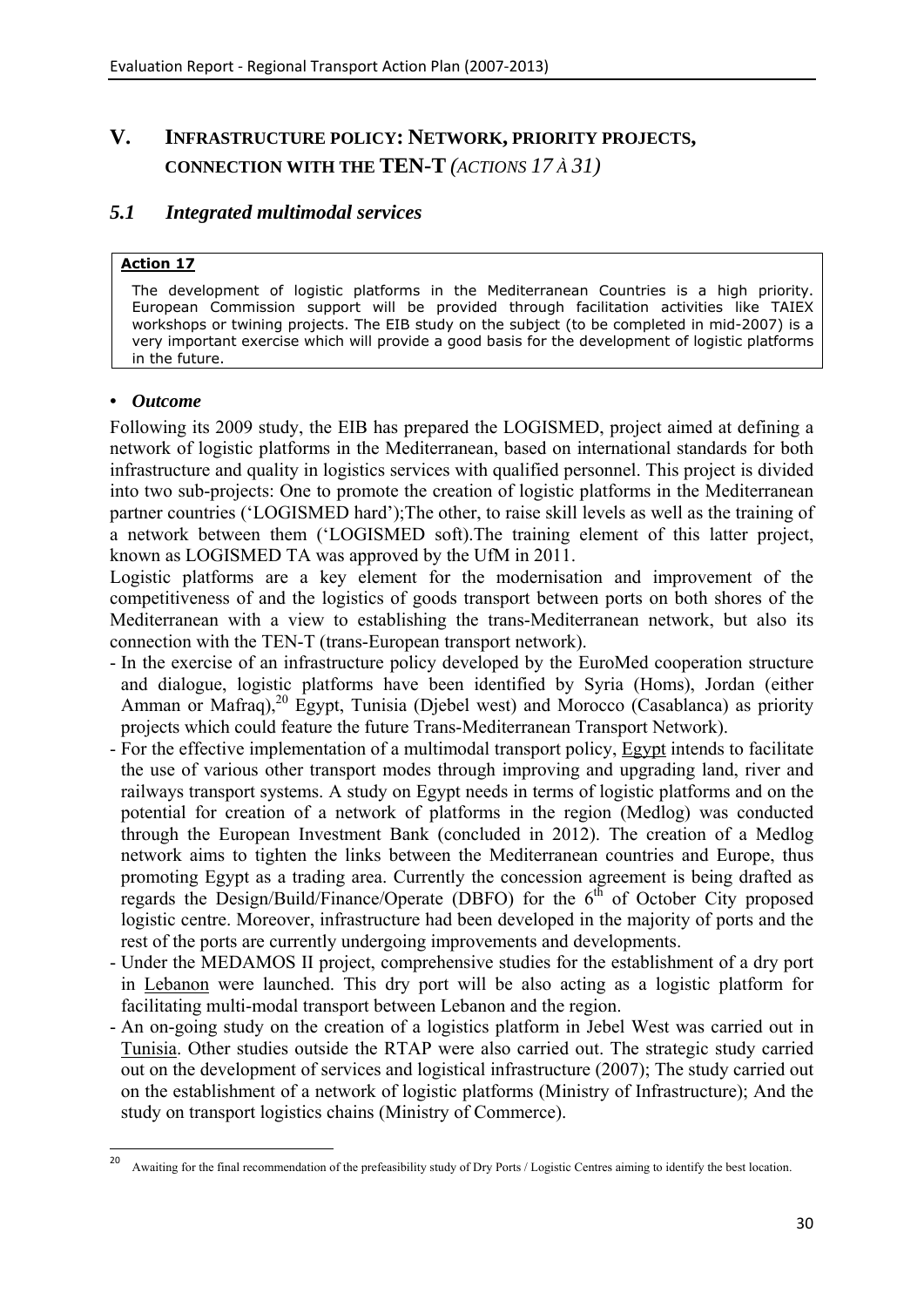# V. INFRASTRUCTURE POLICY: NETWORK, PRIORITY PROJECTS, CONNECTION WITH THE TEN-T *(ACTIONS 17 À 31)*

## *5.1 Integrated multimodal services*

**Action 17**

The development of logistic platforms in the Mediterranean Countries is a high priority. European Commission support will be provided through facilitation activities like TAIEX workshops or twinning projects. The EIB study on the subject (to be completed in mid-2007) is a very important exercise which will provide a good basis for the development of logistic platforms in the future.

- ***Outcome***

Following its 2009 study, the EIB has prepared the LOGISMED, project aimed at defining a network of logistic platforms in the Mediterranean, based on international standards for both infrastructure and quality in logistics services with qualified personnel. This project is divided into two sub-projects: One to promote the creation of logistic platforms in the Mediterranean partner countries ('LOGISMED hard');The other, to raise skill levels as well as the training of a network between them ('LOGISMED soft).The training element of this latter project, known as LOGISMED TA was approved by the UfM in 2011.

Logistic platforms are a key element for the modernisation and improvement of the competitiveness of and the logistics of goods transport between ports on both shores of the Mediterranean with a view to establishing the trans-Mediterranean network, but also its connection with the TEN-T (trans-European transport network).

- In the exercise of an infrastructure policy developed by the EuroMed cooperation structure and dialogue, logistic platforms have been identified by Syria (Homs), Jordan (either Amman or Mafraq),[20] Egypt, Tunisia (Djebel west) and Morocco (Casablanca) as priority projects which could feature the future Trans-Mediterranean Transport Network).
- For the effective implementation of a multimodal transport policy, Egypt intends to facilitate the use of various other transport modes through improving and upgrading land, river and railways transport systems. A study on Egypt needs in terms of logistic platforms and on the potential for creation of a network of platforms in the region (Medlog) was conducted through the European Investment Bank (concluded in 2012). The creation of a Medlog network aims to tighten the links between the Mediterranean countries and Europe, thus promoting Egypt as a trading area. Currently the concession agreement is being drafted as regards the Design/Build/Finance/Operate (DBFO) for the 6[th] of October City proposed logistic centre. Moreover, infrastructure had been developed in the majority of ports and the rest of the ports are currently undergoing improvements and developments.
- Under the MEDAMOS II project, comprehensive studies for the establishment of a dry port in Lebanon were launched. This dry port will be also acting as a logistic platform for facilitating multi-modal transport between Lebanon and the region.
- An on-going study on the creation of a logistics platform in Jebel West was carried out in Tunisia. Other studies outside the RTAP were also carried out. The strategic study carried out on the development of services and logistical infrastructure (2007); The study carried out on the establishment of a network of logistic platforms (Ministry of Infrastructure); And the study on transport logistics chains (Ministry of Commerce).

---

[20] Awaiting for the final recommendation of the prefeasibility study of Dry Ports / Logistic Centres aiming to identify the best location.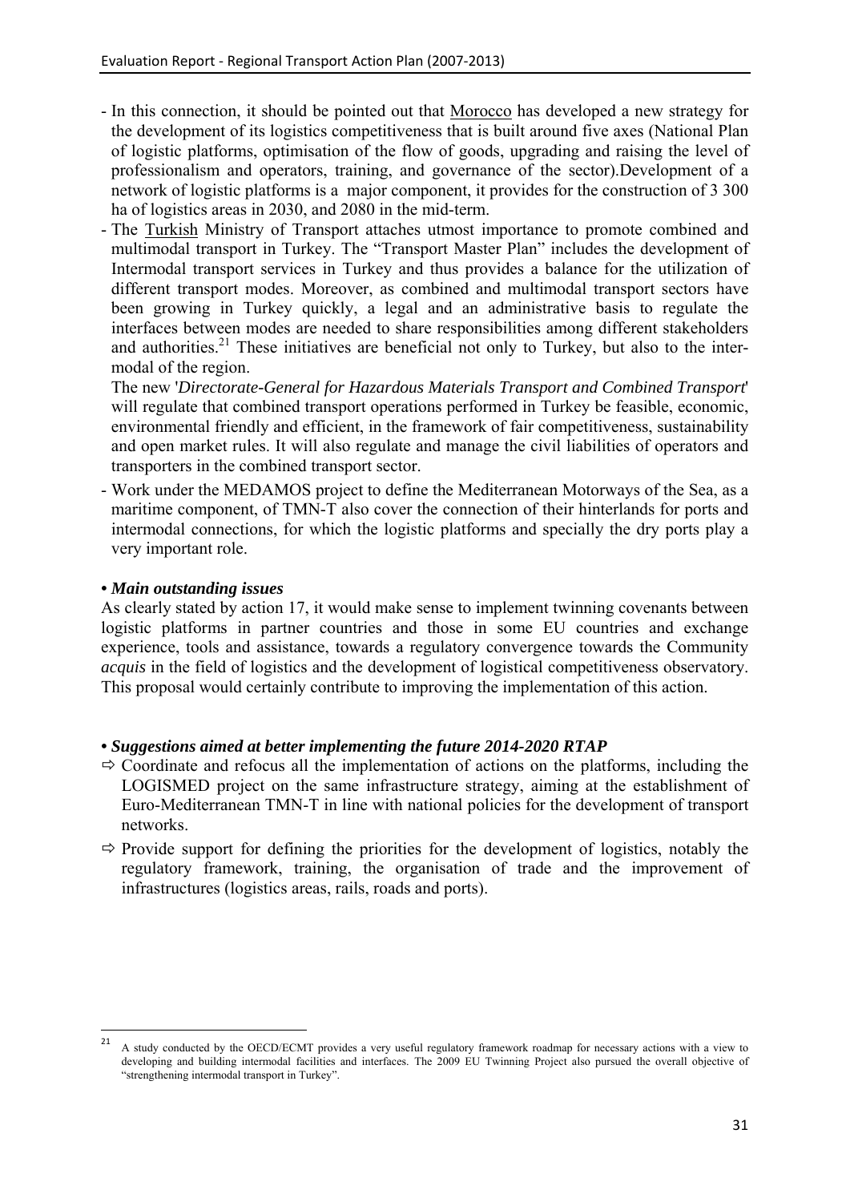- In this connection, it should be pointed out that Morocco has developed a new strategy for the development of its logistics competitiveness that is built around five axes (National Plan of logistic platforms, optimisation of the flow of goods, upgrading and raising the level of professionalism and operators, training, and governance of the sector).Development of a network of logistic platforms is a major component, it provides for the construction of 3 300 ha of logistics areas in 2030, and 2080 in the mid-term.
- The Turkish Ministry of Transport attaches utmost importance to promote combined and multimodal transport in Turkey. The "Transport Master Plan" includes the development of Intermodal transport services in Turkey and thus provides a balance for the utilization of different transport modes. Moreover, as combined and multimodal transport sectors have been growing in Turkey quickly, a legal and an administrative basis to regulate the interfaces between modes are needed to share responsibilities among different stakeholders and authorities.[21] These initiatives are beneficial not only to Turkey, but also to the inter-modal of the region.

  The new '*Directorate-General for Hazardous Materials Transport and Combined Transport*' will regulate that combined transport operations performed in Turkey be feasible, economic, environmental friendly and efficient, in the framework of fair competitiveness, sustainability and open market rules. It will also regulate and manage the civil liabilities of operators and transporters in the combined transport sector.
- Work under the MEDAMOS project to define the Mediterranean Motorways of the Sea, as a maritime component, of TMN-T also cover the connection of their hinterlands for ports and intermodal connections, for which the logistic platforms and specially the dry ports play a very important role.

**• *Main outstanding issues***

As clearly stated by action 17, it would make sense to implement twinning covenants between logistic platforms in partner countries and those in some EU countries and exchange experience, tools and assistance, towards a regulatory convergence towards the Community *acquis* in the field of logistics and the development of logistical competitiveness observatory. This proposal would certainly contribute to improving the implementation of this action.

**• *Suggestions aimed at better implementing the future 2014-2020 RTAP***

- ⇨ Coordinate and refocus all the implementation of actions on the platforms, including the LOGISMED project on the same infrastructure strategy, aiming at the establishment of Euro-Mediterranean TMN-T in line with national policies for the development of transport networks.
- ⇨ Provide support for defining the priorities for the development of logistics, notably the regulatory framework, training, the organisation of trade and the improvement of infrastructures (logistics areas, rails, roads and ports).

[21] A study conducted by the OECD/ECMT provides a very useful regulatory framework roadmap for necessary actions with a view to developing and building intermodal facilities and interfaces. The 2009 EU Twinning Project also pursued the overall objective of "strengthening intermodal transport in Turkey".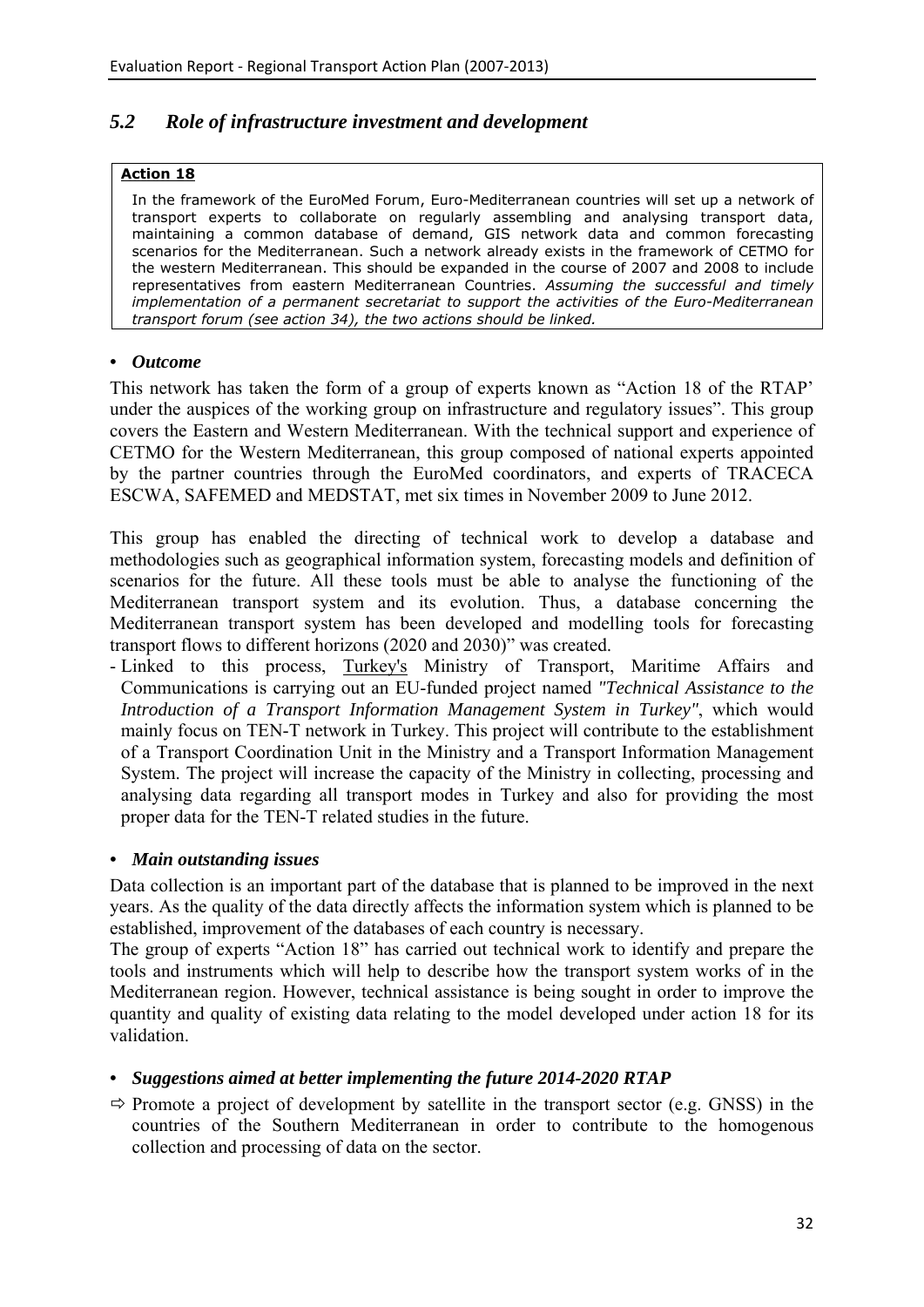## *5.2 Role of infrastructure investment and development*

> **Action 18**
>
> In the framework of the EuroMed Forum, Euro-Mediterranean countries will set up a network of transport experts to collaborate on regularly assembling and analysing transport data, maintaining a common database of demand, GIS network data and common forecasting scenarios for the Mediterranean. Such a network already exists in the framework of CETMO for the western Mediterranean. This should be expanded in the course of 2007 and 2008 to include representatives from eastern Mediterranean Countries. *Assuming the successful and timely implementation of a permanent secretariat to support the activities of the Euro-Mediterranean transport forum (see action 34), the two actions should be linked.*

- ***Outcome***

This network has taken the form of a group of experts known as "Action 18 of the RTAP' under the auspices of the working group on infrastructure and regulatory issues". This group covers the Eastern and Western Mediterranean. With the technical support and experience of CETMO for the Western Mediterranean, this group composed of national experts appointed by the partner countries through the EuroMed coordinators, and experts of TRACECA ESCWA, SAFEMED and MEDSTAT, met six times in November 2009 to June 2012.

This group has enabled the directing of technical work to develop a database and methodologies such as geographical information system, forecasting models and definition of scenarios for the future. All these tools must be able to analyse the functioning of the Mediterranean transport system and its evolution. Thus, a database concerning the Mediterranean transport system has been developed and modelling tools for forecasting transport flows to different horizons (2020 and 2030)" was created.

- Linked to this process, Turkey's Ministry of Transport, Maritime Affairs and Communications is carrying out an EU-funded project named *"Technical Assistance to the Introduction of a Transport Information Management System in Turkey"*, which would mainly focus on TEN-T network in Turkey. This project will contribute to the establishment of a Transport Coordination Unit in the Ministry and a Transport Information Management System. The project will increase the capacity of the Ministry in collecting, processing and analysing data regarding all transport modes in Turkey and also for providing the most proper data for the TEN-T related studies in the future.

- ***Main outstanding issues***

Data collection is an important part of the database that is planned to be improved in the next years. As the quality of the data directly affects the information system which is planned to be established, improvement of the databases of each country is necessary.

The group of experts "Action 18" has carried out technical work to identify and prepare the tools and instruments which will help to describe how the transport system works of in the Mediterranean region. However, technical assistance is being sought in order to improve the quantity and quality of existing data relating to the model developed under action 18 for its validation.

- ***Suggestions aimed at better implementing the future 2014-2020 RTAP***

⇨ Promote a project of development by satellite in the transport sector (e.g. GNSS) in the countries of the Southern Mediterranean in order to contribute to the homogenous collection and processing of data on the sector.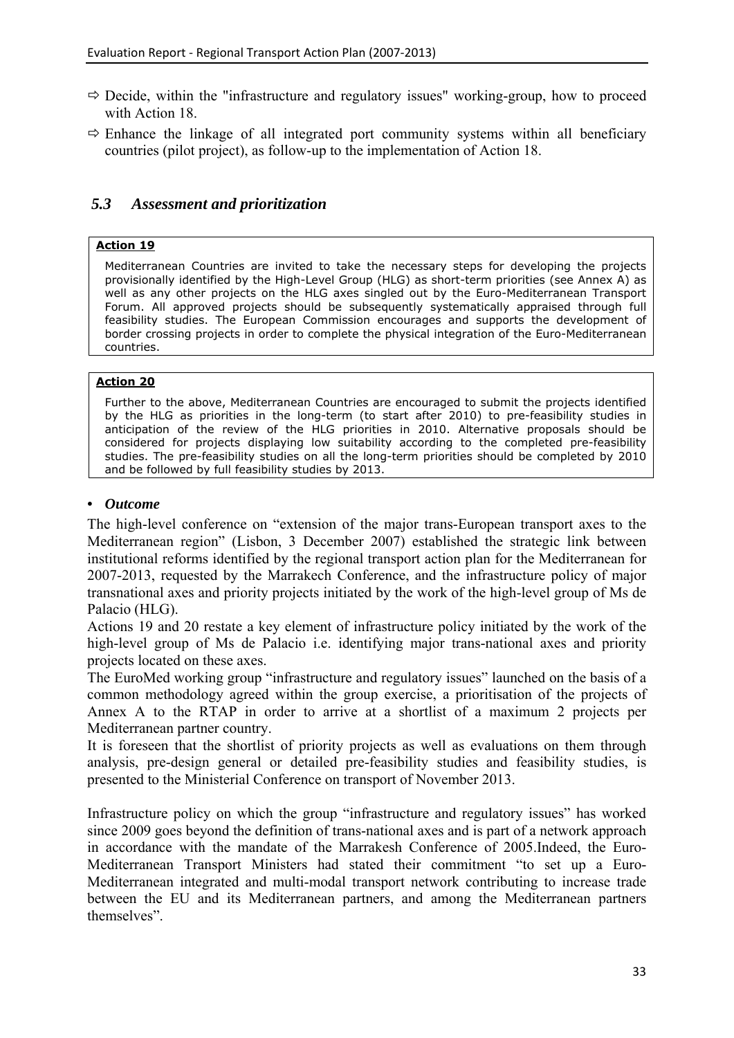- ⇨ Decide, within the "infrastructure and regulatory issues" working-group, how to proceed with Action 18.
- ⇨ Enhance the linkage of all integrated port community systems within all beneficiary countries (pilot project), as follow-up to the implementation of Action 18.

## *5.3 Assessment and prioritization*

> **Action 19**
>
> Mediterranean Countries are invited to take the necessary steps for developing the projects provisionally identified by the High-Level Group (HLG) as short-term priorities (see Annex A) as well as any other projects on the HLG axes singled out by the Euro-Mediterranean Transport Forum. All approved projects should be subsequently systematically appraised through full feasibility studies. The European Commission encourages and supports the development of border crossing projects in order to complete the physical integration of the Euro-Mediterranean countries.

> **Action 20**
>
> Further to the above, Mediterranean Countries are encouraged to submit the projects identified by the HLG as priorities in the long-term (to start after 2010) to pre-feasibility studies in anticipation of the review of the HLG priorities in 2010. Alternative proposals should be considered for projects displaying low suitability according to the completed pre-feasibility studies. The pre-feasibility studies on all the long-term priorities should be completed by 2010 and be followed by full feasibility studies by 2013.

- ***Outcome***

The high-level conference on "extension of the major trans-European transport axes to the Mediterranean region" (Lisbon, 3 December 2007) established the strategic link between institutional reforms identified by the regional transport action plan for the Mediterranean for 2007-2013, requested by the Marrakech Conference, and the infrastructure policy of major transnational axes and priority projects initiated by the work of the high-level group of Ms de Palacio (HLG).

Actions 19 and 20 restate a key element of infrastructure policy initiated by the work of the high-level group of Ms de Palacio i.e. identifying major trans-national axes and priority projects located on these axes.

The EuroMed working group "infrastructure and regulatory issues" launched on the basis of a common methodology agreed within the group exercise, a prioritisation of the projects of Annex A to the RTAP in order to arrive at a shortlist of a maximum 2 projects per Mediterranean partner country.

It is foreseen that the shortlist of priority projects as well as evaluations on them through analysis, pre-design general or detailed pre-feasibility studies and feasibility studies, is presented to the Ministerial Conference on transport of November 2013.

Infrastructure policy on which the group "infrastructure and regulatory issues" has worked since 2009 goes beyond the definition of trans-national axes and is part of a network approach in accordance with the mandate of the Marrakesh Conference of 2005.Indeed, the Euro-Mediterranean Transport Ministers had stated their commitment "to set up a Euro-Mediterranean integrated and multi-modal transport network contributing to increase trade between the EU and its Mediterranean partners, and among the Mediterranean partners themselves".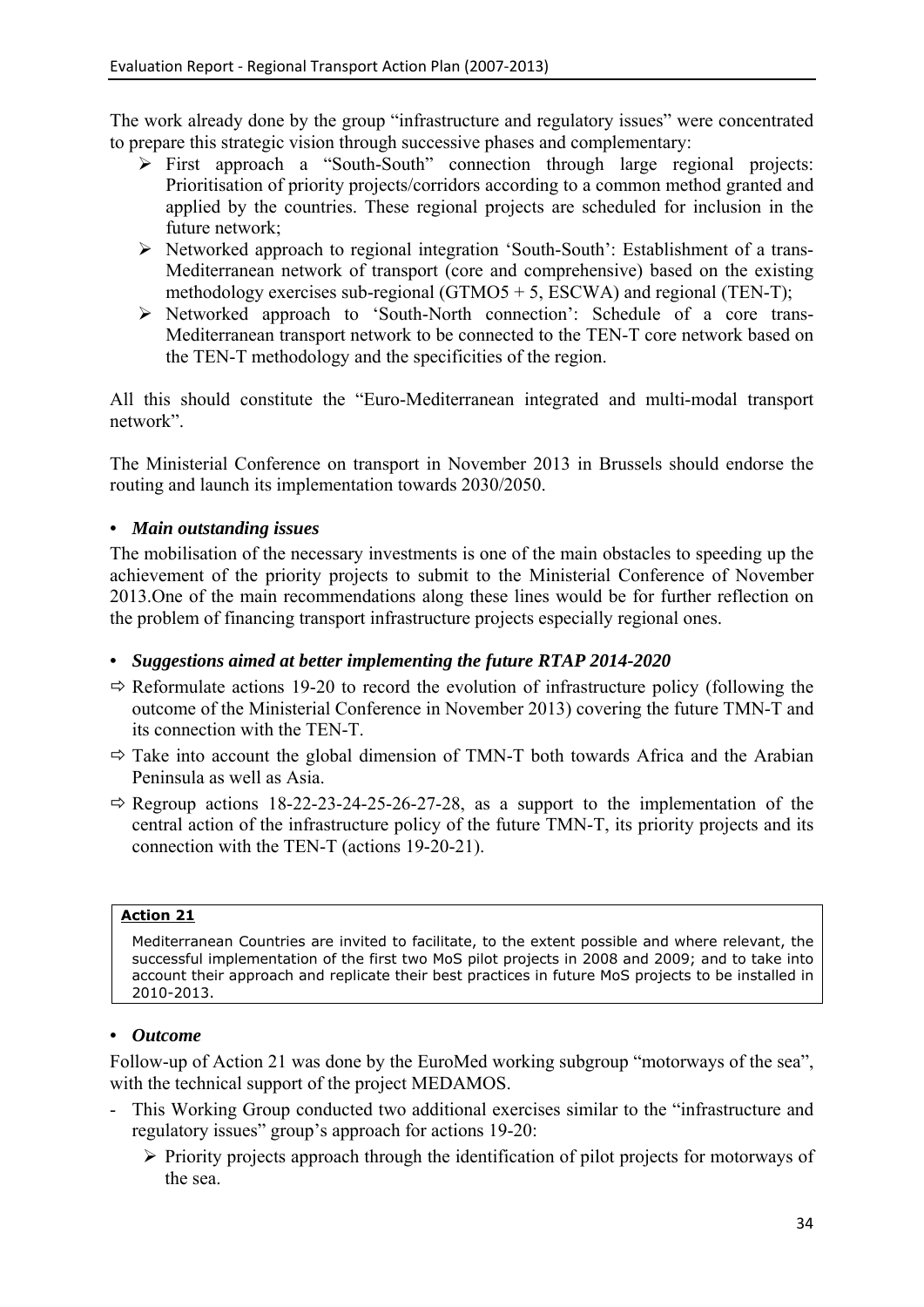The work already done by the group "infrastructure and regulatory issues" were concentrated to prepare this strategic vision through successive phases and complementary:

- First approach a "South-South" connection through large regional projects: Prioritisation of priority projects/corridors according to a common method granted and applied by the countries. These regional projects are scheduled for inclusion in the future network;
- Networked approach to regional integration 'South-South': Establishment of a trans-Mediterranean network of transport (core and comprehensive) based on the existing methodology exercises sub-regional (GTMO5 + 5, ESCWA) and regional (TEN-T);
- Networked approach to 'South-North connection': Schedule of a core trans-Mediterranean transport network to be connected to the TEN-T core network based on the TEN-T methodology and the specificities of the region.

All this should constitute the "Euro-Mediterranean integrated and multi-modal transport network".

The Ministerial Conference on transport in November 2013 in Brussels should endorse the routing and launch its implementation towards 2030/2050.

- ***Main outstanding issues***

The mobilisation of the necessary investments is one of the main obstacles to speeding up the achievement of the priority projects to submit to the Ministerial Conference of November 2013.One of the main recommendations along these lines would be for further reflection on the problem of financing transport infrastructure projects especially regional ones.

- ***Suggestions aimed at better implementing the future RTAP 2014-2020***

⇨ Reformulate actions 19-20 to record the evolution of infrastructure policy (following the outcome of the Ministerial Conference in November 2013) covering the future TMN-T and its connection with the TEN-T.

⇨ Take into account the global dimension of TMN-T both towards Africa and the Arabian Peninsula as well as Asia.

⇨ Regroup actions 18-22-23-24-25-26-27-28, as a support to the implementation of the central action of the infrastructure policy of the future TMN-T, its priority projects and its connection with the TEN-T (actions 19-20-21).

| **Action 21** |
|---|
| Mediterranean Countries are invited to facilitate, to the extent possible and where relevant, the successful implementation of the first two MoS pilot projects in 2008 and 2009; and to take into account their approach and replicate their best practices in future MoS projects to be installed in 2010-2013. |

- ***Outcome***

Follow-up of Action 21 was done by the EuroMed working subgroup "motorways of the sea", with the technical support of the project MEDAMOS.

- This Working Group conducted two additional exercises similar to the "infrastructure and regulatory issues" group's approach for actions 19-20:
  - Priority projects approach through the identification of pilot projects for motorways of the sea.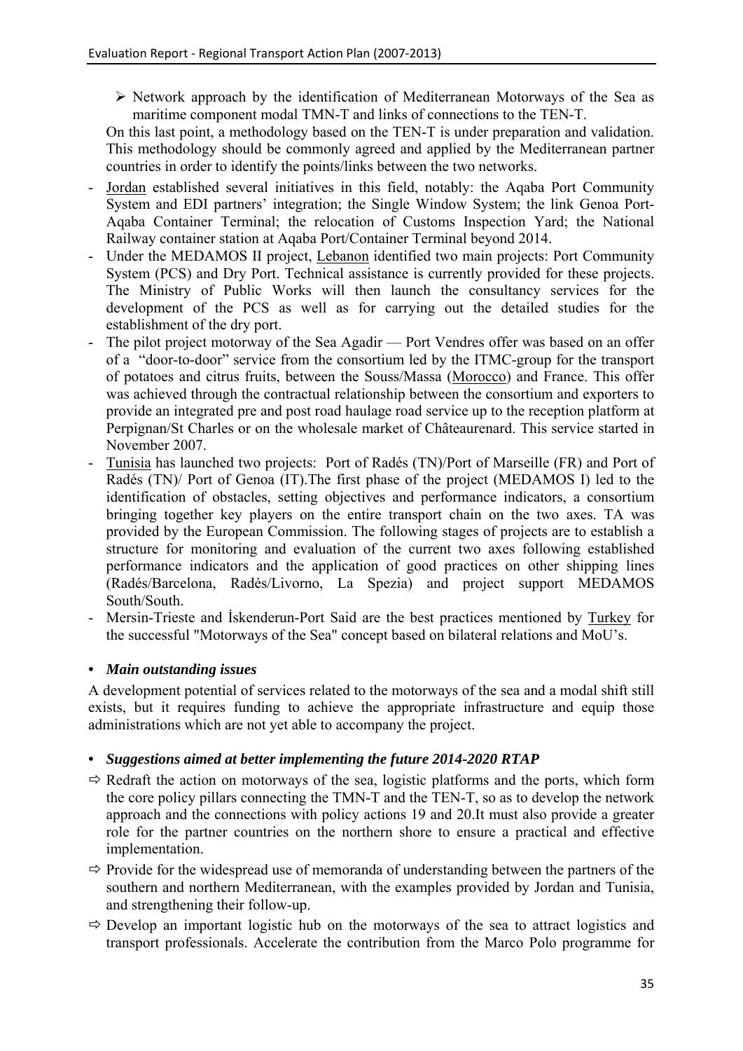- ➢ Network approach by the identification of Mediterranean Motorways of the Sea as maritime component modal TMN-T and links of connections to the TEN-T.

On this last point, a methodology based on the TEN-T is under preparation and validation. This methodology should be commonly agreed and applied by the Mediterranean partner countries in order to identify the points/links between the two networks.

- Jordan established several initiatives in this field, notably: the Aqaba Port Community System and EDI partners' integration; the Single Window System; the link Genoa Port-Aqaba Container Terminal; the relocation of Customs Inspection Yard; the National Railway container station at Aqaba Port/Container Terminal beyond 2014.
- Under the MEDAMOS II project, Lebanon identified two main projects: Port Community System (PCS) and Dry Port. Technical assistance is currently provided for these projects. The Ministry of Public Works will then launch the consultancy services for the development of the PCS as well as for carrying out the detailed studies for the establishment of the dry port.
- The pilot project motorway of the Sea Agadir — Port Vendres offer was based on an offer of a "door-to-door" service from the consortium led by the ITMC-group for the transport of potatoes and citrus fruits, between the Souss/Massa (Morocco) and France. This offer was achieved through the contractual relationship between the consortium and exporters to provide an integrated pre and post road haulage road service up to the reception platform at Perpignan/St Charles or on the wholesale market of Châteaurenard. This service started in November 2007.
- Tunisia has launched two projects: Port of Radés (TN)/Port of Marseille (FR) and Port of Radés (TN)/ Port of Genoa (IT).The first phase of the project (MEDAMOS I) led to the identification of obstacles, setting objectives and performance indicators, a consortium bringing together key players on the entire transport chain on the two axes. TA was provided by the European Commission. The following stages of projects are to establish a structure for monitoring and evaluation of the current two axes following established performance indicators and the application of good practices on other shipping lines (Radés/Barcelona, Radés/Livorno, La Spezia) and project support MEDAMOS South/South.
- Mersin-Trieste and İskenderun-Port Said are the best practices mentioned by Turkey for the successful "Motorways of the Sea" concept based on bilateral relations and MoU's.

- ***Main outstanding issues***

A development potential of services related to the motorways of the sea and a modal shift still exists, but it requires funding to achieve the appropriate infrastructure and equip those administrations which are not yet able to accompany the project.

- ***Suggestions aimed at better implementing the future 2014-2020 RTAP***

- ⇨ Redraft the action on motorways of the sea, logistic platforms and the ports, which form the core policy pillars connecting the TMN-T and the TEN-T, so as to develop the network approach and the connections with policy actions 19 and 20.It must also provide a greater role for the partner countries on the northern shore to ensure a practical and effective implementation.
- ⇨ Provide for the widespread use of memoranda of understanding between the partners of the southern and northern Mediterranean, with the examples provided by Jordan and Tunisia, and strengthening their follow-up.
- ⇨ Develop an important logistic hub on the motorways of the sea to attract logistics and transport professionals. Accelerate the contribution from the Marco Polo programme for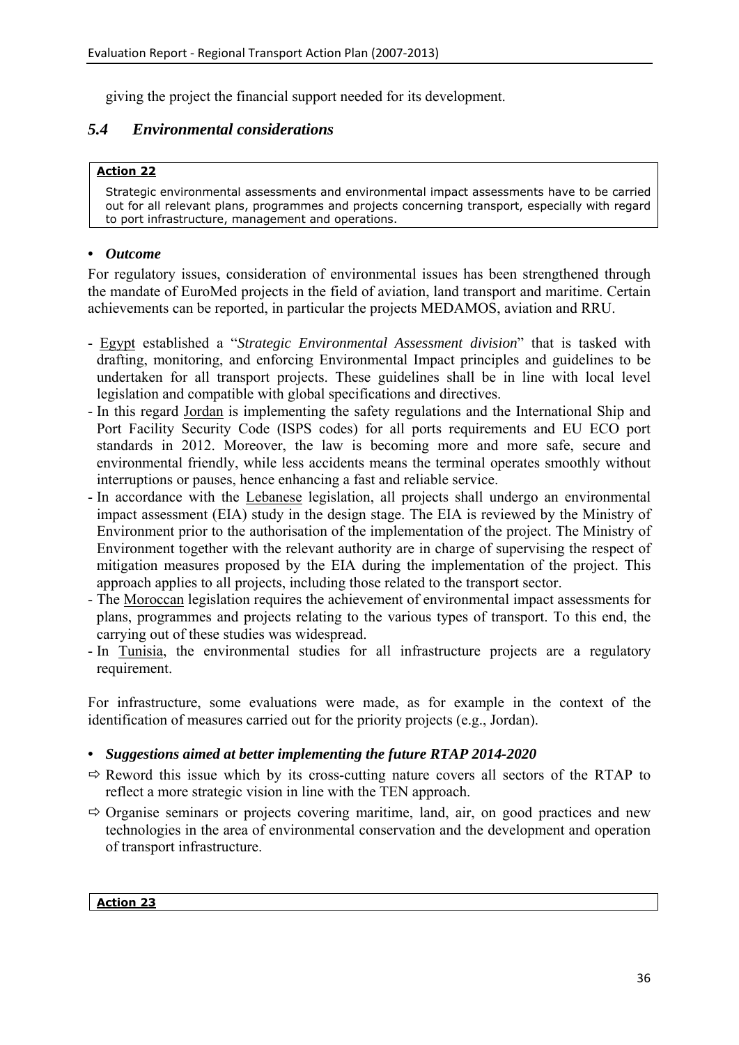giving the project the financial support needed for its development.

## *5.4 Environmental considerations*

| **Action 22** |
|---|
| Strategic environmental assessments and environmental impact assessments have to be carried out for all relevant plans, programmes and projects concerning transport, especially with regard to port infrastructure, management and operations. |

- ***Outcome***

For regulatory issues, consideration of environmental issues has been strengthened through the mandate of EuroMed projects in the field of aviation, land transport and maritime. Certain achievements can be reported, in particular the projects MEDAMOS, aviation and RRU.

- Egypt established a "*Strategic Environmental Assessment division*" that is tasked with drafting, monitoring, and enforcing Environmental Impact principles and guidelines to be undertaken for all transport projects. These guidelines shall be in line with local level legislation and compatible with global specifications and directives.
- In this regard Jordan is implementing the safety regulations and the International Ship and Port Facility Security Code (ISPS codes) for all ports requirements and EU ECO port standards in 2012. Moreover, the law is becoming more and more safe, secure and environmental friendly, while less accidents means the terminal operates smoothly without interruptions or pauses, hence enhancing a fast and reliable service.
- In accordance with the Lebanese legislation, all projects shall undergo an environmental impact assessment (EIA) study in the design stage. The EIA is reviewed by the Ministry of Environment prior to the authorisation of the implementation of the project. The Ministry of Environment together with the relevant authority are in charge of supervising the respect of mitigation measures proposed by the EIA during the implementation of the project. This approach applies to all projects, including those related to the transport sector.
- The Moroccan legislation requires the achievement of environmental impact assessments for plans, programmes and projects relating to the various types of transport. To this end, the carrying out of these studies was widespread.
- In Tunisia, the environmental studies for all infrastructure projects are a regulatory requirement.

For infrastructure, some evaluations were made, as for example in the context of the identification of measures carried out for the priority projects (e.g., Jordan).

- ***Suggestions aimed at better implementing the future RTAP 2014-2020***

⇨ Reword this issue which by its cross-cutting nature covers all sectors of the RTAP to reflect a more strategic vision in line with the TEN approach.

⇨ Organise seminars or projects covering maritime, land, air, on good practices and new technologies in the area of environmental conservation and the development and operation of transport infrastructure.

| **Action 23** |
|---|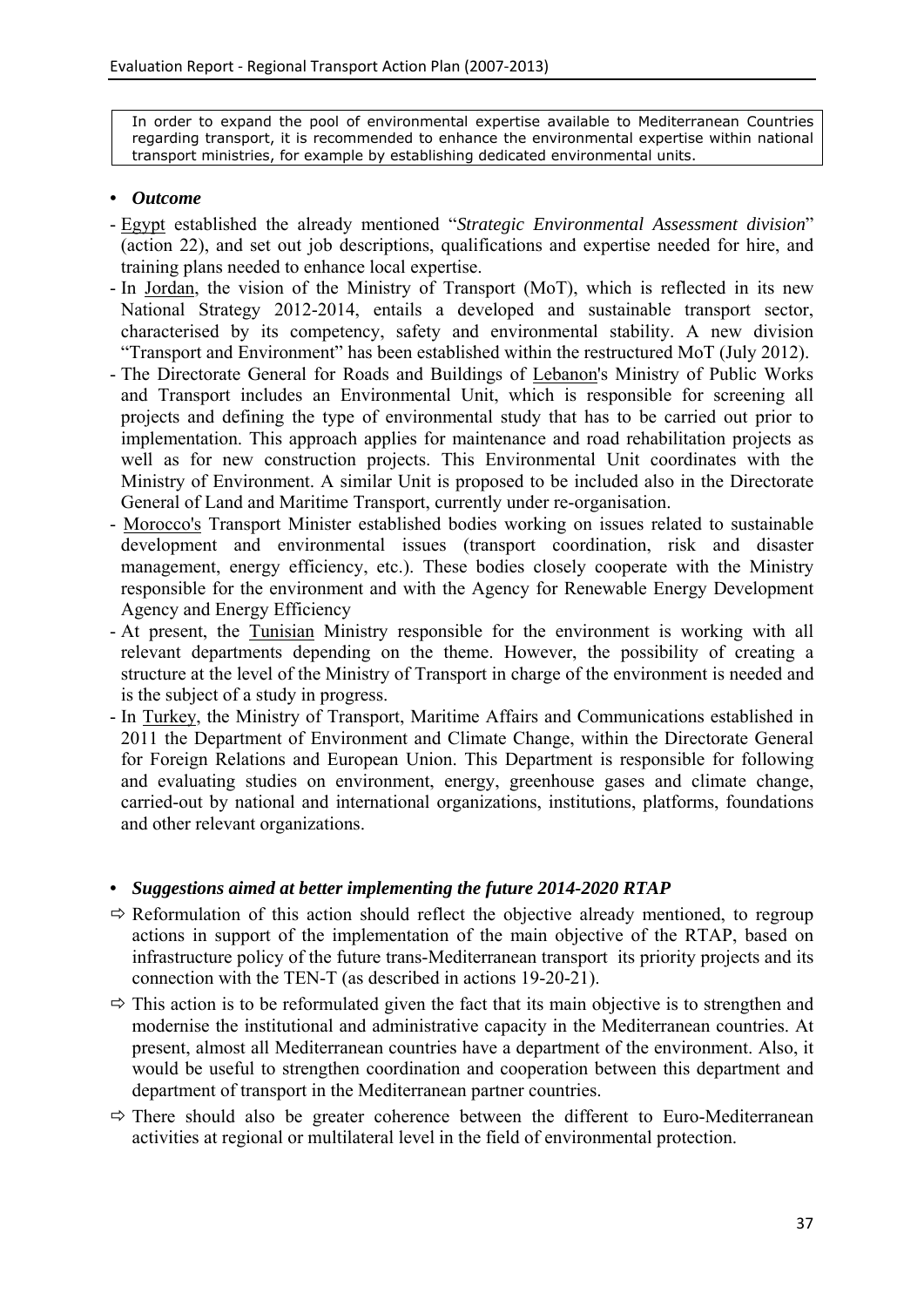> In order to expand the pool of environmental expertise available to Mediterranean Countries regarding transport, it is recommended to enhance the environmental expertise within national transport ministries, for example by establishing dedicated environmental units.

- ***Outcome***

- Egypt established the already mentioned "*Strategic Environmental Assessment division*" (action 22), and set out job descriptions, qualifications and expertise needed for hire, and training plans needed to enhance local expertise.
- In Jordan, the vision of the Ministry of Transport (MoT), which is reflected in its new National Strategy 2012-2014, entails a developed and sustainable transport sector, characterised by its competency, safety and environmental stability. A new division "Transport and Environment" has been established within the restructured MoT (July 2012).
- The Directorate General for Roads and Buildings of Lebanon's Ministry of Public Works and Transport includes an Environmental Unit, which is responsible for screening all projects and defining the type of environmental study that has to be carried out prior to implementation. This approach applies for maintenance and road rehabilitation projects as well as for new construction projects. This Environmental Unit coordinates with the Ministry of Environment. A similar Unit is proposed to be included also in the Directorate General of Land and Maritime Transport, currently under re-organisation.
- Morocco's Transport Minister established bodies working on issues related to sustainable development and environmental issues (transport coordination, risk and disaster management, energy efficiency, etc.). These bodies closely cooperate with the Ministry responsible for the environment and with the Agency for Renewable Energy Development Agency and Energy Efficiency
- At present, the Tunisian Ministry responsible for the environment is working with all relevant departments depending on the theme. However, the possibility of creating a structure at the level of the Ministry of Transport in charge of the environment is needed and is the subject of a study in progress.
- In Turkey, the Ministry of Transport, Maritime Affairs and Communications established in 2011 the Department of Environment and Climate Change, within the Directorate General for Foreign Relations and European Union. This Department is responsible for following and evaluating studies on environment, energy, greenhouse gases and climate change, carried-out by national and international organizations, institutions, platforms, foundations and other relevant organizations.

- ***Suggestions aimed at better implementing the future 2014-2020 RTAP***

⇨ Reformulation of this action should reflect the objective already mentioned, to regroup actions in support of the implementation of the main objective of the RTAP, based on infrastructure policy of the future trans-Mediterranean transport its priority projects and its connection with the TEN-T (as described in actions 19-20-21).

⇨ This action is to be reformulated given the fact that its main objective is to strengthen and modernise the institutional and administrative capacity in the Mediterranean countries. At present, almost all Mediterranean countries have a department of the environment. Also, it would be useful to strengthen coordination and cooperation between this department and department of transport in the Mediterranean partner countries.

⇨ There should also be greater coherence between the different to Euro-Mediterranean activities at regional or multilateral level in the field of environmental protection.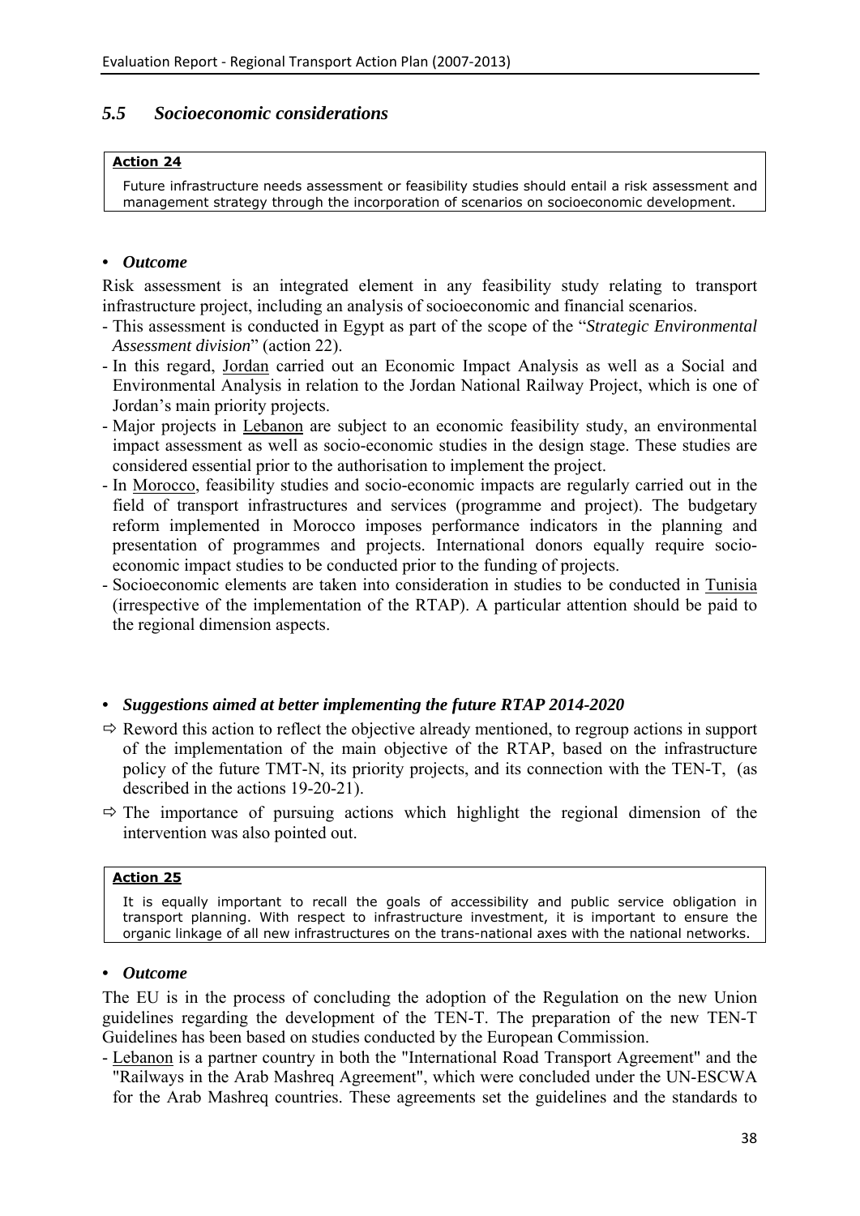## *5.5 Socioeconomic considerations*

> **Action 24**
>
> Future infrastructure needs assessment or feasibility studies should entail a risk assessment and management strategy through the incorporation of scenarios on socioeconomic development.

- ***Outcome***

Risk assessment is an integrated element in any feasibility study relating to transport infrastructure project, including an analysis of socioeconomic and financial scenarios.

- This assessment is conducted in Egypt as part of the scope of the "*Strategic Environmental Assessment division*" (action 22).
- In this regard, Jordan carried out an Economic Impact Analysis as well as a Social and Environmental Analysis in relation to the Jordan National Railway Project, which is one of Jordan's main priority projects.
- Major projects in Lebanon are subject to an economic feasibility study, an environmental impact assessment as well as socio-economic studies in the design stage. These studies are considered essential prior to the authorisation to implement the project.
- In Morocco, feasibility studies and socio-economic impacts are regularly carried out in the field of transport infrastructures and services (programme and project). The budgetary reform implemented in Morocco imposes performance indicators in the planning and presentation of programmes and projects. International donors equally require socio-economic impact studies to be conducted prior to the funding of projects.
- Socioeconomic elements are taken into consideration in studies to be conducted in Tunisia (irrespective of the implementation of the RTAP). A particular attention should be paid to the regional dimension aspects.

- ***Suggestions aimed at better implementing the future RTAP 2014-2020***

⇨ Reword this action to reflect the objective already mentioned, to regroup actions in support of the implementation of the main objective of the RTAP, based on the infrastructure policy of the future TMT-N, its priority projects, and its connection with the TEN-T, (as described in the actions 19-20-21).

⇨ The importance of pursuing actions which highlight the regional dimension of the intervention was also pointed out.

> **Action 25**
>
> It is equally important to recall the goals of accessibility and public service obligation in transport planning. With respect to infrastructure investment, it is important to ensure the organic linkage of all new infrastructures on the trans-national axes with the national networks.

- ***Outcome***

The EU is in the process of concluding the adoption of the Regulation on the new Union guidelines regarding the development of the TEN-T. The preparation of the new TEN-T Guidelines has been based on studies conducted by the European Commission.

- Lebanon is a partner country in both the "International Road Transport Agreement" and the "Railways in the Arab Mashreq Agreement", which were concluded under the UN-ESCWA for the Arab Mashreq countries. These agreements set the guidelines and the standards to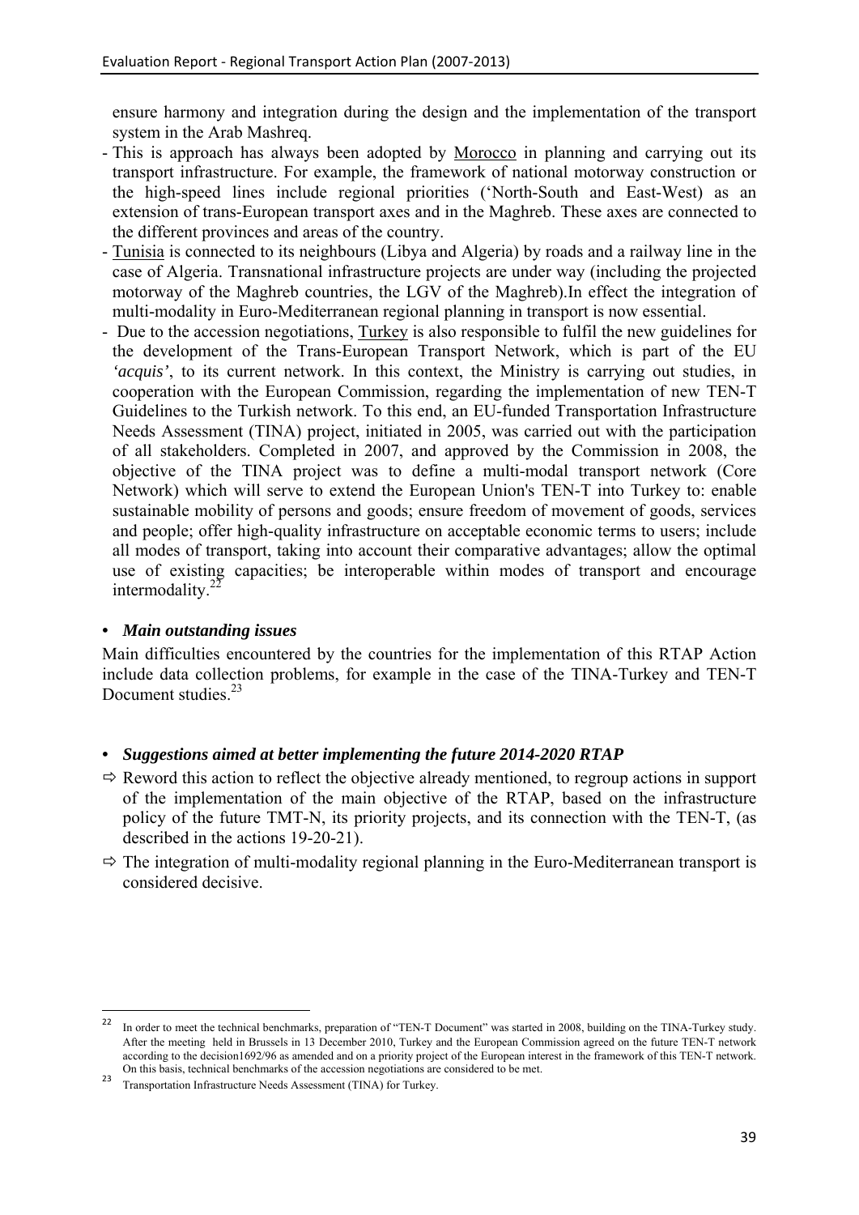ensure harmony and integration during the design and the implementation of the transport system in the Arab Mashreq.

- This is approach has always been adopted by Morocco in planning and carrying out its transport infrastructure. For example, the framework of national motorway construction or the high-speed lines include regional priorities ('North-South and East-West) as an extension of trans-European transport axes and in the Maghreb. These axes are connected to the different provinces and areas of the country.
- Tunisia is connected to its neighbours (Libya and Algeria) by roads and a railway line in the case of Algeria. Transnational infrastructure projects are under way (including the projected motorway of the Maghreb countries, the LGV of the Maghreb).In effect the integration of multi-modality in Euro-Mediterranean regional planning in transport is now essential.
- Due to the accession negotiations, Turkey is also responsible to fulfil the new guidelines for the development of the Trans-European Transport Network, which is part of the EU *'acquis'*, to its current network. In this context, the Ministry is carrying out studies, in cooperation with the European Commission, regarding the implementation of new TEN-T Guidelines to the Turkish network. To this end, an EU-funded Transportation Infrastructure Needs Assessment (TINA) project, initiated in 2005, was carried out with the participation of all stakeholders. Completed in 2007, and approved by the Commission in 2008, the objective of the TINA project was to define a multi-modal transport network (Core Network) which will serve to extend the European Union's TEN-T into Turkey to: enable sustainable mobility of persons and goods; ensure freedom of movement of goods, services and people; offer high-quality infrastructure on acceptable economic terms to users; include all modes of transport, taking into account their comparative advantages; allow the optimal use of existing capacities; be interoperable within modes of transport and encourage intermodality.[22]

- ***Main outstanding issues***

Main difficulties encountered by the countries for the implementation of this RTAP Action include data collection problems, for example in the case of the TINA-Turkey and TEN-T Document studies.[23]

- ***Suggestions aimed at better implementing the future 2014-2020 RTAP***

⇨ Reword this action to reflect the objective already mentioned, to regroup actions in support of the implementation of the main objective of the RTAP, based on the infrastructure policy of the future TMT-N, its priority projects, and its connection with the TEN-T, (as described in the actions 19-20-21).

⇨ The integration of multi-modality regional planning in the Euro-Mediterranean transport is considered decisive.

---

[22] In order to meet the technical benchmarks, preparation of "TEN-T Document" was started in 2008, building on the TINA-Turkey study. After the meeting held in Brussels in 13 December 2010, Turkey and the European Commission agreed on the future TEN-T network according to the decision1692/96 as amended and on a priority project of the European interest in the framework of this TEN-T network. On this basis, technical benchmarks of the accession negotiations are considered to be met.

[23] Transportation Infrastructure Needs Assessment (TINA) for Turkey.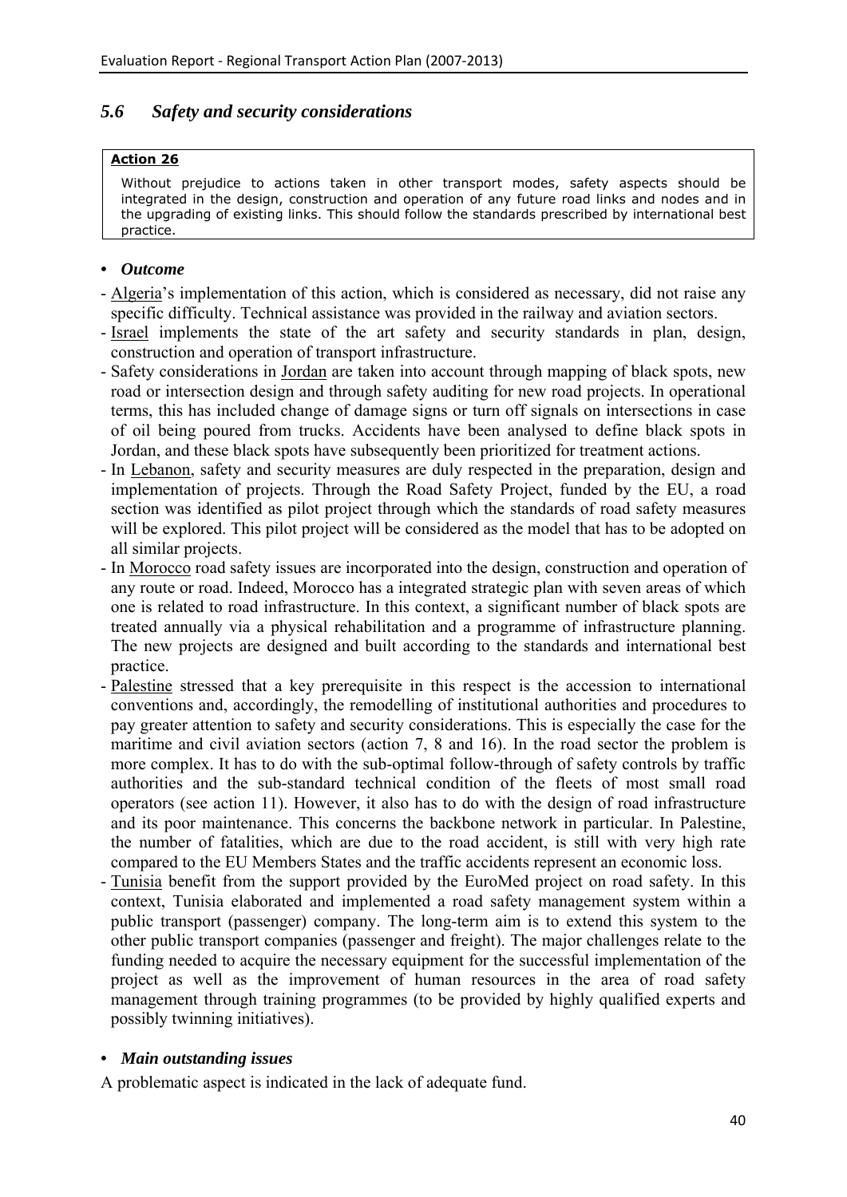## *5.6 Safety and security considerations*

> **Action 26**
>
> Without prejudice to actions taken in other transport modes, safety aspects should be integrated in the design, construction and operation of any future road links and nodes and in the upgrading of existing links. This should follow the standards prescribed by international best practice.

- ***Outcome***

- Algeria's implementation of this action, which is considered as necessary, did not raise any specific difficulty. Technical assistance was provided in the railway and aviation sectors.
- Israel implements the state of the art safety and security standards in plan, design, construction and operation of transport infrastructure.
- Safety considerations in Jordan are taken into account through mapping of black spots, new road or intersection design and through safety auditing for new road projects. In operational terms, this has included change of damage signs or turn off signals on intersections in case of oil being poured from trucks. Accidents have been analysed to define black spots in Jordan, and these black spots have subsequently been prioritized for treatment actions.
- In Lebanon, safety and security measures are duly respected in the preparation, design and implementation of projects. Through the Road Safety Project, funded by the EU, a road section was identified as pilot project through which the standards of road safety measures will be explored. This pilot project will be considered as the model that has to be adopted on all similar projects.
- In Morocco road safety issues are incorporated into the design, construction and operation of any route or road. Indeed, Morocco has a integrated strategic plan with seven areas of which one is related to road infrastructure. In this context, a significant number of black spots are treated annually via a physical rehabilitation and a programme of infrastructure planning. The new projects are designed and built according to the standards and international best practice.
- Palestine stressed that a key prerequisite in this respect is the accession to international conventions and, accordingly, the remodelling of institutional authorities and procedures to pay greater attention to safety and security considerations. This is especially the case for the maritime and civil aviation sectors (action 7, 8 and 16). In the road sector the problem is more complex. It has to do with the sub-optimal follow-through of safety controls by traffic authorities and the sub-standard technical condition of the fleets of most small road operators (see action 11). However, it also has to do with the design of road infrastructure and its poor maintenance. This concerns the backbone network in particular. In Palestine, the number of fatalities, which are due to the road accident, is still with very high rate compared to the EU Members States and the traffic accidents represent an economic loss.
- Tunisia benefit from the support provided by the EuroMed project on road safety. In this context, Tunisia elaborated and implemented a road safety management system within a public transport (passenger) company. The long-term aim is to extend this system to the other public transport companies (passenger and freight). The major challenges relate to the funding needed to acquire the necessary equipment for the successful implementation of the project as well as the improvement of human resources in the area of road safety management through training programmes (to be provided by highly qualified experts and possibly twinning initiatives).

- ***Main outstanding issues***

A problematic aspect is indicated in the lack of adequate fund.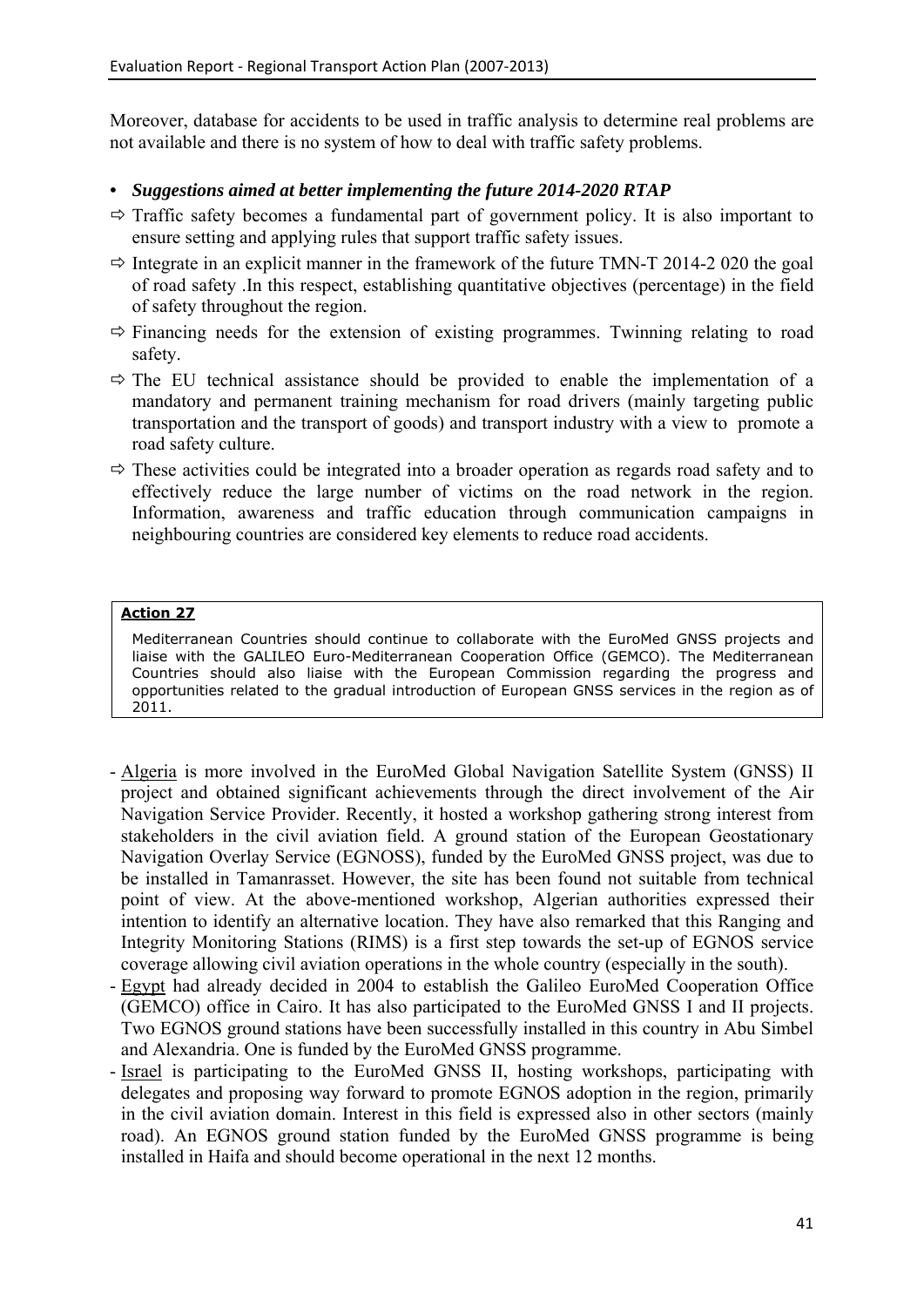Moreover, database for accidents to be used in traffic analysis to determine real problems are not available and there is no system of how to deal with traffic safety problems.

- ***Suggestions aimed at better implementing the future 2014-2020 RTAP***

⇨ Traffic safety becomes a fundamental part of government policy. It is also important to ensure setting and applying rules that support traffic safety issues.

⇨ Integrate in an explicit manner in the framework of the future TMN-T 2014-2 020 the goal of road safety .In this respect, establishing quantitative objectives (percentage) in the field of safety throughout the region.

⇨ Financing needs for the extension of existing programmes. Twinning relating to road safety.

⇨ The EU technical assistance should be provided to enable the implementation of a mandatory and permanent training mechanism for road drivers (mainly targeting public transportation and the transport of goods) and transport industry with a view to promote a road safety culture.

⇨ These activities could be integrated into a broader operation as regards road safety and to effectively reduce the large number of victims on the road network in the region. Information, awareness and traffic education through communication campaigns in neighbouring countries are considered key elements to reduce road accidents.

| **Action 27** |
|---|
| Mediterranean Countries should continue to collaborate with the EuroMed GNSS projects and liaise with the GALILEO Euro-Mediterranean Cooperation Office (GEMCO). The Mediterranean Countries should also liaise with the European Commission regarding the progress and opportunities related to the gradual introduction of European GNSS services in the region as of 2011. |

- Algeria is more involved in the EuroMed Global Navigation Satellite System (GNSS) II project and obtained significant achievements through the direct involvement of the Air Navigation Service Provider. Recently, it hosted a workshop gathering strong interest from stakeholders in the civil aviation field. A ground station of the European Geostationary Navigation Overlay Service (EGNOSS), funded by the EuroMed GNSS project, was due to be installed in Tamanrasset. However, the site has been found not suitable from technical point of view. At the above-mentioned workshop, Algerian authorities expressed their intention to identify an alternative location. They have also remarked that this Ranging and Integrity Monitoring Stations (RIMS) is a first step towards the set-up of EGNOS service coverage allowing civil aviation operations in the whole country (especially in the south).
- Egypt had already decided in 2004 to establish the Galileo EuroMed Cooperation Office (GEMCO) office in Cairo. It has also participated to the EuroMed GNSS I and II projects. Two EGNOS ground stations have been successfully installed in this country in Abu Simbel and Alexandria. One is funded by the EuroMed GNSS programme.
- Israel is participating to the EuroMed GNSS II, hosting workshops, participating with delegates and proposing way forward to promote EGNOS adoption in the region, primarily in the civil aviation domain. Interest in this field is expressed also in other sectors (mainly road). An EGNOS ground station funded by the EuroMed GNSS programme is being installed in Haifa and should become operational in the next 12 months.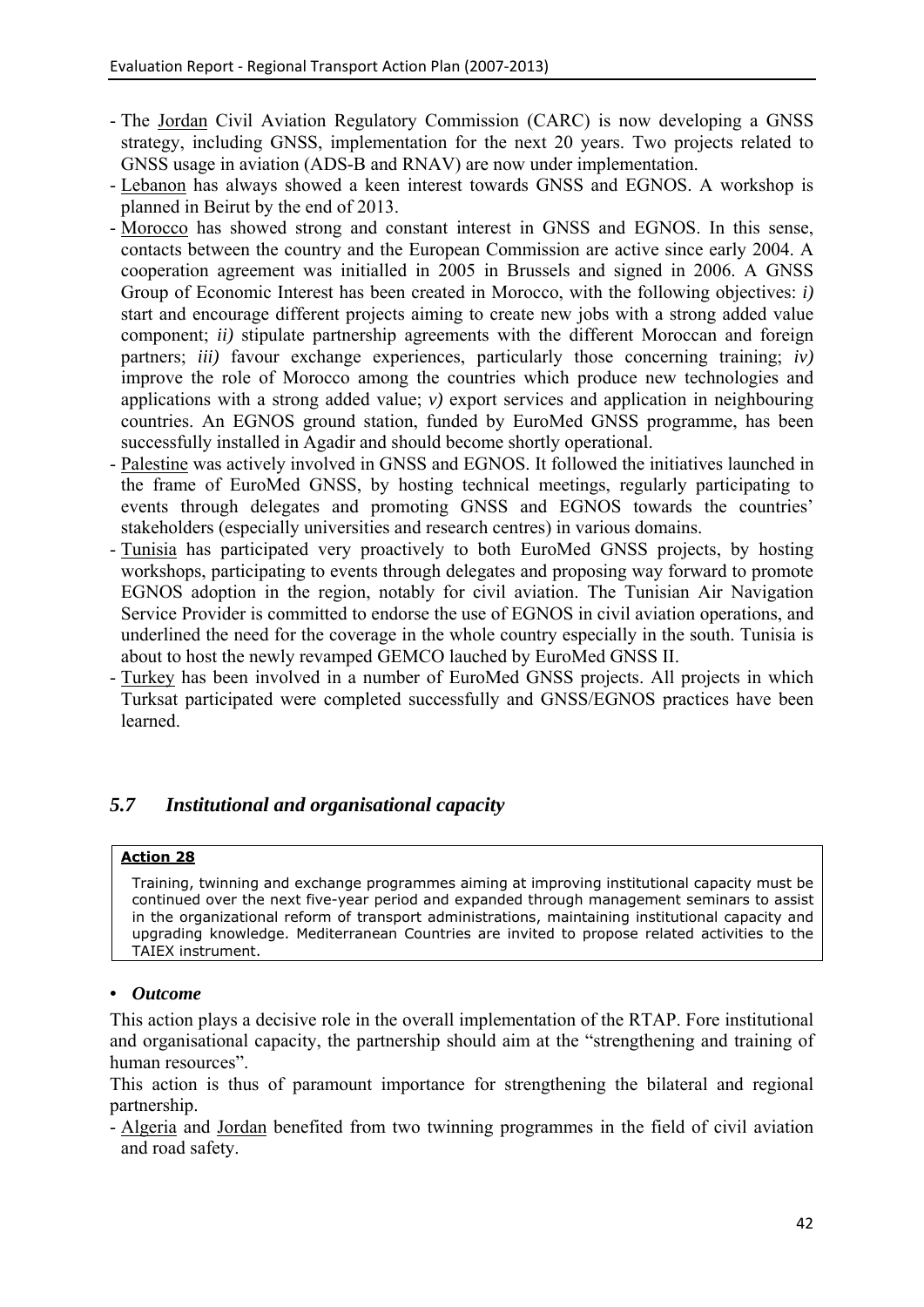- The Jordan Civil Aviation Regulatory Commission (CARC) is now developing a GNSS strategy, including GNSS, implementation for the next 20 years. Two projects related to GNSS usage in aviation (ADS-B and RNAV) are now under implementation.
- Lebanon has always showed a keen interest towards GNSS and EGNOS. A workshop is planned in Beirut by the end of 2013.
- Morocco has showed strong and constant interest in GNSS and EGNOS. In this sense, contacts between the country and the European Commission are active since early 2004. A cooperation agreement was initialled in 2005 in Brussels and signed in 2006. A GNSS Group of Economic Interest has been created in Morocco, with the following objectives: *i)* start and encourage different projects aiming to create new jobs with a strong added value component; *ii)* stipulate partnership agreements with the different Moroccan and foreign partners; *iii)* favour exchange experiences, particularly those concerning training; *iv)* improve the role of Morocco among the countries which produce new technologies and applications with a strong added value; *v)* export services and application in neighbouring countries. An EGNOS ground station, funded by EuroMed GNSS programme, has been successfully installed in Agadir and should become shortly operational.
- Palestine was actively involved in GNSS and EGNOS. It followed the initiatives launched in the frame of EuroMed GNSS, by hosting technical meetings, regularly participating to events through delegates and promoting GNSS and EGNOS towards the countries' stakeholders (especially universities and research centres) in various domains.
- Tunisia has participated very proactively to both EuroMed GNSS projects, by hosting workshops, participating to events through delegates and proposing way forward to promote EGNOS adoption in the region, notably for civil aviation. The Tunisian Air Navigation Service Provider is committed to endorse the use of EGNOS in civil aviation operations, and underlined the need for the coverage in the whole country especially in the south. Tunisia is about to host the newly revamped GEMCO lauched by EuroMed GNSS II.
- Turkey has been involved in a number of EuroMed GNSS projects. All projects in which Turksat participated were completed successfully and GNSS/EGNOS practices have been learned.

## *5.7 Institutional and organisational capacity*

> **Action 28**
>
> Training, twinning and exchange programmes aiming at improving institutional capacity must be continued over the next five-year period and expanded through management seminars to assist in the organizational reform of transport administrations, maintaining institutional capacity and upgrading knowledge. Mediterranean Countries are invited to propose related activities to the TAIEX instrument.

- ***Outcome***

This action plays a decisive role in the overall implementation of the RTAP. Fore institutional and organisational capacity, the partnership should aim at the "strengthening and training of human resources".

This action is thus of paramount importance for strengthening the bilateral and regional partnership.

- Algeria and Jordan benefited from two twinning programmes in the field of civil aviation and road safety.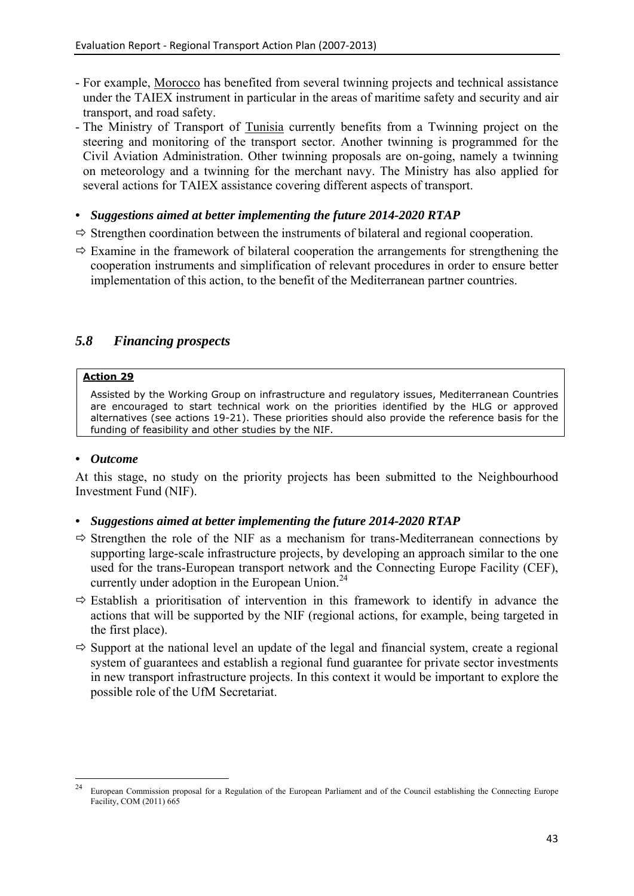- For example, Morocco has benefited from several twinning projects and technical assistance under the TAIEX instrument in particular in the areas of maritime safety and security and air transport, and road safety.
- The Ministry of Transport of Tunisia currently benefits from a Twinning project on the steering and monitoring of the transport sector. Another twinning is programmed for the Civil Aviation Administration. Other twinning proposals are on-going, namely a twinning on meteorology and a twinning for the merchant navy. The Ministry has also applied for several actions for TAIEX assistance covering different aspects of transport.

- ***Suggestions aimed at better implementing the future 2014-2020 RTAP***

⇨ Strengthen coordination between the instruments of bilateral and regional cooperation.

⇨ Examine in the framework of bilateral cooperation the arrangements for strengthening the cooperation instruments and simplification of relevant procedures in order to ensure better implementation of this action, to the benefit of the Mediterranean partner countries.

## *5.8 Financing prospects*

**Action 29**

Assisted by the Working Group on infrastructure and regulatory issues, Mediterranean Countries are encouraged to start technical work on the priorities identified by the HLG or approved alternatives (see actions 19-21). These priorities should also provide the reference basis for the funding of feasibility and other studies by the NIF.

- ***Outcome***

At this stage, no study on the priority projects has been submitted to the Neighbourhood Investment Fund (NIF).

- ***Suggestions aimed at better implementing the future 2014-2020 RTAP***

⇨ Strengthen the role of the NIF as a mechanism for trans-Mediterranean connections by supporting large-scale infrastructure projects, by developing an approach similar to the one used for the trans-European transport network and the Connecting Europe Facility (CEF), currently under adoption in the European Union.[24]

⇨ Establish a prioritisation of intervention in this framework to identify in advance the actions that will be supported by the NIF (regional actions, for example, being targeted in the first place).

⇨ Support at the national level an update of the legal and financial system, create a regional system of guarantees and establish a regional fund guarantee for private sector investments in new transport infrastructure projects. In this context it would be important to explore the possible role of the UfM Secretariat.

[24] European Commission proposal for a Regulation of the European Parliament and of the Council establishing the Connecting Europe Facility, COM (2011) 665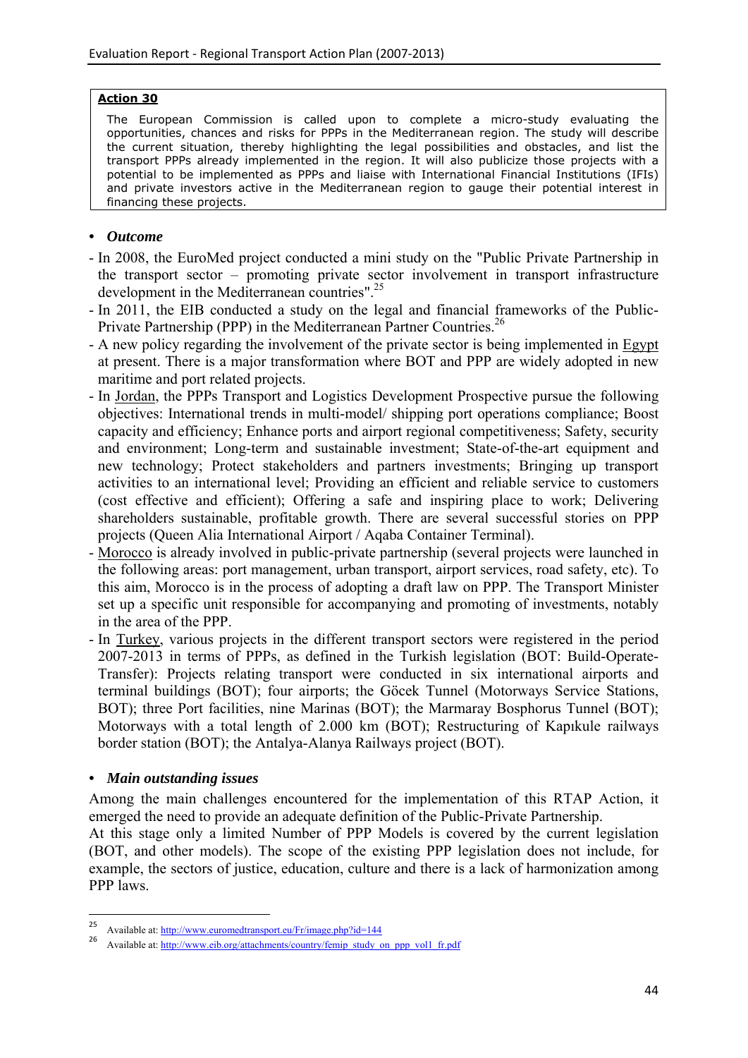**Action 30**

The European Commission is called upon to complete a micro-study evaluating the opportunities, chances and risks for PPPs in the Mediterranean region. The study will describe the current situation, thereby highlighting the legal possibilities and obstacles, and list the transport PPPs already implemented in the region. It will also publicize those projects with a potential to be implemented as PPPs and liaise with International Financial Institutions (IFIs) and private investors active in the Mediterranean region to gauge their potential interest in financing these projects.

- ***Outcome***

- In 2008, the EuroMed project conducted a mini study on the "Public Private Partnership in the transport sector – promoting private sector involvement in transport infrastructure development in the Mediterranean countries".[25]
- In 2011, the EIB conducted a study on the legal and financial frameworks of the Public-Private Partnership (PPP) in the Mediterranean Partner Countries.[26]
- A new policy regarding the involvement of the private sector is being implemented in Egypt at present. There is a major transformation where BOT and PPP are widely adopted in new maritime and port related projects.
- In Jordan, the PPPs Transport and Logistics Development Prospective pursue the following objectives: International trends in multi-model/ shipping port operations compliance; Boost capacity and efficiency; Enhance ports and airport regional competitiveness; Safety, security and environment; Long-term and sustainable investment; State-of-the-art equipment and new technology; Protect stakeholders and partners investments; Bringing up transport activities to an international level; Providing an efficient and reliable service to customers (cost effective and efficient); Offering a safe and inspiring place to work; Delivering shareholders sustainable, profitable growth. There are several successful stories on PPP projects (Queen Alia International Airport / Aqaba Container Terminal).
- Morocco is already involved in public-private partnership (several projects were launched in the following areas: port management, urban transport, airport services, road safety, etc). To this aim, Morocco is in the process of adopting a draft law on PPP. The Transport Minister set up a specific unit responsible for accompanying and promoting of investments, notably in the area of the PPP.
- In Turkey, various projects in the different transport sectors were registered in the period 2007-2013 in terms of PPPs, as defined in the Turkish legislation (BOT: Build-Operate-Transfer): Projects relating transport were conducted in six international airports and terminal buildings (BOT); four airports; the Göcek Tunnel (Motorways Service Stations, BOT); three Port facilities, nine Marinas (BOT); the Marmaray Bosphorus Tunnel (BOT); Motorways with a total length of 2.000 km (BOT); Restructuring of Kapıkule railways border station (BOT); the Antalya-Alanya Railways project (BOT).

- ***Main outstanding issues***

Among the main challenges encountered for the implementation of this RTAP Action, it emerged the need to provide an adequate definition of the Public-Private Partnership.

At this stage only a limited Number of PPP Models is covered by the current legislation (BOT, and other models). The scope of the existing PPP legislation does not include, for example, the sectors of justice, education, culture and there is a lack of harmonization among PPP laws.

---

[25] Available at: http://www.euromedtransport.eu/Fr/image.php?id=144

[26] Available at: http://www.eib.org/attachments/country/femip_study_on_ppp_vol1_fr.pdf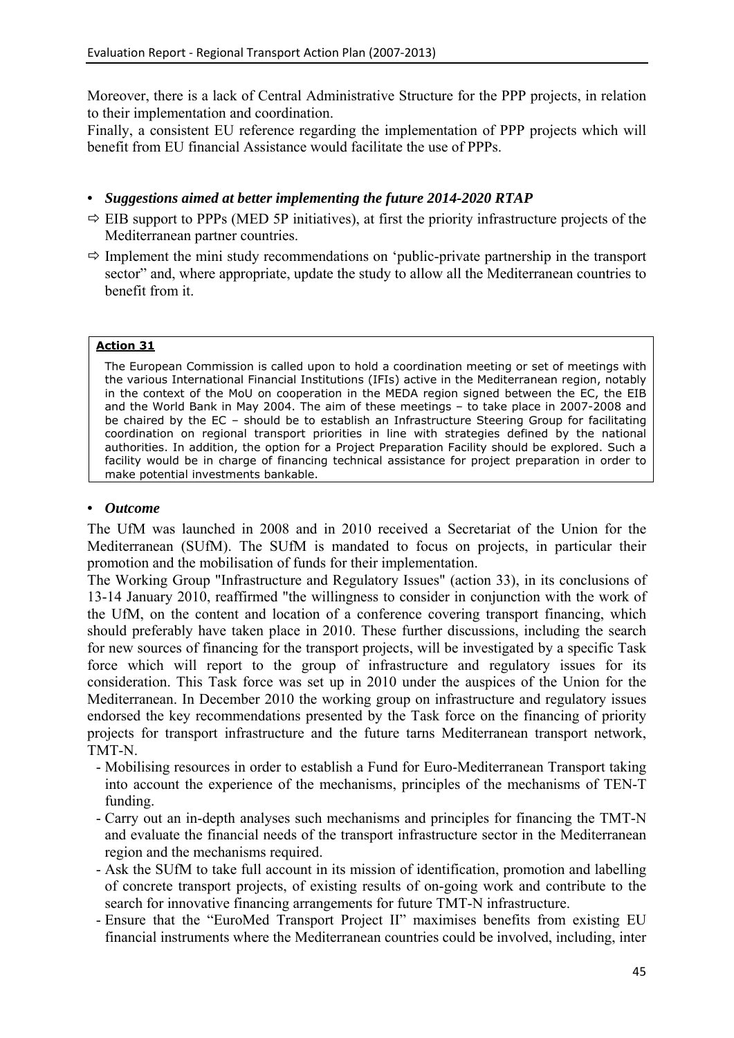Moreover, there is a lack of Central Administrative Structure for the PPP projects, in relation to their implementation and coordination.
Finally, a consistent EU reference regarding the implementation of PPP projects which will benefit from EU financial Assistance would facilitate the use of PPPs.

- ***Suggestions aimed at better implementing the future 2014-2020 RTAP***

⇨ EIB support to PPPs (MED 5P initiatives), at first the priority infrastructure projects of the Mediterranean partner countries.

⇨ Implement the mini study recommendations on 'public-private partnership in the transport sector" and, where appropriate, update the study to allow all the Mediterranean countries to benefit from it.

> **Action 31**
>
> The European Commission is called upon to hold a coordination meeting or set of meetings with the various International Financial Institutions (IFIs) active in the Mediterranean region, notably in the context of the MoU on cooperation in the MEDA region signed between the EC, the EIB and the World Bank in May 2004. The aim of these meetings – to take place in 2007-2008 and be chaired by the EC – should be to establish an Infrastructure Steering Group for facilitating coordination on regional transport priorities in line with strategies defined by the national authorities. In addition, the option for a Project Preparation Facility should be explored. Such a facility would be in charge of financing technical assistance for project preparation in order to make potential investments bankable.

- ***Outcome***

The UfM was launched in 2008 and in 2010 received a Secretariat of the Union for the Mediterranean (SUfM). The SUfM is mandated to focus on projects, in particular their promotion and the mobilisation of funds for their implementation.
The Working Group "Infrastructure and Regulatory Issues" (action 33), in its conclusions of 13-14 January 2010, reaffirmed "the willingness to consider in conjunction with the work of the UfM, on the content and location of a conference covering transport financing, which should preferably have taken place in 2010. These further discussions, including the search for new sources of financing for the transport projects, will be investigated by a specific Task force which will report to the group of infrastructure and regulatory issues for its consideration. This Task force was set up in 2010 under the auspices of the Union for the Mediterranean. In December 2010 the working group on infrastructure and regulatory issues endorsed the key recommendations presented by the Task force on the financing of priority projects for transport infrastructure and the future tarns Mediterranean transport network, TMT-N.

- Mobilising resources in order to establish a Fund for Euro-Mediterranean Transport taking into account the experience of the mechanisms, principles of the mechanisms of TEN-T funding.
- Carry out an in-depth analyses such mechanisms and principles for financing the TMT-N and evaluate the financial needs of the transport infrastructure sector in the Mediterranean region and the mechanisms required.
- Ask the SUfM to take full account in its mission of identification, promotion and labelling of concrete transport projects, of existing results of on-going work and contribute to the search for innovative financing arrangements for future TMT-N infrastructure.
- Ensure that the "EuroMed Transport Project II" maximises benefits from existing EU financial instruments where the Mediterranean countries could be involved, including, inter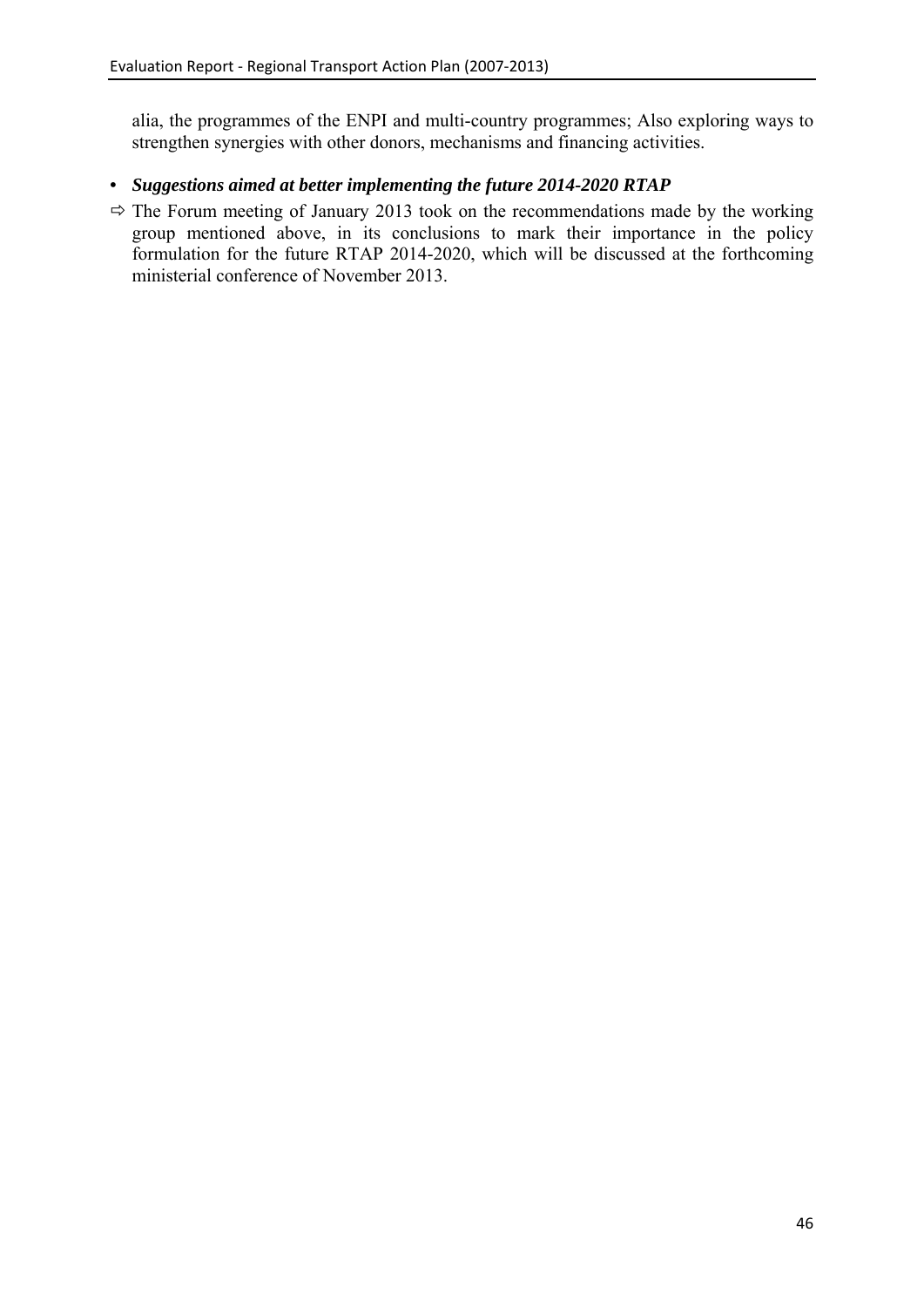alia, the programmes of the ENPI and multi-country programmes; Also exploring ways to strengthen synergies with other donors, mechanisms and financing activities.

- ***Suggestions aimed at better implementing the future 2014-2020 RTAP***

⇨ The Forum meeting of January 2013 took on the recommendations made by the working group mentioned above, in its conclusions to mark their importance in the policy formulation for the future RTAP 2014-2020, which will be discussed at the forthcoming ministerial conference of November 2013.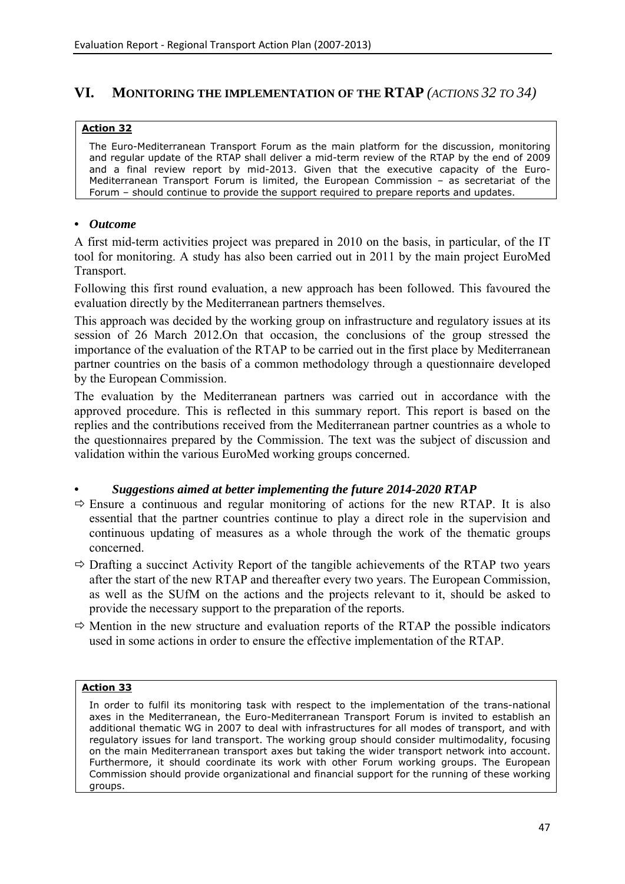## VI. MONITORING THE IMPLEMENTATION OF THE RTAP *(ACTIONS 32 TO 34)*

**Action 32**

The Euro-Mediterranean Transport Forum as the main platform for the discussion, monitoring and regular update of the RTAP shall deliver a mid-term review of the RTAP by the end of 2009 and a final review report by mid-2013. Given that the executive capacity of the Euro-Mediterranean Transport Forum is limited, the European Commission – as secretariat of the Forum – should continue to provide the support required to prepare reports and updates.

- ***Outcome***

A first mid-term activities project was prepared in 2010 on the basis, in particular, of the IT tool for monitoring. A study has also been carried out in 2011 by the main project EuroMed Transport.

Following this first round evaluation, a new approach has been followed. This favoured the evaluation directly by the Mediterranean partners themselves.

This approach was decided by the working group on infrastructure and regulatory issues at its session of 26 March 2012.On that occasion, the conclusions of the group stressed the importance of the evaluation of the RTAP to be carried out in the first place by Mediterranean partner countries on the basis of a common methodology through a questionnaire developed by the European Commission.

The evaluation by the Mediterranean partners was carried out in accordance with the approved procedure. This is reflected in this summary report. This report is based on the replies and the contributions received from the Mediterranean partner countries as a whole to the questionnaires prepared by the Commission. The text was the subject of discussion and validation within the various EuroMed working groups concerned.

- ***Suggestions aimed at better implementing the future 2014-2020 RTAP***

⇨ Ensure a continuous and regular monitoring of actions for the new RTAP. It is also essential that the partner countries continue to play a direct role in the supervision and continuous updating of measures as a whole through the work of the thematic groups concerned.

⇨ Drafting a succinct Activity Report of the tangible achievements of the RTAP two years after the start of the new RTAP and thereafter every two years. The European Commission, as well as the SUfM on the actions and the projects relevant to it, should be asked to provide the necessary support to the preparation of the reports.

⇨ Mention in the new structure and evaluation reports of the RTAP the possible indicators used in some actions in order to ensure the effective implementation of the RTAP.

**Action 33**

In order to fulfil its monitoring task with respect to the implementation of the trans-national axes in the Mediterranean, the Euro-Mediterranean Transport Forum is invited to establish an additional thematic WG in 2007 to deal with infrastructures for all modes of transport, and with regulatory issues for land transport. The working group should consider multimodality, focusing on the main Mediterranean transport axes but taking the wider transport network into account. Furthermore, it should coordinate its work with other Forum working groups. The European Commission should provide organizational and financial support for the running of these working groups.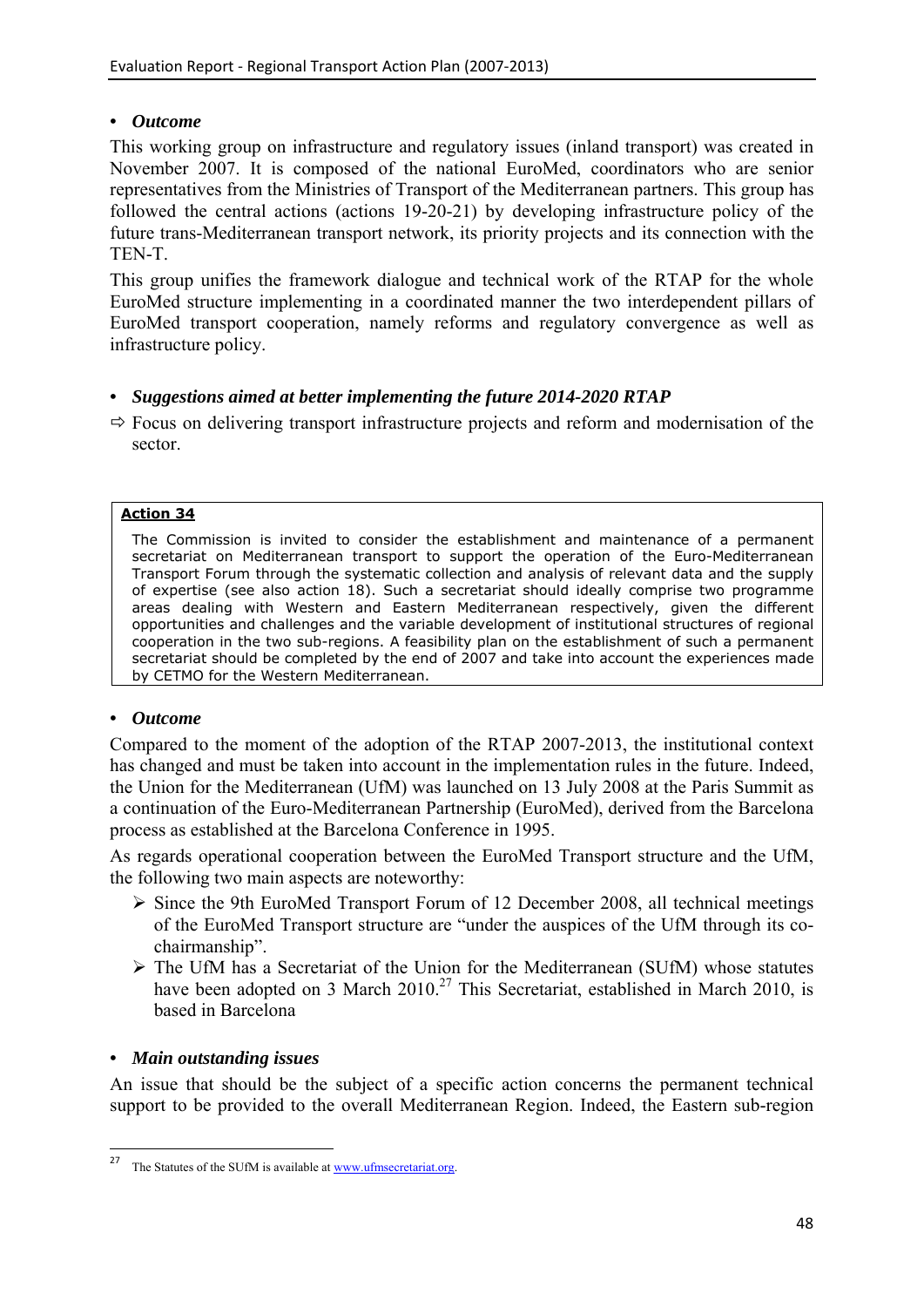- ***Outcome***

This working group on infrastructure and regulatory issues (inland transport) was created in November 2007. It is composed of the national EuroMed, coordinators who are senior representatives from the Ministries of Transport of the Mediterranean partners. This group has followed the central actions (actions 19-20-21) by developing infrastructure policy of the future trans-Mediterranean transport network, its priority projects and its connection with the TEN-T.

This group unifies the framework dialogue and technical work of the RTAP for the whole EuroMed structure implementing in a coordinated manner the two interdependent pillars of EuroMed transport cooperation, namely reforms and regulatory convergence as well as infrastructure policy.

- ***Suggestions aimed at better implementing the future 2014-2020 RTAP***

⇨ Focus on delivering transport infrastructure projects and reform and modernisation of the sector.

> **Action 34**
>
> The Commission is invited to consider the establishment and maintenance of a permanent secretariat on Mediterranean transport to support the operation of the Euro-Mediterranean Transport Forum through the systematic collection and analysis of relevant data and the supply of expertise (see also action 18). Such a secretariat should ideally comprise two programme areas dealing with Western and Eastern Mediterranean respectively, given the different opportunities and challenges and the variable development of institutional structures of regional cooperation in the two sub-regions. A feasibility plan on the establishment of such a permanent secretariat should be completed by the end of 2007 and take into account the experiences made by CETMO for the Western Mediterranean.

- ***Outcome***

Compared to the moment of the adoption of the RTAP 2007-2013, the institutional context has changed and must be taken into account in the implementation rules in the future. Indeed, the Union for the Mediterranean (UfM) was launched on 13 July 2008 at the Paris Summit as a continuation of the Euro-Mediterranean Partnership (EuroMed), derived from the Barcelona process as established at the Barcelona Conference in 1995.

As regards operational cooperation between the EuroMed Transport structure and the UfM, the following two main aspects are noteworthy:

- Since the 9th EuroMed Transport Forum of 12 December 2008, all technical meetings of the EuroMed Transport structure are "under the auspices of the UfM through its co-chairmanship".
- The UfM has a Secretariat of the Union for the Mediterranean (SUfM) whose statutes have been adopted on 3 March 2010.[27] This Secretariat, established in March 2010, is based in Barcelona

- ***Main outstanding issues***

An issue that should be the subject of a specific action concerns the permanent technical support to be provided to the overall Mediterranean Region. Indeed, the Eastern sub-region

---

[27] The Statutes of the SUfM is available at www.ufmsecretariat.org.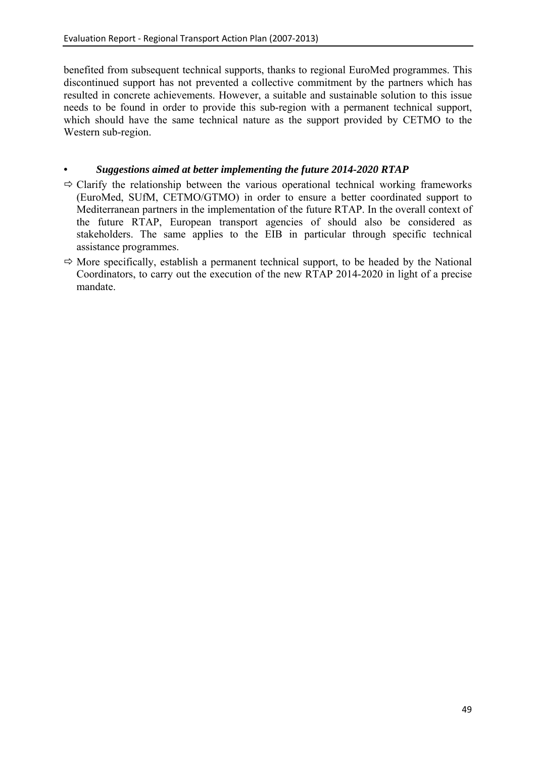benefited from subsequent technical supports, thanks to regional EuroMed programmes. This discontinued support has not prevented a collective commitment by the partners which has resulted in concrete achievements. However, a suitable and sustainable solution to this issue needs to be found in order to provide this sub-region with a permanent technical support, which should have the same technical nature as the support provided by CETMO to the Western sub-region.

- ***Suggestions aimed at better implementing the future 2014-2020 RTAP***

⇨ Clarify the relationship between the various operational technical working frameworks (EuroMed, SUfM, CETMO/GTMO) in order to ensure a better coordinated support to Mediterranean partners in the implementation of the future RTAP. In the overall context of the future RTAP, European transport agencies of should also be considered as stakeholders. The same applies to the EIB in particular through specific technical assistance programmes.

⇨ More specifically, establish a permanent technical support, to be headed by the National Coordinators, to carry out the execution of the new RTAP 2014-2020 in light of a precise mandate.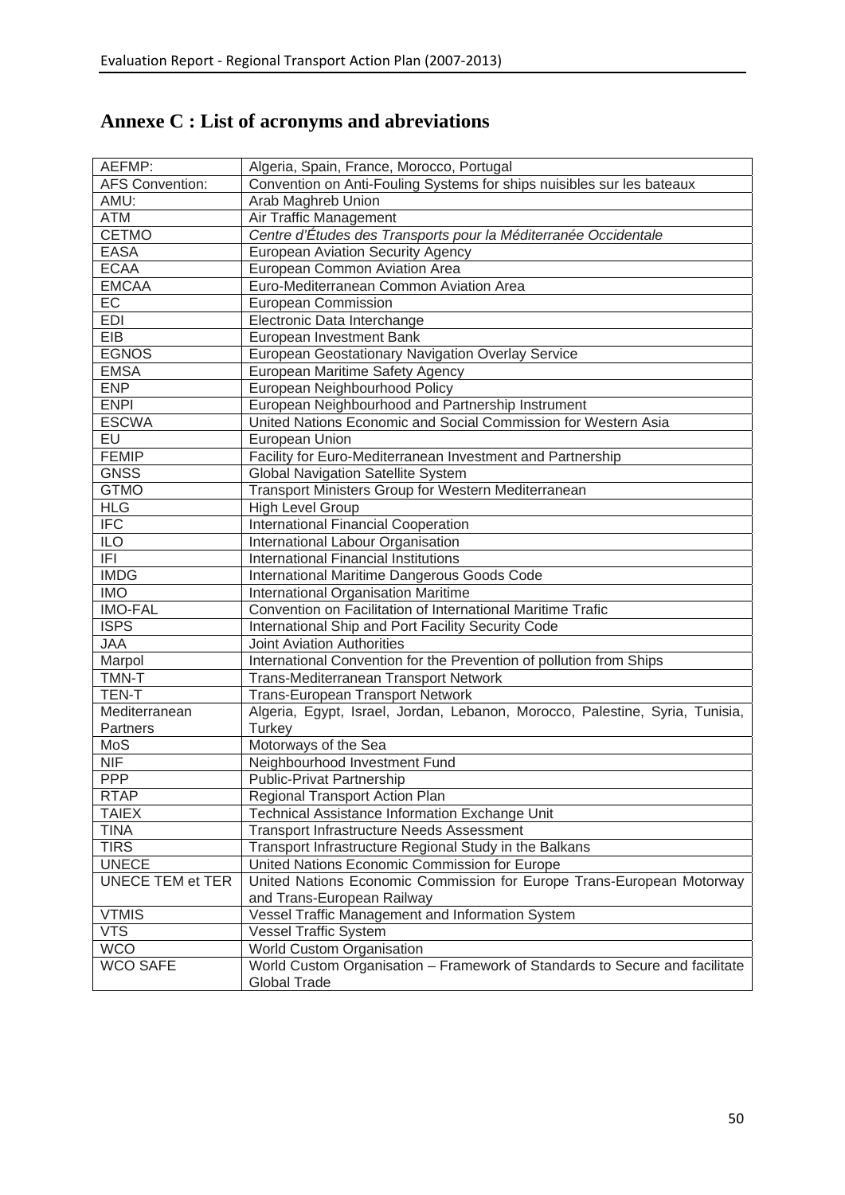## Annexe C : List of acronyms and abreviations

| | |
|---|---|
| AEFMP: | Algeria, Spain, France, Morocco, Portugal |
| AFS Convention: | Convention on Anti-Fouling Systems for ships nuisibles sur les bateaux |
| AMU: | Arab Maghreb Union |
| ATM | Air Traffic Management |
| CETMO | *Centre d'Études des Transports pour la Méditerranée Occidentale* |
| EASA | European Aviation Security Agency |
| ECAA | European Common Aviation Area |
| EMCAA | Euro-Mediterranean Common Aviation Area |
| EC | European Commission |
| EDI | Electronic Data Interchange |
| EIB | European Investment Bank |
| EGNOS | European Geostationary Navigation Overlay Service |
| EMSA | European Maritime Safety Agency |
| ENP | European Neighbourhood Policy |
| ENPI | European Neighbourhood and Partnership Instrument |
| ESCWA | United Nations Economic and Social Commission for Western Asia |
| EU | European Union |
| FEMIP | Facility for Euro-Mediterranean Investment and Partnership |
| GNSS | Global Navigation Satellite System |
| GTMO | Transport Ministers Group for Western Mediterranean |
| HLG | High Level Group |
| IFC | International Financial Cooperation |
| ILO | International Labour Organisation |
| IFI | International Financial Institutions |
| IMDG | International Maritime Dangerous Goods Code |
| IMO | International Organisation Maritime |
| IMO-FAL | Convention on Facilitation of International Maritime Trafic |
| ISPS | International Ship and Port Facility Security Code |
| JAA | Joint Aviation Authorities |
| Marpol | International Convention for the Prevention of pollution from Ships |
| TMN-T | Trans-Mediterranean Transport Network |
| TEN-T | Trans-European Transport Network |
| Mediterranean Partners | Algeria, Egypt, Israel, Jordan, Lebanon, Morocco, Palestine, Syria, Tunisia, Turkey |
| MoS | Motorways of the Sea |
| NIF | Neighbourhood Investment Fund |
| PPP | Public-Privat Partnership |
| RTAP | Regional Transport Action Plan |
| TAIEX | Technical Assistance Information Exchange Unit |
| TINA | Transport Infrastructure Needs Assessment |
| TIRS | Transport Infrastructure Regional Study in the Balkans |
| UNECE | United Nations Economic Commission for Europe |
| UNECE TEM et TER | United Nations Economic Commission for Europe Trans-European Motorway and Trans-European Railway |
| VTMIS | Vessel Traffic Management and Information System |
| VTS | Vessel Traffic System |
| WCO | World Custom Organisation |
| WCO SAFE | World Custom Organisation – Framework of Standards to Secure and facilitate Global Trade |